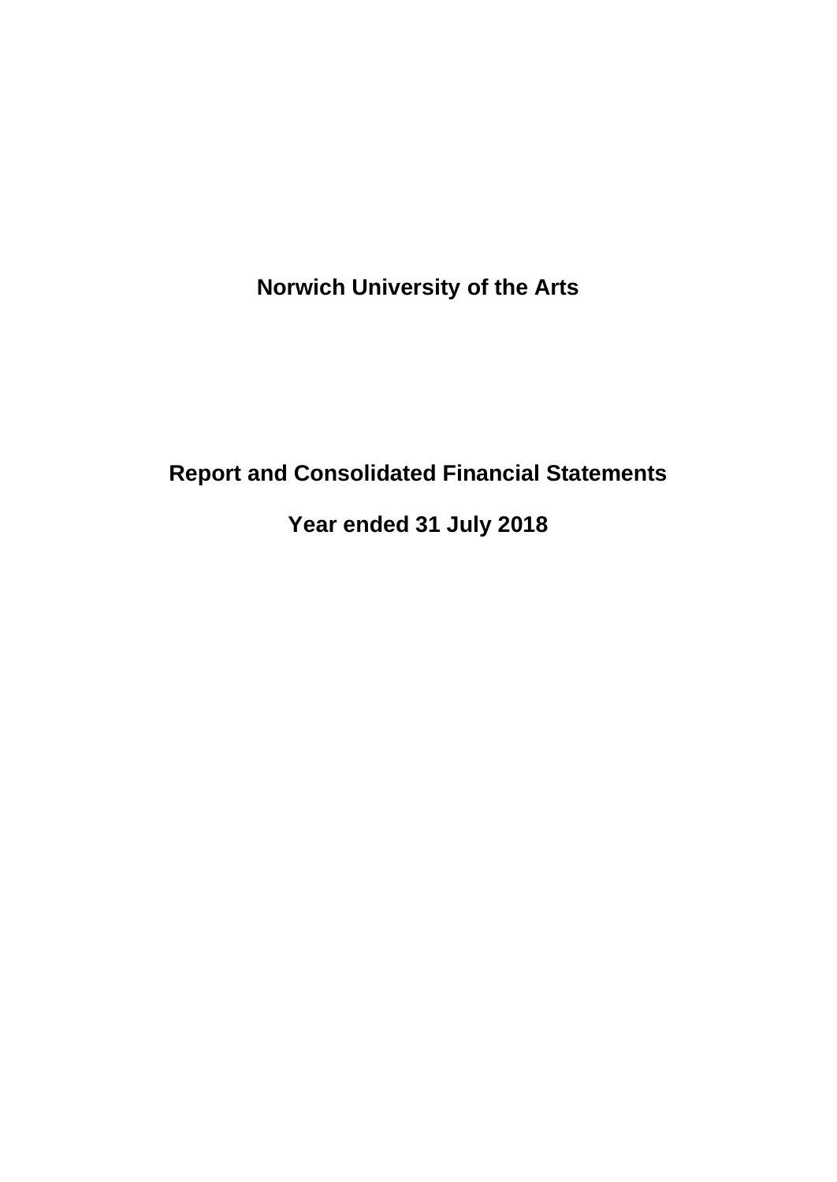# Norwich University of the Arts

## Report and Consolidated Financial Statements

## Year ended 31 July 2018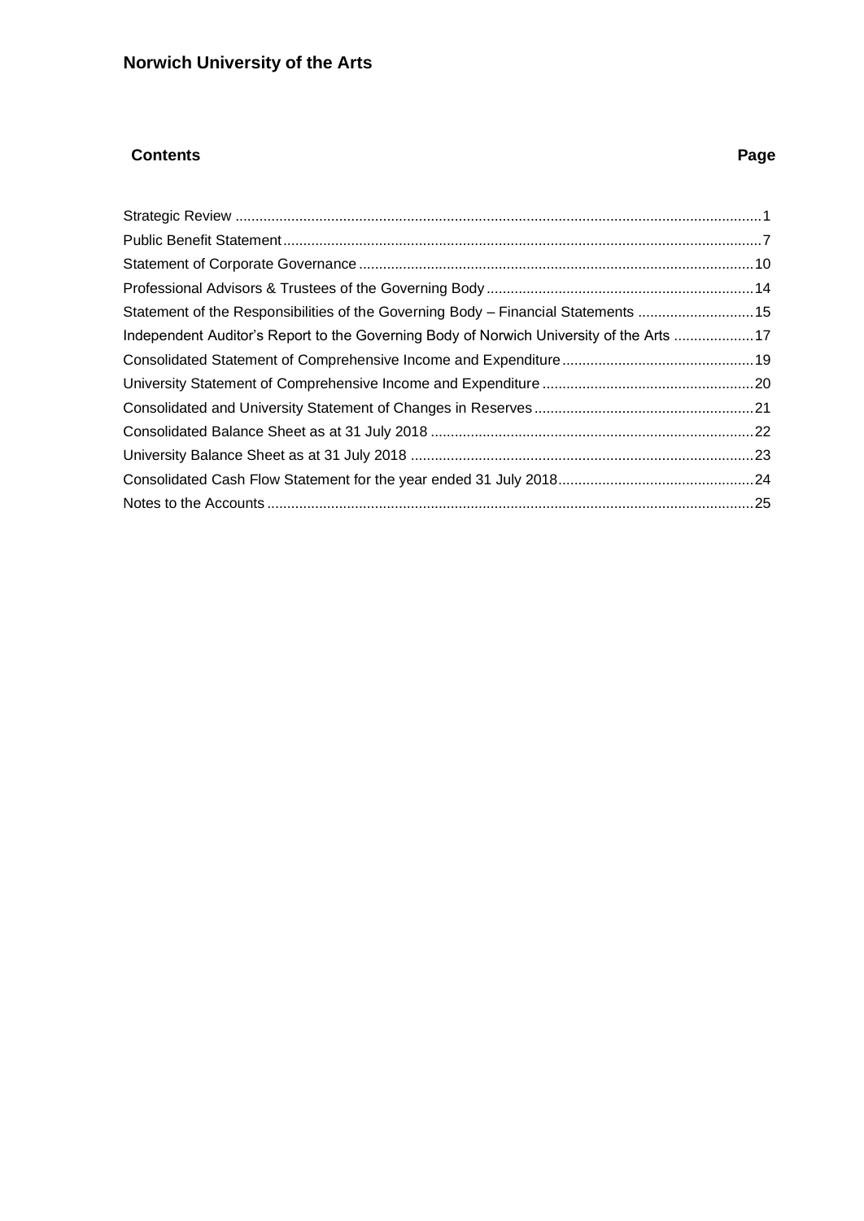# Norwich University of the Arts

| Contents | Page |
|---|---|
| Strategic Review | 1 |
| Public Benefit Statement | 7 |
| Statement of Corporate Governance | 10 |
| Professional Advisors & Trustees of the Governing Body | 14 |
| Statement of the Responsibilities of the Governing Body – Financial Statements | 15 |
| Independent Auditor's Report to the Governing Body of Norwich University of the Arts | 17 |
| Consolidated Statement of Comprehensive Income and Expenditure | 19 |
| University Statement of Comprehensive Income and Expenditure | 20 |
| Consolidated and University Statement of Changes in Reserves | 21 |
| Consolidated Balance Sheet as at 31 July 2018 | 22 |
| University Balance Sheet as at 31 July 2018 | 23 |
| Consolidated Cash Flow Statement for the year ended 31 July 2018 | 24 |
| Notes to the Accounts | 25 |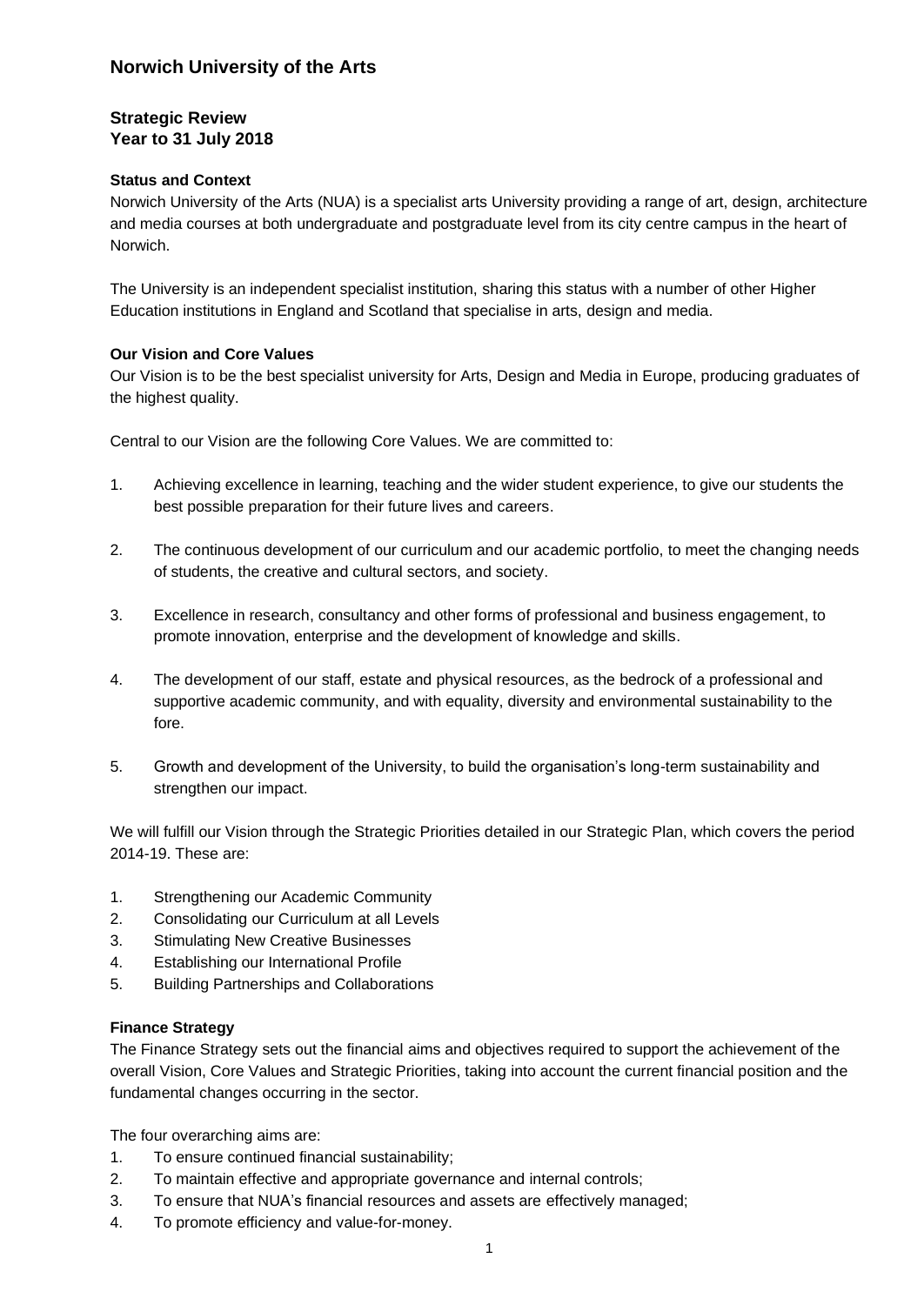# Norwich University of the Arts

## Strategic Review
## Year to 31 July 2018

### Status and Context

Norwich University of the Arts (NUA) is a specialist arts University providing a range of art, design, architecture and media courses at both undergraduate and postgraduate level from its city centre campus in the heart of Norwich.

The University is an independent specialist institution, sharing this status with a number of other Higher Education institutions in England and Scotland that specialise in arts, design and media.

### Our Vision and Core Values

Our Vision is to be the best specialist university for Arts, Design and Media in Europe, producing graduates of the highest quality.

Central to our Vision are the following Core Values. We are committed to:

1. Achieving excellence in learning, teaching and the wider student experience, to give our students the best possible preparation for their future lives and careers.
2. The continuous development of our curriculum and our academic portfolio, to meet the changing needs of students, the creative and cultural sectors, and society.
3. Excellence in research, consultancy and other forms of professional and business engagement, to promote innovation, enterprise and the development of knowledge and skills.
4. The development of our staff, estate and physical resources, as the bedrock of a professional and supportive academic community, and with equality, diversity and environmental sustainability to the fore.
5. Growth and development of the University, to build the organisation's long-term sustainability and strengthen our impact.

We will fulfill our Vision through the Strategic Priorities detailed in our Strategic Plan, which covers the period 2014-19. These are:

1. Strengthening our Academic Community
2. Consolidating our Curriculum at all Levels
3. Stimulating New Creative Businesses
4. Establishing our International Profile
5. Building Partnerships and Collaborations

### Finance Strategy

The Finance Strategy sets out the financial aims and objectives required to support the achievement of the overall Vision, Core Values and Strategic Priorities, taking into account the current financial position and the fundamental changes occurring in the sector.

The four overarching aims are:

1. To ensure continued financial sustainability;
2. To maintain effective and appropriate governance and internal controls;
3. To ensure that NUA's financial resources and assets are effectively managed;
4. To promote efficiency and value-for-money.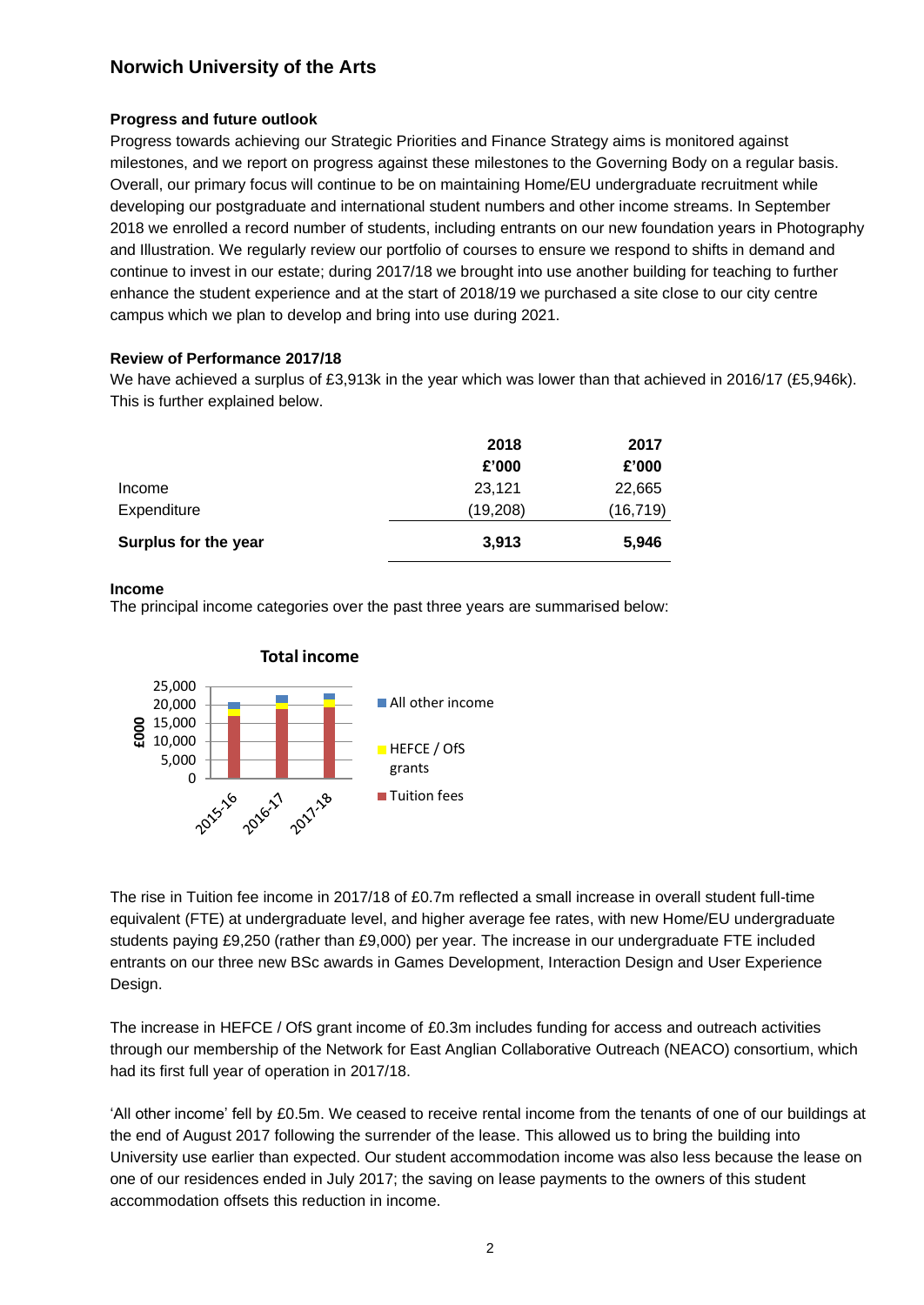## Norwich University of the Arts

### Progress and future outlook

Progress towards achieving our Strategic Priorities and Finance Strategy aims is monitored against milestones, and we report on progress against these milestones to the Governing Body on a regular basis. Overall, our primary focus will continue to be on maintaining Home/EU undergraduate recruitment while developing our postgraduate and international student numbers and other income streams. In September 2018 we enrolled a record number of students, including entrants on our new foundation years in Photography and Illustration. We regularly review our portfolio of courses to ensure we respond to shifts in demand and continue to invest in our estate; during 2017/18 we brought into use another building for teaching to further enhance the student experience and at the start of 2018/19 we purchased a site close to our city centre campus which we plan to develop and bring into use during 2021.

### Review of Performance 2017/18

We have achieved a surplus of £3,913k in the year which was lower than that achieved in 2016/17 (£5,946k). This is further explained below.

| | 2018 | 2017 |
|---|---|---|
| | £'000 | £'000 |
| Income | 23,121 | 22,665 |
| Expenditure | (19,208) | (16,719) |
| **Surplus for the year** | **3,913** | **5,946** |

### Income

The principal income categories over the past three years are summarised below:

**Total income**

The rise in Tuition fee income in 2017/18 of £0.7m reflected a small increase in overall student full-time equivalent (FTE) at undergraduate level, and higher average fee rates, with new Home/EU undergraduate students paying £9,250 (rather than £9,000) per year. The increase in our undergraduate FTE included entrants on our three new BSc awards in Games Development, Interaction Design and User Experience Design.

The increase in HEFCE / OfS grant income of £0.3m includes funding for access and outreach activities through our membership of the Network for East Anglian Collaborative Outreach (NEACO) consortium, which had its first full year of operation in 2017/18.

'All other income' fell by £0.5m. We ceased to receive rental income from the tenants of one of our buildings at the end of August 2017 following the surrender of the lease. This allowed us to bring the building into University use earlier than expected. Our student accommodation income was also less because the lease on one of our residences ended in July 2017; the saving on lease payments to the owners of this student accommodation offsets this reduction in income.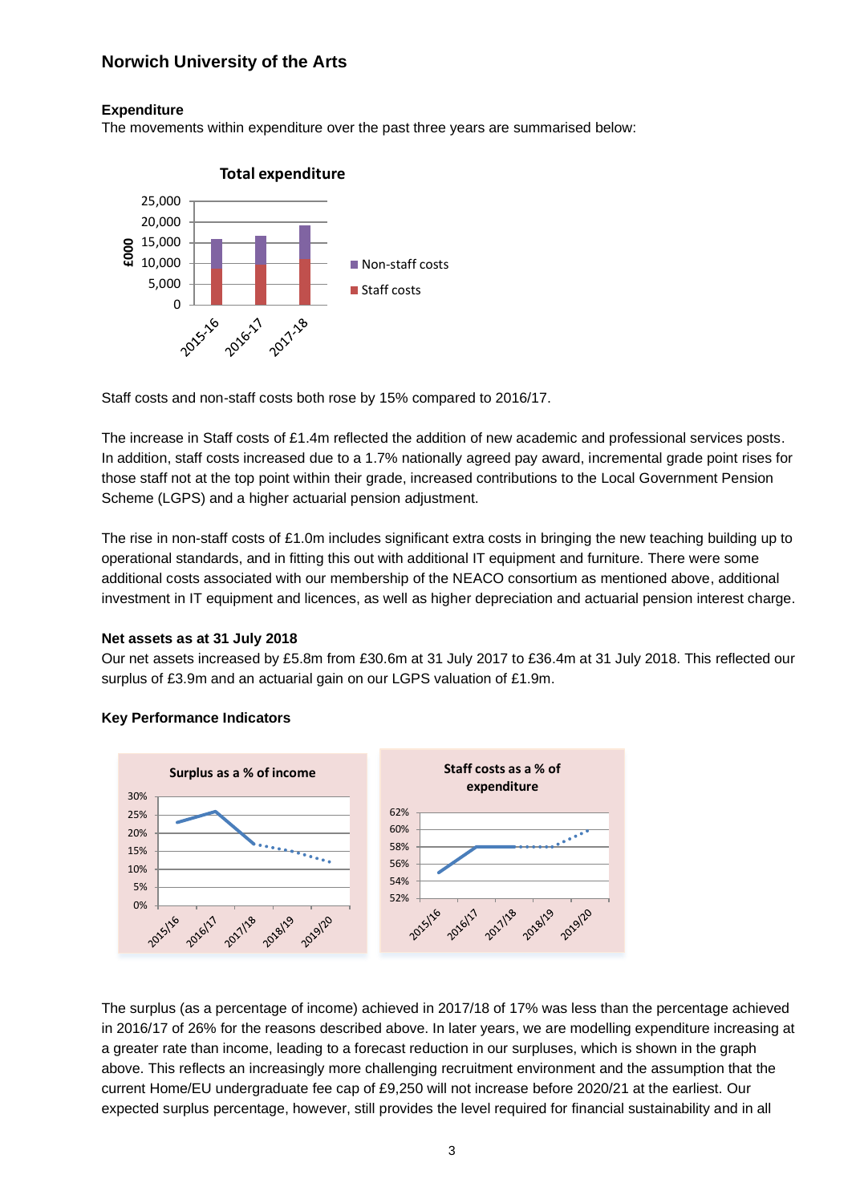## Norwich University of the Arts

### Expenditure

The movements within expenditure over the past three years are summarised below:

Staff costs and non-staff costs both rose by 15% compared to 2016/17.

The increase in Staff costs of £1.4m reflected the addition of new academic and professional services posts. In addition, staff costs increased due to a 1.7% nationally agreed pay award, incremental grade point rises for those staff not at the top point within their grade, increased contributions to the Local Government Pension Scheme (LGPS) and a higher actuarial pension adjustment.

The rise in non-staff costs of £1.0m includes significant extra costs in bringing the new teaching building up to operational standards, and in fitting this out with additional IT equipment and furniture. There were some additional costs associated with our membership of the NEACO consortium as mentioned above, additional investment in IT equipment and licences, as well as higher depreciation and actuarial pension interest charge.

### Net assets as at 31 July 2018

Our net assets increased by £5.8m from £30.6m at 31 July 2017 to £36.4m at 31 July 2018. This reflected our surplus of £3.9m and an actuarial gain on our LGPS valuation of £1.9m.

### Key Performance Indicators

The surplus (as a percentage of income) achieved in 2017/18 of 17% was less than the percentage achieved in 2016/17 of 26% for the reasons described above. In later years, we are modelling expenditure increasing at a greater rate than income, leading to a forecast reduction in our surpluses, which is shown in the graph above. This reflects an increasingly more challenging recruitment environment and the assumption that the current Home/EU undergraduate fee cap of £9,250 will not increase before 2020/21 at the earliest. Our expected surplus percentage, however, still provides the level required for financial sustainability and in all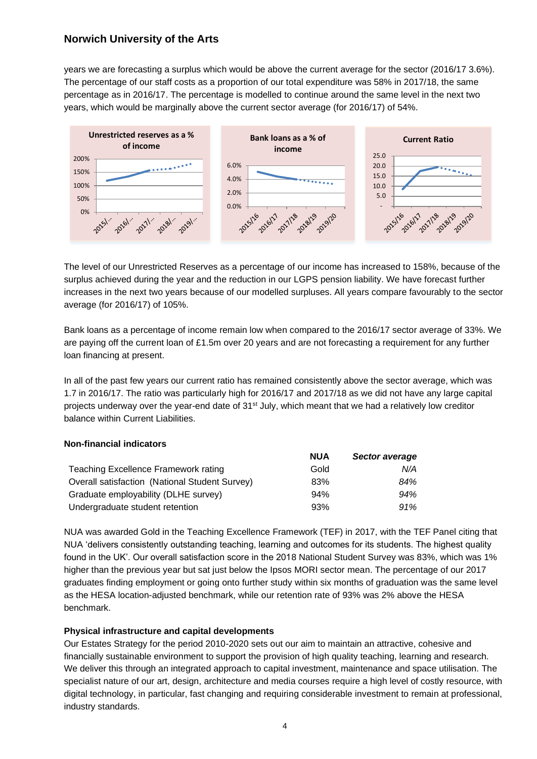years we are forecasting a surplus which would be above the current average for the sector (2016/17 3.6%). The percentage of our staff costs as a proportion of our total expenditure was 58% in 2017/18, the same percentage as in 2016/17. The percentage is modelled to continue around the same level in the next two years, which would be marginally above the current sector average (for 2016/17) of 54%.

The level of our Unrestricted Reserves as a percentage of our income has increased to 158%, because of the surplus achieved during the year and the reduction in our LGPS pension liability. We have forecast further increases in the next two years because of our modelled surpluses. All years compare favourably to the sector average (for 2016/17) of 105%.

Bank loans as a percentage of income remain low when compared to the 2016/17 sector average of 33%. We are paying off the current loan of £1.5m over 20 years and are not forecasting a requirement for any further loan financing at present.

In all of the past few years our current ratio has remained consistently above the sector average, which was 1.7 in 2016/17. The ratio was particularly high for 2016/17 and 2017/18 as we did not have any large capital projects underway over the year-end date of 31st July, which meant that we had a relatively low creditor balance within Current Liabilities.

### Non-financial indicators

| | NUA | *Sector average* |
|---|---|---|
| Teaching Excellence Framework rating | Gold | *N/A* |
| Overall satisfaction (National Student Survey) | 83% | *84%* |
| Graduate employability (DLHE survey) | 94% | *94%* |
| Undergraduate student retention | 93% | *91%* |

NUA was awarded Gold in the Teaching Excellence Framework (TEF) in 2017, with the TEF Panel citing that NUA 'delivers consistently outstanding teaching, learning and outcomes for its students. The highest quality found in the UK'. Our overall satisfaction score in the 2018 National Student Survey was 83%, which was 1% higher than the previous year but sat just below the Ipsos MORI sector mean. The percentage of our 2017 graduates finding employment or going onto further study within six months of graduation was the same level as the HESA location-adjusted benchmark, while our retention rate of 93% was 2% above the HESA benchmark.

### Physical infrastructure and capital developments

Our Estates Strategy for the period 2010-2020 sets out our aim to maintain an attractive, cohesive and financially sustainable environment to support the provision of high quality teaching, learning and research. We deliver this through an integrated approach to capital investment, maintenance and space utilisation. The specialist nature of our art, design, architecture and media courses require a high level of costly resource, with digital technology, in particular, fast changing and requiring considerable investment to remain at professional, industry standards.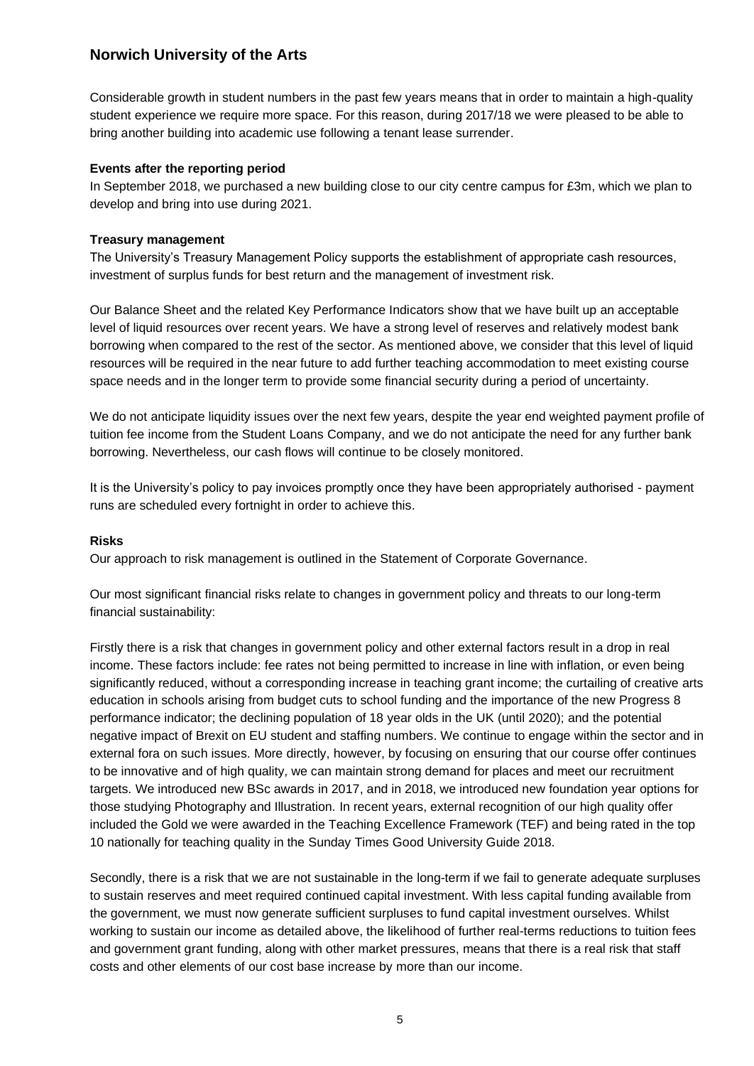## Norwich University of the Arts

Considerable growth in student numbers in the past few years means that in order to maintain a high-quality student experience we require more space. For this reason, during 2017/18 we were pleased to be able to bring another building into academic use following a tenant lease surrender.

**Events after the reporting period**

In September 2018, we purchased a new building close to our city centre campus for £3m, which we plan to develop and bring into use during 2021.

**Treasury management**

The University's Treasury Management Policy supports the establishment of appropriate cash resources, investment of surplus funds for best return and the management of investment risk.

Our Balance Sheet and the related Key Performance Indicators show that we have built up an acceptable level of liquid resources over recent years. We have a strong level of reserves and relatively modest bank borrowing when compared to the rest of the sector. As mentioned above, we consider that this level of liquid resources will be required in the near future to add further teaching accommodation to meet existing course space needs and in the longer term to provide some financial security during a period of uncertainty.

We do not anticipate liquidity issues over the next few years, despite the year end weighted payment profile of tuition fee income from the Student Loans Company, and we do not anticipate the need for any further bank borrowing. Nevertheless, our cash flows will continue to be closely monitored.

It is the University's policy to pay invoices promptly once they have been appropriately authorised - payment runs are scheduled every fortnight in order to achieve this.

**Risks**

Our approach to risk management is outlined in the Statement of Corporate Governance.

Our most significant financial risks relate to changes in government policy and threats to our long-term financial sustainability:

Firstly there is a risk that changes in government policy and other external factors result in a drop in real income. These factors include: fee rates not being permitted to increase in line with inflation, or even being significantly reduced, without a corresponding increase in teaching grant income; the curtailing of creative arts education in schools arising from budget cuts to school funding and the importance of the new Progress 8 performance indicator; the declining population of 18 year olds in the UK (until 2020); and the potential negative impact of Brexit on EU student and staffing numbers. We continue to engage within the sector and in external fora on such issues. More directly, however, by focusing on ensuring that our course offer continues to be innovative and of high quality, we can maintain strong demand for places and meet our recruitment targets. We introduced new BSc awards in 2017, and in 2018, we introduced new foundation year options for those studying Photography and Illustration. In recent years, external recognition of our high quality offer included the Gold we were awarded in the Teaching Excellence Framework (TEF) and being rated in the top 10 nationally for teaching quality in the Sunday Times Good University Guide 2018.

Secondly, there is a risk that we are not sustainable in the long-term if we fail to generate adequate surpluses to sustain reserves and meet required continued capital investment. With less capital funding available from the government, we must now generate sufficient surpluses to fund capital investment ourselves. Whilst working to sustain our income as detailed above, the likelihood of further real-terms reductions to tuition fees and government grant funding, along with other market pressures, means that there is a real risk that staff costs and other elements of our cost base increase by more than our income.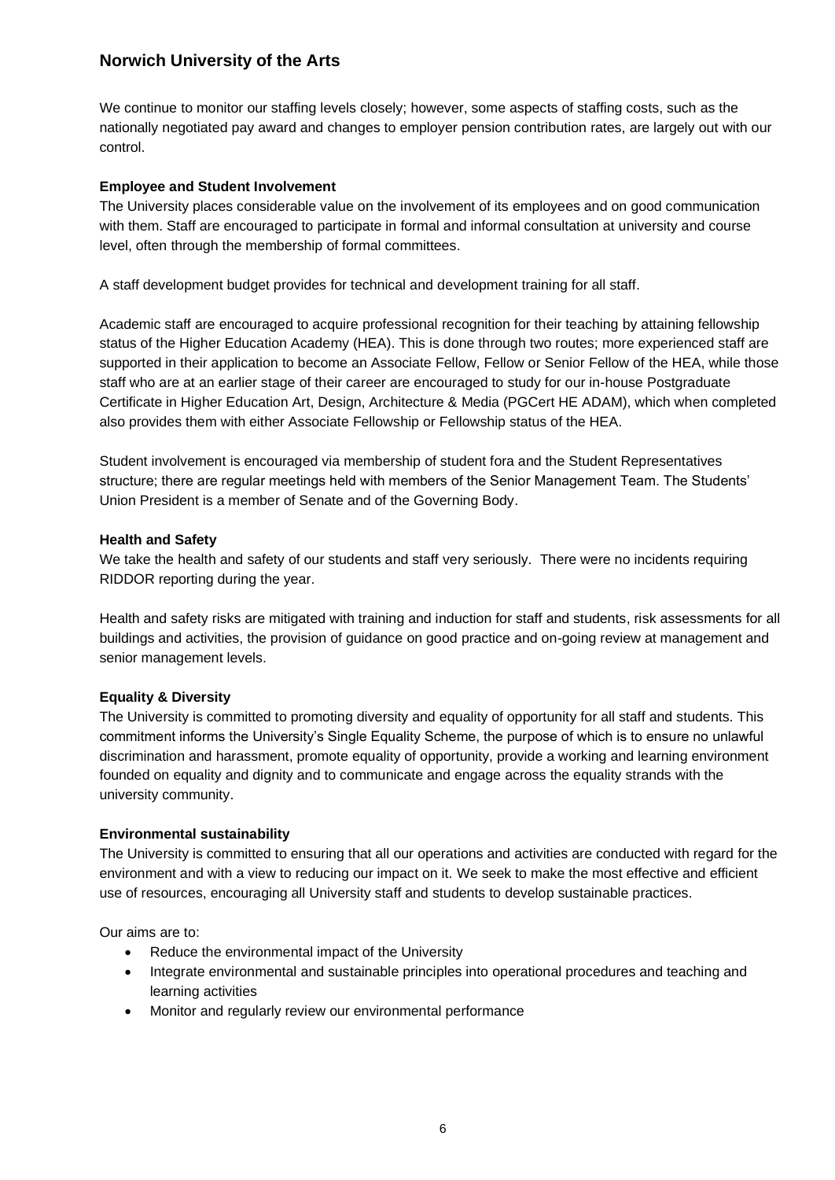# Norwich University of the Arts

We continue to monitor our staffing levels closely; however, some aspects of staffing costs, such as the nationally negotiated pay award and changes to employer pension contribution rates, are largely out with our control.

**Employee and Student Involvement**

The University places considerable value on the involvement of its employees and on good communication with them. Staff are encouraged to participate in formal and informal consultation at university and course level, often through the membership of formal committees.

A staff development budget provides for technical and development training for all staff.

Academic staff are encouraged to acquire professional recognition for their teaching by attaining fellowship status of the Higher Education Academy (HEA). This is done through two routes; more experienced staff are supported in their application to become an Associate Fellow, Fellow or Senior Fellow of the HEA, while those staff who are at an earlier stage of their career are encouraged to study for our in-house Postgraduate Certificate in Higher Education Art, Design, Architecture & Media (PGCert HE ADAM), which when completed also provides them with either Associate Fellowship or Fellowship status of the HEA.

Student involvement is encouraged via membership of student fora and the Student Representatives structure; there are regular meetings held with members of the Senior Management Team. The Students' Union President is a member of Senate and of the Governing Body.

**Health and Safety**

We take the health and safety of our students and staff very seriously. There were no incidents requiring RIDDOR reporting during the year.

Health and safety risks are mitigated with training and induction for staff and students, risk assessments for all buildings and activities, the provision of guidance on good practice and on-going review at management and senior management levels.

**Equality & Diversity**

The University is committed to promoting diversity and equality of opportunity for all staff and students. This commitment informs the University's Single Equality Scheme, the purpose of which is to ensure no unlawful discrimination and harassment, promote equality of opportunity, provide a working and learning environment founded on equality and dignity and to communicate and engage across the equality strands with the university community.

**Environmental sustainability**

The University is committed to ensuring that all our operations and activities are conducted with regard for the environment and with a view to reducing our impact on it. We seek to make the most effective and efficient use of resources, encouraging all University staff and students to develop sustainable practices.

Our aims are to:

- Reduce the environmental impact of the University
- Integrate environmental and sustainable principles into operational procedures and teaching and learning activities
- Monitor and regularly review our environmental performance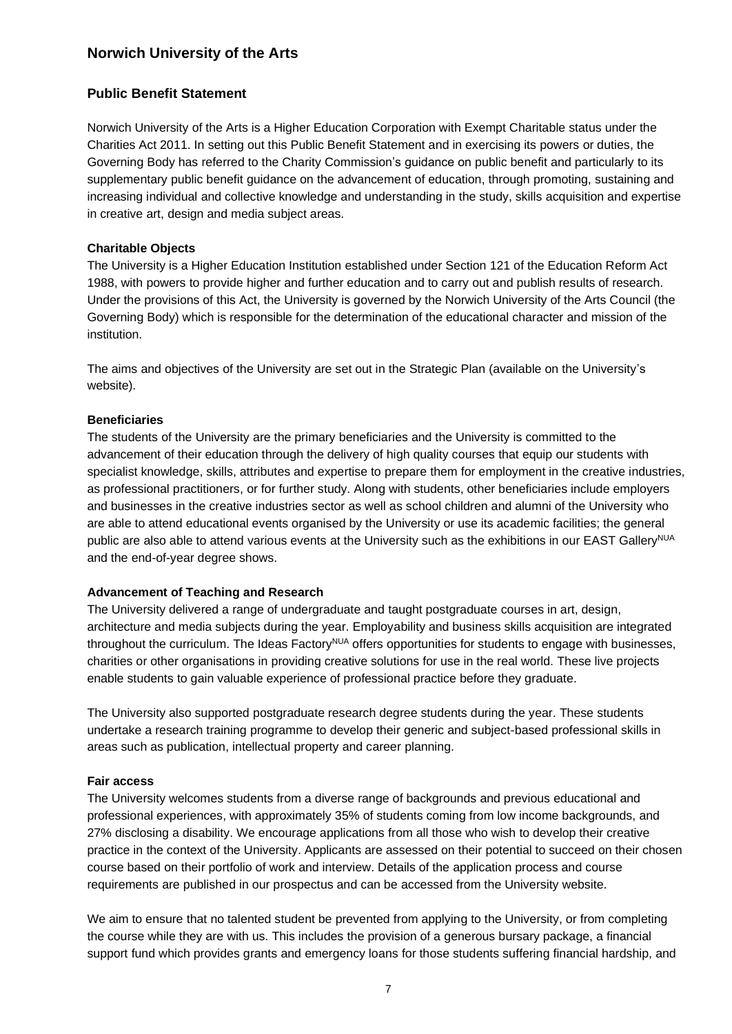## Norwich University of the Arts

### Public Benefit Statement

Norwich University of the Arts is a Higher Education Corporation with Exempt Charitable status under the Charities Act 2011. In setting out this Public Benefit Statement and in exercising its powers or duties, the Governing Body has referred to the Charity Commission's guidance on public benefit and particularly to its supplementary public benefit guidance on the advancement of education, through promoting, sustaining and increasing individual and collective knowledge and understanding in the study, skills acquisition and expertise in creative art, design and media subject areas.

**Charitable Objects**

The University is a Higher Education Institution established under Section 121 of the Education Reform Act 1988, with powers to provide higher and further education and to carry out and publish results of research. Under the provisions of this Act, the University is governed by the Norwich University of the Arts Council (the Governing Body) which is responsible for the determination of the educational character and mission of the institution.

The aims and objectives of the University are set out in the Strategic Plan (available on the University's website).

**Beneficiaries**

The students of the University are the primary beneficiaries and the University is committed to the advancement of their education through the delivery of high quality courses that equip our students with specialist knowledge, skills, attributes and expertise to prepare them for employment in the creative industries, as professional practitioners, or for further study. Along with students, other beneficiaries include employers and businesses in the creative industries sector as well as school children and alumni of the University who are able to attend educational events organised by the University or use its academic facilities; the general public are also able to attend various events at the University such as the exhibitions in our EAST Gallery^NUA and the end-of-year degree shows.

**Advancement of Teaching and Research**

The University delivered a range of undergraduate and taught postgraduate courses in art, design, architecture and media subjects during the year. Employability and business skills acquisition are integrated throughout the curriculum. The Ideas Factory^NUA offers opportunities for students to engage with businesses, charities or other organisations in providing creative solutions for use in the real world. These live projects enable students to gain valuable experience of professional practice before they graduate.

The University also supported postgraduate research degree students during the year. These students undertake a research training programme to develop their generic and subject-based professional skills in areas such as publication, intellectual property and career planning.

**Fair access**

The University welcomes students from a diverse range of backgrounds and previous educational and professional experiences, with approximately 35% of students coming from low income backgrounds, and 27% disclosing a disability. We encourage applications from all those who wish to develop their creative practice in the context of the University. Applicants are assessed on their potential to succeed on their chosen course based on their portfolio of work and interview. Details of the application process and course requirements are published in our prospectus and can be accessed from the University website.

We aim to ensure that no talented student be prevented from applying to the University, or from completing the course while they are with us. This includes the provision of a generous bursary package, a financial support fund which provides grants and emergency loans for those students suffering financial hardship, and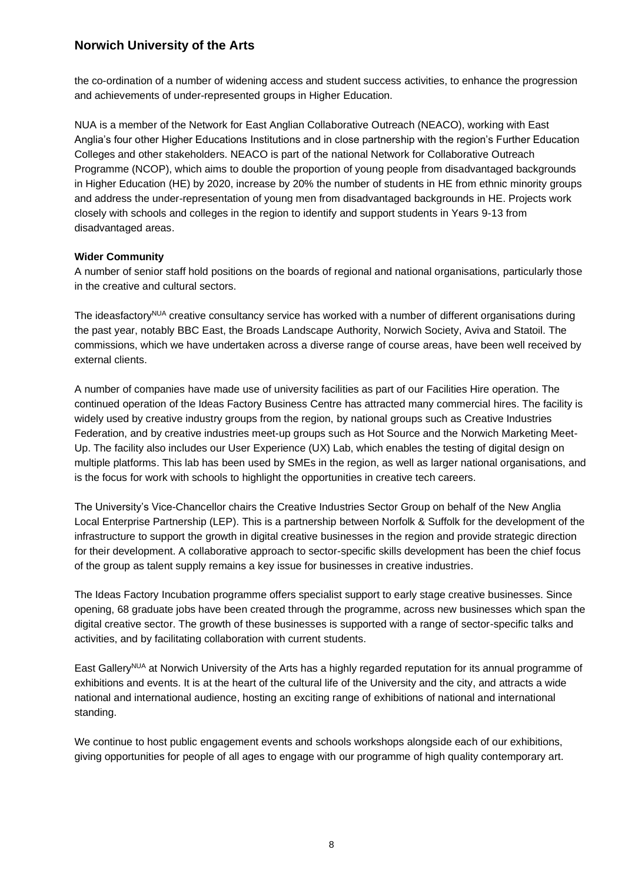the co-ordination of a number of widening access and student success activities, to enhance the progression and achievements of under-represented groups in Higher Education.

NUA is a member of the Network for East Anglian Collaborative Outreach (NEACO), working with East Anglia's four other Higher Educations Institutions and in close partnership with the region's Further Education Colleges and other stakeholders. NEACO is part of the national Network for Collaborative Outreach Programme (NCOP), which aims to double the proportion of young people from disadvantaged backgrounds in Higher Education (HE) by 2020, increase by 20% the number of students in HE from ethnic minority groups and address the under-representation of young men from disadvantaged backgrounds in HE. Projects work closely with schools and colleges in the region to identify and support students in Years 9-13 from disadvantaged areas.

**Wider Community**

A number of senior staff hold positions on the boards of regional and national organisations, particularly those in the creative and cultural sectors.

The ideasfactory[NUA] creative consultancy service has worked with a number of different organisations during the past year, notably BBC East, the Broads Landscape Authority, Norwich Society, Aviva and Statoil. The commissions, which we have undertaken across a diverse range of course areas, have been well received by external clients.

A number of companies have made use of university facilities as part of our Facilities Hire operation. The continued operation of the Ideas Factory Business Centre has attracted many commercial hires. The facility is widely used by creative industry groups from the region, by national groups such as Creative Industries Federation, and by creative industries meet-up groups such as Hot Source and the Norwich Marketing Meet-Up. The facility also includes our User Experience (UX) Lab, which enables the testing of digital design on multiple platforms. This lab has been used by SMEs in the region, as well as larger national organisations, and is the focus for work with schools to highlight the opportunities in creative tech careers.

The University's Vice-Chancellor chairs the Creative Industries Sector Group on behalf of the New Anglia Local Enterprise Partnership (LEP). This is a partnership between Norfolk & Suffolk for the development of the infrastructure to support the growth in digital creative businesses in the region and provide strategic direction for their development. A collaborative approach to sector-specific skills development has been the chief focus of the group as talent supply remains a key issue for businesses in creative industries.

The Ideas Factory Incubation programme offers specialist support to early stage creative businesses. Since opening, 68 graduate jobs have been created through the programme, across new businesses which span the digital creative sector. The growth of these businesses is supported with a range of sector-specific talks and activities, and by facilitating collaboration with current students.

East Gallery[NUA] at Norwich University of the Arts has a highly regarded reputation for its annual programme of exhibitions and events. It is at the heart of the cultural life of the University and the city, and attracts a wide national and international audience, hosting an exciting range of exhibitions of national and international standing.

We continue to host public engagement events and schools workshops alongside each of our exhibitions, giving opportunities for people of all ages to engage with our programme of high quality contemporary art.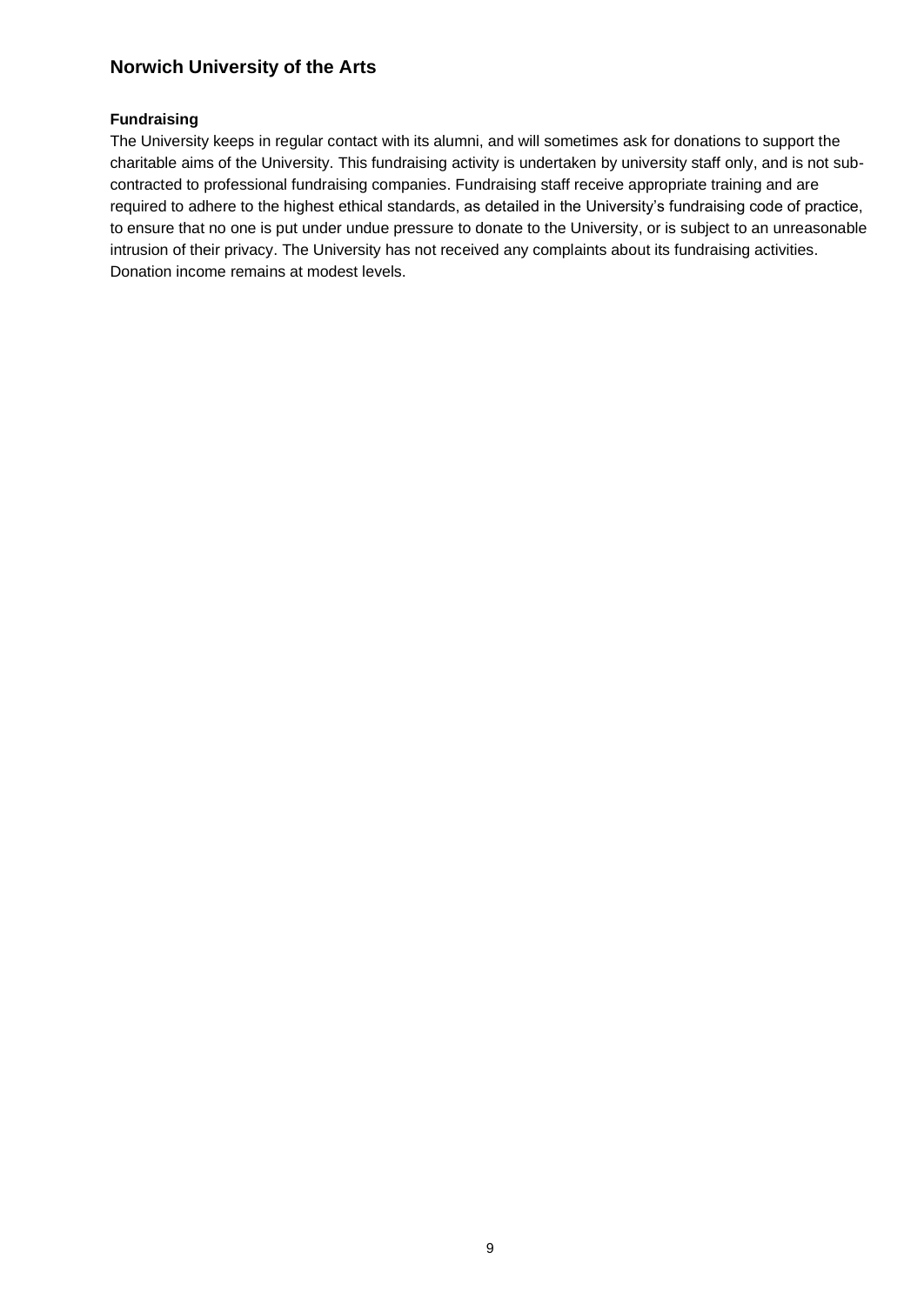## Norwich University of the Arts

### Fundraising

The University keeps in regular contact with its alumni, and will sometimes ask for donations to support the charitable aims of the University. This fundraising activity is undertaken by university staff only, and is not sub-contracted to professional fundraising companies. Fundraising staff receive appropriate training and are required to adhere to the highest ethical standards, as detailed in the University's fundraising code of practice, to ensure that no one is put under undue pressure to donate to the University, or is subject to an unreasonable intrusion of their privacy. The University has not received any complaints about its fundraising activities. Donation income remains at modest levels.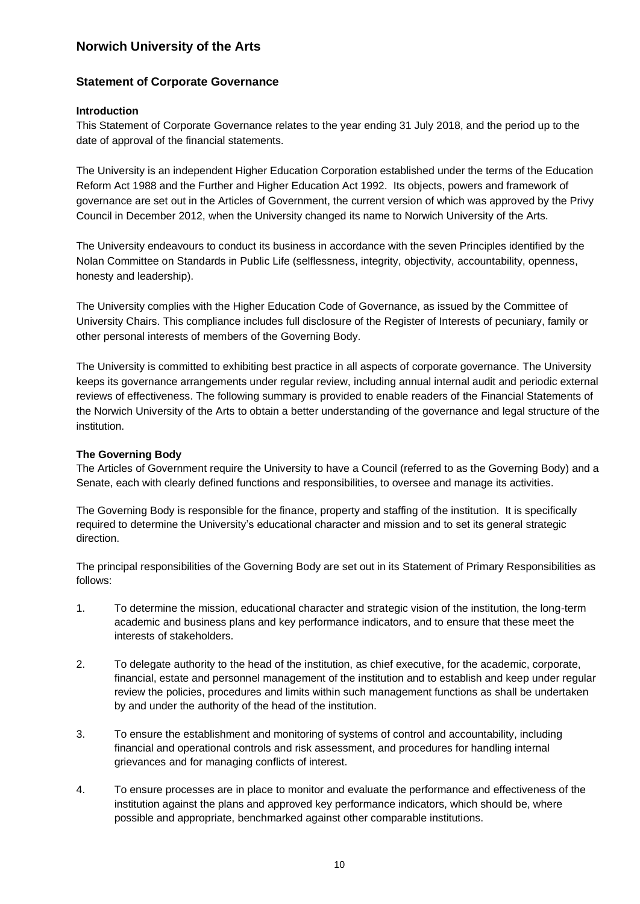# Norwich University of the Arts

## Statement of Corporate Governance

### Introduction

This Statement of Corporate Governance relates to the year ending 31 July 2018, and the period up to the date of approval of the financial statements.

The University is an independent Higher Education Corporation established under the terms of the Education Reform Act 1988 and the Further and Higher Education Act 1992. Its objects, powers and framework of governance are set out in the Articles of Government, the current version of which was approved by the Privy Council in December 2012, when the University changed its name to Norwich University of the Arts.

The University endeavours to conduct its business in accordance with the seven Principles identified by the Nolan Committee on Standards in Public Life (selflessness, integrity, objectivity, accountability, openness, honesty and leadership).

The University complies with the Higher Education Code of Governance, as issued by the Committee of University Chairs. This compliance includes full disclosure of the Register of Interests of pecuniary, family or other personal interests of members of the Governing Body.

The University is committed to exhibiting best practice in all aspects of corporate governance. The University keeps its governance arrangements under regular review, including annual internal audit and periodic external reviews of effectiveness. The following summary is provided to enable readers of the Financial Statements of the Norwich University of the Arts to obtain a better understanding of the governance and legal structure of the institution.

### The Governing Body

The Articles of Government require the University to have a Council (referred to as the Governing Body) and a Senate, each with clearly defined functions and responsibilities, to oversee and manage its activities.

The Governing Body is responsible for the finance, property and staffing of the institution. It is specifically required to determine the University's educational character and mission and to set its general strategic direction.

The principal responsibilities of the Governing Body are set out in its Statement of Primary Responsibilities as follows:

1. To determine the mission, educational character and strategic vision of the institution, the long-term academic and business plans and key performance indicators, and to ensure that these meet the interests of stakeholders.

2. To delegate authority to the head of the institution, as chief executive, for the academic, corporate, financial, estate and personnel management of the institution and to establish and keep under regular review the policies, procedures and limits within such management functions as shall be undertaken by and under the authority of the head of the institution.

3. To ensure the establishment and monitoring of systems of control and accountability, including financial and operational controls and risk assessment, and procedures for handling internal grievances and for managing conflicts of interest.

4. To ensure processes are in place to monitor and evaluate the performance and effectiveness of the institution against the plans and approved key performance indicators, which should be, where possible and appropriate, benchmarked against other comparable institutions.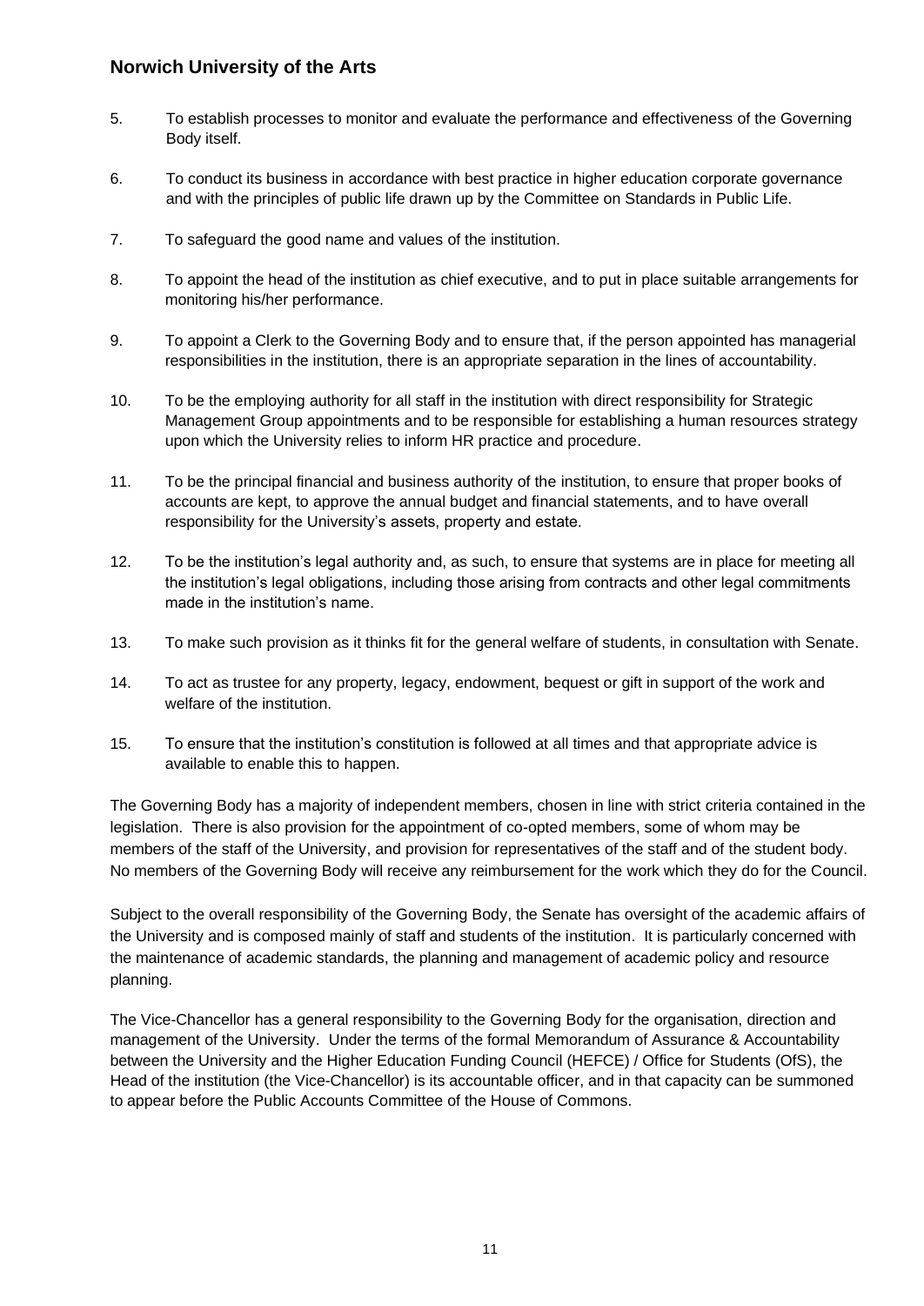5. To establish processes to monitor and evaluate the performance and effectiveness of the Governing Body itself.

6. To conduct its business in accordance with best practice in higher education corporate governance and with the principles of public life drawn up by the Committee on Standards in Public Life.

7. To safeguard the good name and values of the institution.

8. To appoint the head of the institution as chief executive, and to put in place suitable arrangements for monitoring his/her performance.

9. To appoint a Clerk to the Governing Body and to ensure that, if the person appointed has managerial responsibilities in the institution, there is an appropriate separation in the lines of accountability.

10. To be the employing authority for all staff in the institution with direct responsibility for Strategic Management Group appointments and to be responsible for establishing a human resources strategy upon which the University relies to inform HR practice and procedure.

11. To be the principal financial and business authority of the institution, to ensure that proper books of accounts are kept, to approve the annual budget and financial statements, and to have overall responsibility for the University's assets, property and estate.

12. To be the institution's legal authority and, as such, to ensure that systems are in place for meeting all the institution's legal obligations, including those arising from contracts and other legal commitments made in the institution's name.

13. To make such provision as it thinks fit for the general welfare of students, in consultation with Senate.

14. To act as trustee for any property, legacy, endowment, bequest or gift in support of the work and welfare of the institution.

15. To ensure that the institution's constitution is followed at all times and that appropriate advice is available to enable this to happen.

The Governing Body has a majority of independent members, chosen in line with strict criteria contained in the legislation. There is also provision for the appointment of co-opted members, some of whom may be members of the staff of the University, and provision for representatives of the staff and of the student body. No members of the Governing Body will receive any reimbursement for the work which they do for the Council.

Subject to the overall responsibility of the Governing Body, the Senate has oversight of the academic affairs of the University and is composed mainly of staff and students of the institution. It is particularly concerned with the maintenance of academic standards, the planning and management of academic policy and resource planning.

The Vice-Chancellor has a general responsibility to the Governing Body for the organisation, direction and management of the University. Under the terms of the formal Memorandum of Assurance & Accountability between the University and the Higher Education Funding Council (HEFCE) / Office for Students (OfS), the Head of the institution (the Vice-Chancellor) is its accountable officer, and in that capacity can be summoned to appear before the Public Accounts Committee of the House of Commons.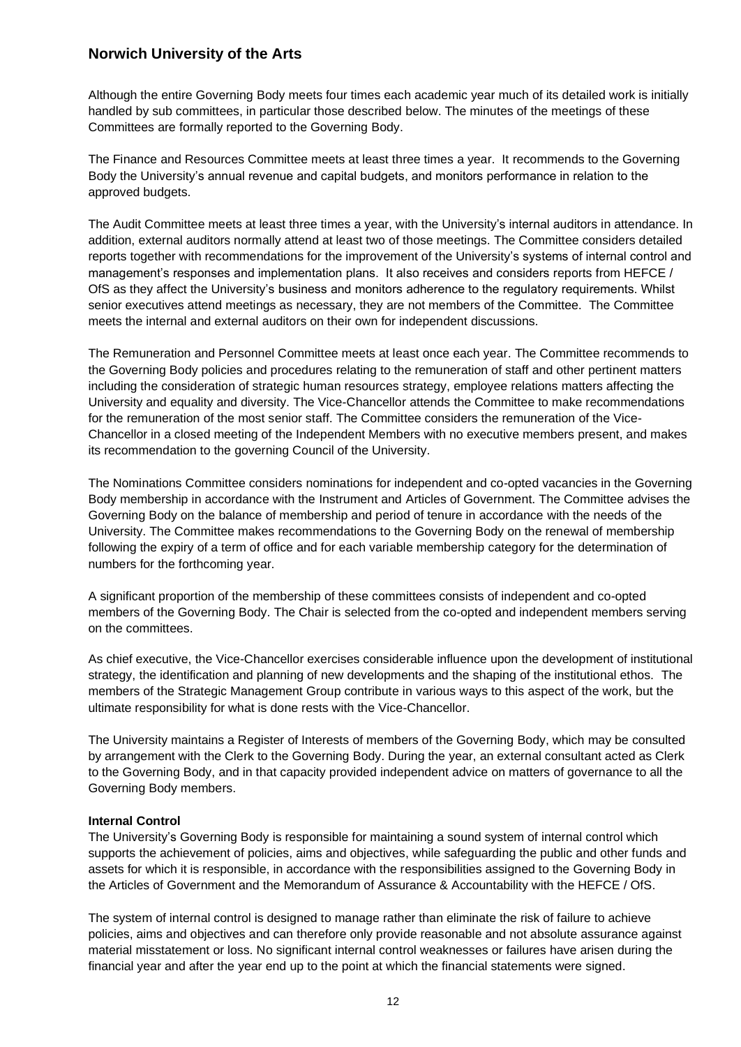Although the entire Governing Body meets four times each academic year much of its detailed work is initially handled by sub committees, in particular those described below. The minutes of the meetings of these Committees are formally reported to the Governing Body.

The Finance and Resources Committee meets at least three times a year. It recommends to the Governing Body the University's annual revenue and capital budgets, and monitors performance in relation to the approved budgets.

The Audit Committee meets at least three times a year, with the University's internal auditors in attendance. In addition, external auditors normally attend at least two of those meetings. The Committee considers detailed reports together with recommendations for the improvement of the University's systems of internal control and management's responses and implementation plans. It also receives and considers reports from HEFCE / OfS as they affect the University's business and monitors adherence to the regulatory requirements. Whilst senior executives attend meetings as necessary, they are not members of the Committee. The Committee meets the internal and external auditors on their own for independent discussions.

The Remuneration and Personnel Committee meets at least once each year. The Committee recommends to the Governing Body policies and procedures relating to the remuneration of staff and other pertinent matters including the consideration of strategic human resources strategy, employee relations matters affecting the University and equality and diversity. The Vice-Chancellor attends the Committee to make recommendations for the remuneration of the most senior staff. The Committee considers the remuneration of the Vice-Chancellor in a closed meeting of the Independent Members with no executive members present, and makes its recommendation to the governing Council of the University.

The Nominations Committee considers nominations for independent and co-opted vacancies in the Governing Body membership in accordance with the Instrument and Articles of Government. The Committee advises the Governing Body on the balance of membership and period of tenure in accordance with the needs of the University. The Committee makes recommendations to the Governing Body on the renewal of membership following the expiry of a term of office and for each variable membership category for the determination of numbers for the forthcoming year.

A significant proportion of the membership of these committees consists of independent and co-opted members of the Governing Body. The Chair is selected from the co-opted and independent members serving on the committees.

As chief executive, the Vice-Chancellor exercises considerable influence upon the development of institutional strategy, the identification and planning of new developments and the shaping of the institutional ethos. The members of the Strategic Management Group contribute in various ways to this aspect of the work, but the ultimate responsibility for what is done rests with the Vice-Chancellor.

The University maintains a Register of Interests of members of the Governing Body, which may be consulted by arrangement with the Clerk to the Governing Body. During the year, an external consultant acted as Clerk to the Governing Body, and in that capacity provided independent advice on matters of governance to all the Governing Body members.

**Internal Control**

The University's Governing Body is responsible for maintaining a sound system of internal control which supports the achievement of policies, aims and objectives, while safeguarding the public and other funds and assets for which it is responsible, in accordance with the responsibilities assigned to the Governing Body in the Articles of Government and the Memorandum of Assurance & Accountability with the HEFCE / OfS.

The system of internal control is designed to manage rather than eliminate the risk of failure to achieve policies, aims and objectives and can therefore only provide reasonable and not absolute assurance against material misstatement or loss. No significant internal control weaknesses or failures have arisen during the financial year and after the year end up to the point at which the financial statements were signed.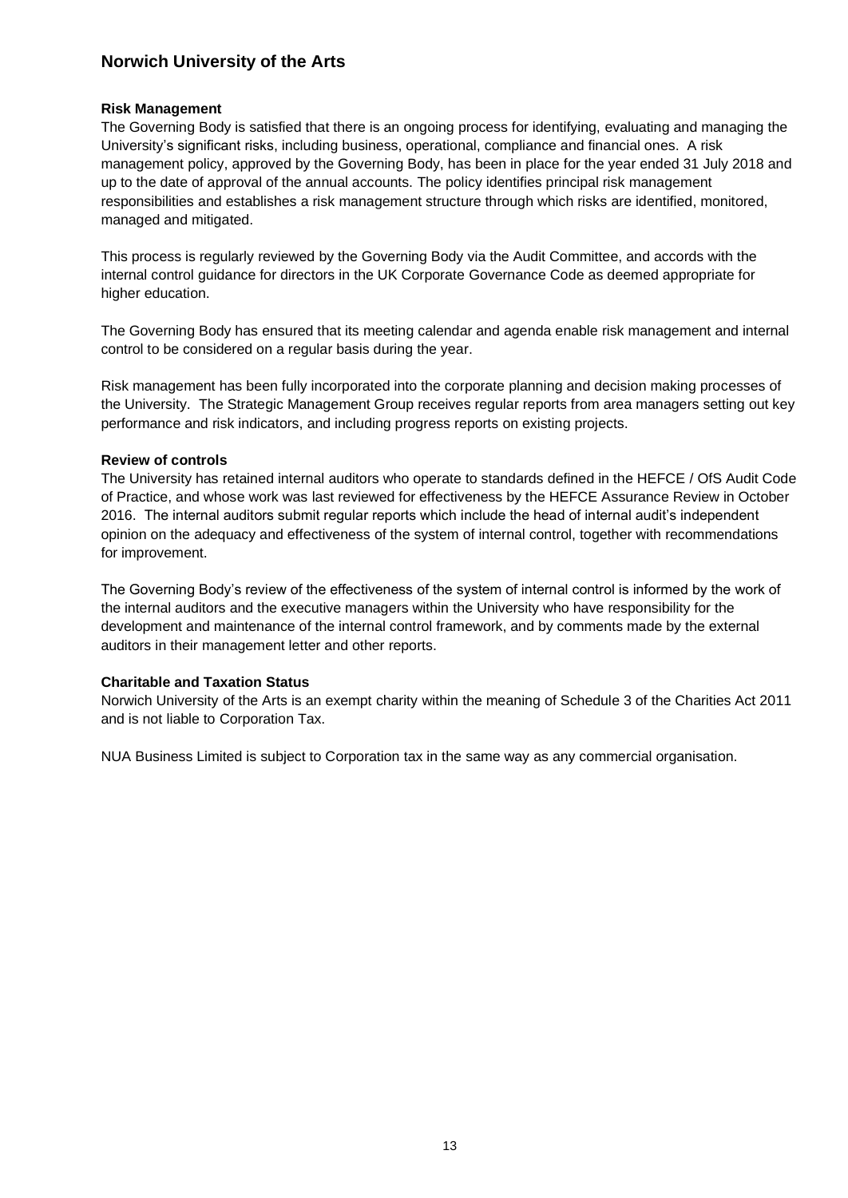**Risk Management**

The Governing Body is satisfied that there is an ongoing process for identifying, evaluating and managing the University's significant risks, including business, operational, compliance and financial ones. A risk management policy, approved by the Governing Body, has been in place for the year ended 31 July 2018 and up to the date of approval of the annual accounts. The policy identifies principal risk management responsibilities and establishes a risk management structure through which risks are identified, monitored, managed and mitigated.

This process is regularly reviewed by the Governing Body via the Audit Committee, and accords with the internal control guidance for directors in the UK Corporate Governance Code as deemed appropriate for higher education.

The Governing Body has ensured that its meeting calendar and agenda enable risk management and internal control to be considered on a regular basis during the year.

Risk management has been fully incorporated into the corporate planning and decision making processes of the University. The Strategic Management Group receives regular reports from area managers setting out key performance and risk indicators, and including progress reports on existing projects.

**Review of controls**

The University has retained internal auditors who operate to standards defined in the HEFCE / OfS Audit Code of Practice, and whose work was last reviewed for effectiveness by the HEFCE Assurance Review in October 2016. The internal auditors submit regular reports which include the head of internal audit's independent opinion on the adequacy and effectiveness of the system of internal control, together with recommendations for improvement.

The Governing Body's review of the effectiveness of the system of internal control is informed by the work of the internal auditors and the executive managers within the University who have responsibility for the development and maintenance of the internal control framework, and by comments made by the external auditors in their management letter and other reports.

**Charitable and Taxation Status**

Norwich University of the Arts is an exempt charity within the meaning of Schedule 3 of the Charities Act 2011 and is not liable to Corporation Tax.

NUA Business Limited is subject to Corporation tax in the same way as any commercial organisation.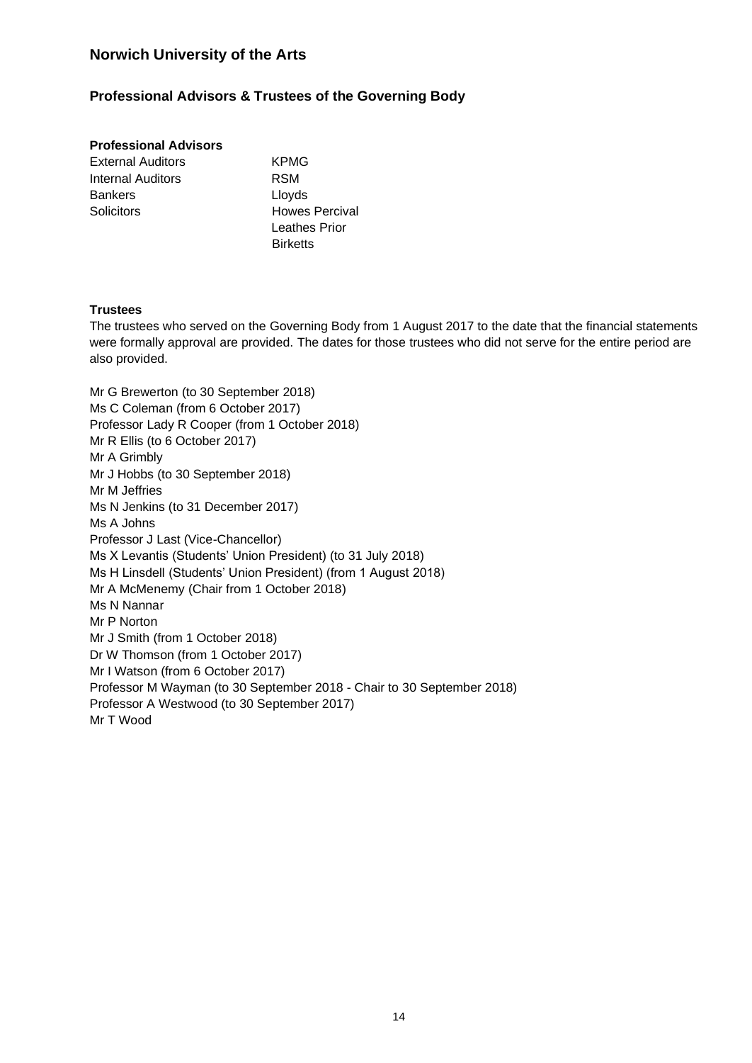# Norwich University of the Arts

## Professional Advisors & Trustees of the Governing Body

### Professional Advisors

| | |
|---|---|
| External Auditors | KPMG |
| Internal Auditors | RSM |
| Bankers | Lloyds |
| Solicitors | Howes Percival |
| | Leathes Prior |
| | Birketts |

### Trustees

The trustees who served on the Governing Body from 1 August 2017 to the date that the financial statements were formally approval are provided. The dates for those trustees who did not serve for the entire period are also provided.

Mr G Brewerton (to 30 September 2018)
Ms C Coleman (from 6 October 2017)
Professor Lady R Cooper (from 1 October 2018)
Mr R Ellis (to 6 October 2017)
Mr A Grimbly
Mr J Hobbs (to 30 September 2018)
Mr M Jeffries
Ms N Jenkins (to 31 December 2017)
Ms A Johns
Professor J Last (Vice-Chancellor)
Ms X Levantis (Students' Union President) (to 31 July 2018)
Ms H Linsdell (Students' Union President) (from 1 August 2018)
Mr A McMenemy (Chair from 1 October 2018)
Ms N Nannar
Mr P Norton
Mr J Smith (from 1 October 2018)
Dr W Thomson (from 1 October 2017)
Mr I Watson (from 6 October 2017)
Professor M Wayman (to 30 September 2018 - Chair to 30 September 2018)
Professor A Westwood (to 30 September 2017)
Mr T Wood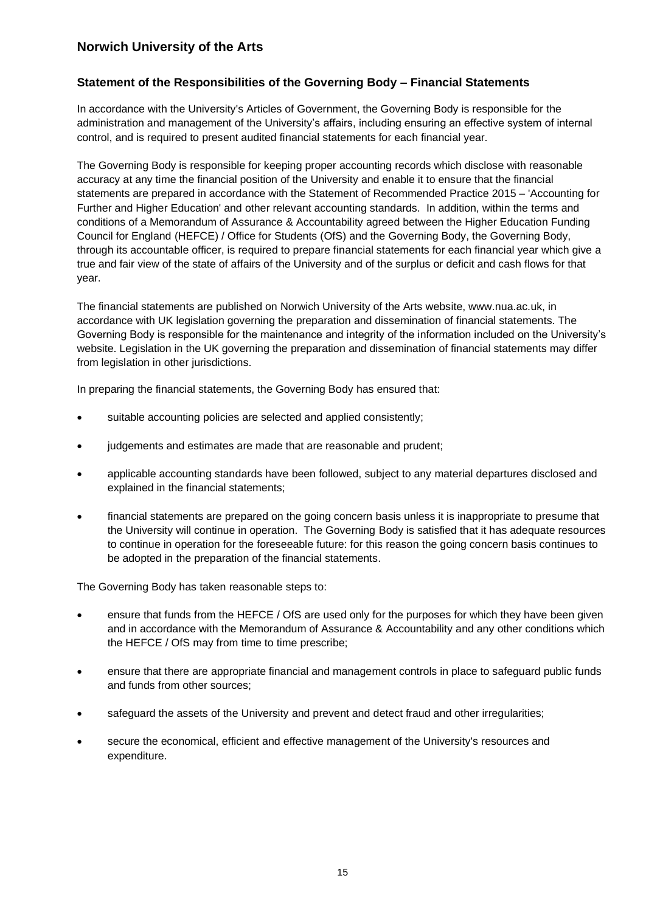## Norwich University of the Arts

### Statement of the Responsibilities of the Governing Body – Financial Statements

In accordance with the University's Articles of Government, the Governing Body is responsible for the administration and management of the University's affairs, including ensuring an effective system of internal control, and is required to present audited financial statements for each financial year.

The Governing Body is responsible for keeping proper accounting records which disclose with reasonable accuracy at any time the financial position of the University and enable it to ensure that the financial statements are prepared in accordance with the Statement of Recommended Practice 2015 – 'Accounting for Further and Higher Education' and other relevant accounting standards. In addition, within the terms and conditions of a Memorandum of Assurance & Accountability agreed between the Higher Education Funding Council for England (HEFCE) / Office for Students (OfS) and the Governing Body, the Governing Body, through its accountable officer, is required to prepare financial statements for each financial year which give a true and fair view of the state of affairs of the University and of the surplus or deficit and cash flows for that year.

The financial statements are published on Norwich University of the Arts website, www.nua.ac.uk, in accordance with UK legislation governing the preparation and dissemination of financial statements. The Governing Body is responsible for the maintenance and integrity of the information included on the University's website. Legislation in the UK governing the preparation and dissemination of financial statements may differ from legislation in other jurisdictions.

In preparing the financial statements, the Governing Body has ensured that:

- suitable accounting policies are selected and applied consistently;
- judgements and estimates are made that are reasonable and prudent;
- applicable accounting standards have been followed, subject to any material departures disclosed and explained in the financial statements;
- financial statements are prepared on the going concern basis unless it is inappropriate to presume that the University will continue in operation. The Governing Body is satisfied that it has adequate resources to continue in operation for the foreseeable future: for this reason the going concern basis continues to be adopted in the preparation of the financial statements.

The Governing Body has taken reasonable steps to:

- ensure that funds from the HEFCE / OfS are used only for the purposes for which they have been given and in accordance with the Memorandum of Assurance & Accountability and any other conditions which the HEFCE / OfS may from time to time prescribe;
- ensure that there are appropriate financial and management controls in place to safeguard public funds and funds from other sources;
- safeguard the assets of the University and prevent and detect fraud and other irregularities;
- secure the economical, efficient and effective management of the University's resources and expenditure.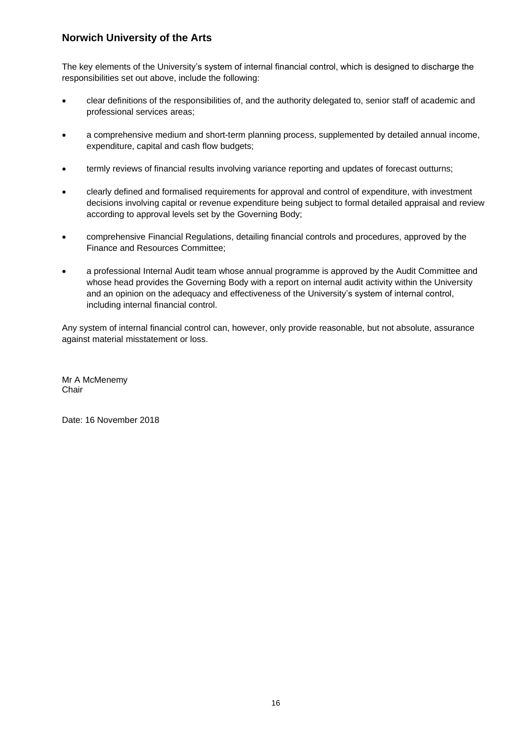## Norwich University of the Arts

The key elements of the University's system of internal financial control, which is designed to discharge the responsibilities set out above, include the following:

- clear definitions of the responsibilities of, and the authority delegated to, senior staff of academic and professional services areas;
- a comprehensive medium and short-term planning process, supplemented by detailed annual income, expenditure, capital and cash flow budgets;
- termly reviews of financial results involving variance reporting and updates of forecast outturns;
- clearly defined and formalised requirements for approval and control of expenditure, with investment decisions involving capital or revenue expenditure being subject to formal detailed appraisal and review according to approval levels set by the Governing Body;
- comprehensive Financial Regulations, detailing financial controls and procedures, approved by the Finance and Resources Committee;
- a professional Internal Audit team whose annual programme is approved by the Audit Committee and whose head provides the Governing Body with a report on internal audit activity within the University and an opinion on the adequacy and effectiveness of the University's system of internal control, including internal financial control.

Any system of internal financial control can, however, only provide reasonable, but not absolute, assurance against material misstatement or loss.

Mr A McMenemy
Chair

Date: 16 November 2018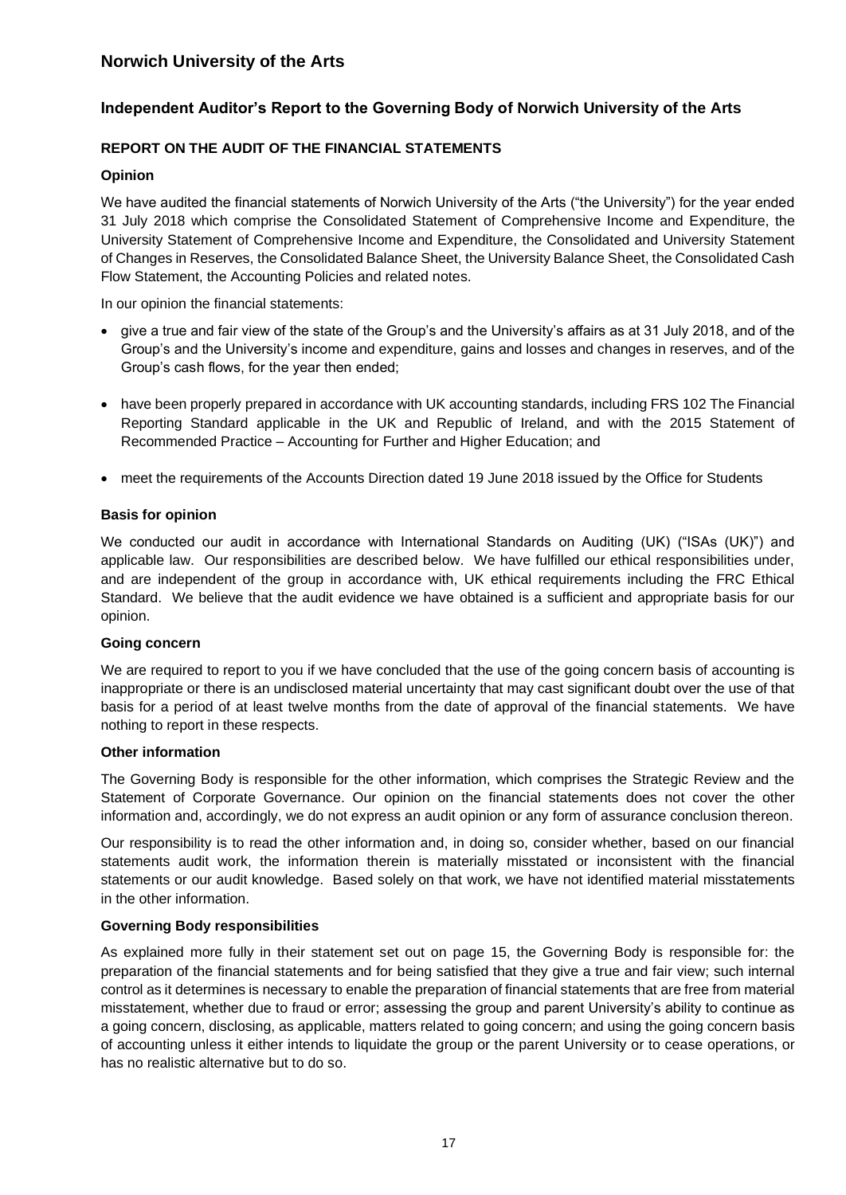# Norwich University of the Arts

## Independent Auditor's Report to the Governing Body of Norwich University of the Arts

### REPORT ON THE AUDIT OF THE FINANCIAL STATEMENTS

#### Opinion

We have audited the financial statements of Norwich University of the Arts ("the University") for the year ended 31 July 2018 which comprise the Consolidated Statement of Comprehensive Income and Expenditure, the University Statement of Comprehensive Income and Expenditure, the Consolidated and University Statement of Changes in Reserves, the Consolidated Balance Sheet, the University Balance Sheet, the Consolidated Cash Flow Statement, the Accounting Policies and related notes.

In our opinion the financial statements:

- give a true and fair view of the state of the Group's and the University's affairs as at 31 July 2018, and of the Group's and the University's income and expenditure, gains and losses and changes in reserves, and of the Group's cash flows, for the year then ended;
- have been properly prepared in accordance with UK accounting standards, including FRS 102 The Financial Reporting Standard applicable in the UK and Republic of Ireland, and with the 2015 Statement of Recommended Practice – Accounting for Further and Higher Education; and
- meet the requirements of the Accounts Direction dated 19 June 2018 issued by the Office for Students

#### Basis for opinion

We conducted our audit in accordance with International Standards on Auditing (UK) ("ISAs (UK)") and applicable law. Our responsibilities are described below. We have fulfilled our ethical responsibilities under, and are independent of the group in accordance with, UK ethical requirements including the FRC Ethical Standard. We believe that the audit evidence we have obtained is a sufficient and appropriate basis for our opinion.

#### Going concern

We are required to report to you if we have concluded that the use of the going concern basis of accounting is inappropriate or there is an undisclosed material uncertainty that may cast significant doubt over the use of that basis for a period of at least twelve months from the date of approval of the financial statements. We have nothing to report in these respects.

#### Other information

The Governing Body is responsible for the other information, which comprises the Strategic Review and the Statement of Corporate Governance. Our opinion on the financial statements does not cover the other information and, accordingly, we do not express an audit opinion or any form of assurance conclusion thereon.

Our responsibility is to read the other information and, in doing so, consider whether, based on our financial statements audit work, the information therein is materially misstated or inconsistent with the financial statements or our audit knowledge. Based solely on that work, we have not identified material misstatements in the other information.

#### Governing Body responsibilities

As explained more fully in their statement set out on page 15, the Governing Body is responsible for: the preparation of the financial statements and for being satisfied that they give a true and fair view; such internal control as it determines is necessary to enable the preparation of financial statements that are free from material misstatement, whether due to fraud or error; assessing the group and parent University's ability to continue as a going concern, disclosing, as applicable, matters related to going concern; and using the going concern basis of accounting unless it either intends to liquidate the group or the parent University or to cease operations, or has no realistic alternative but to do so.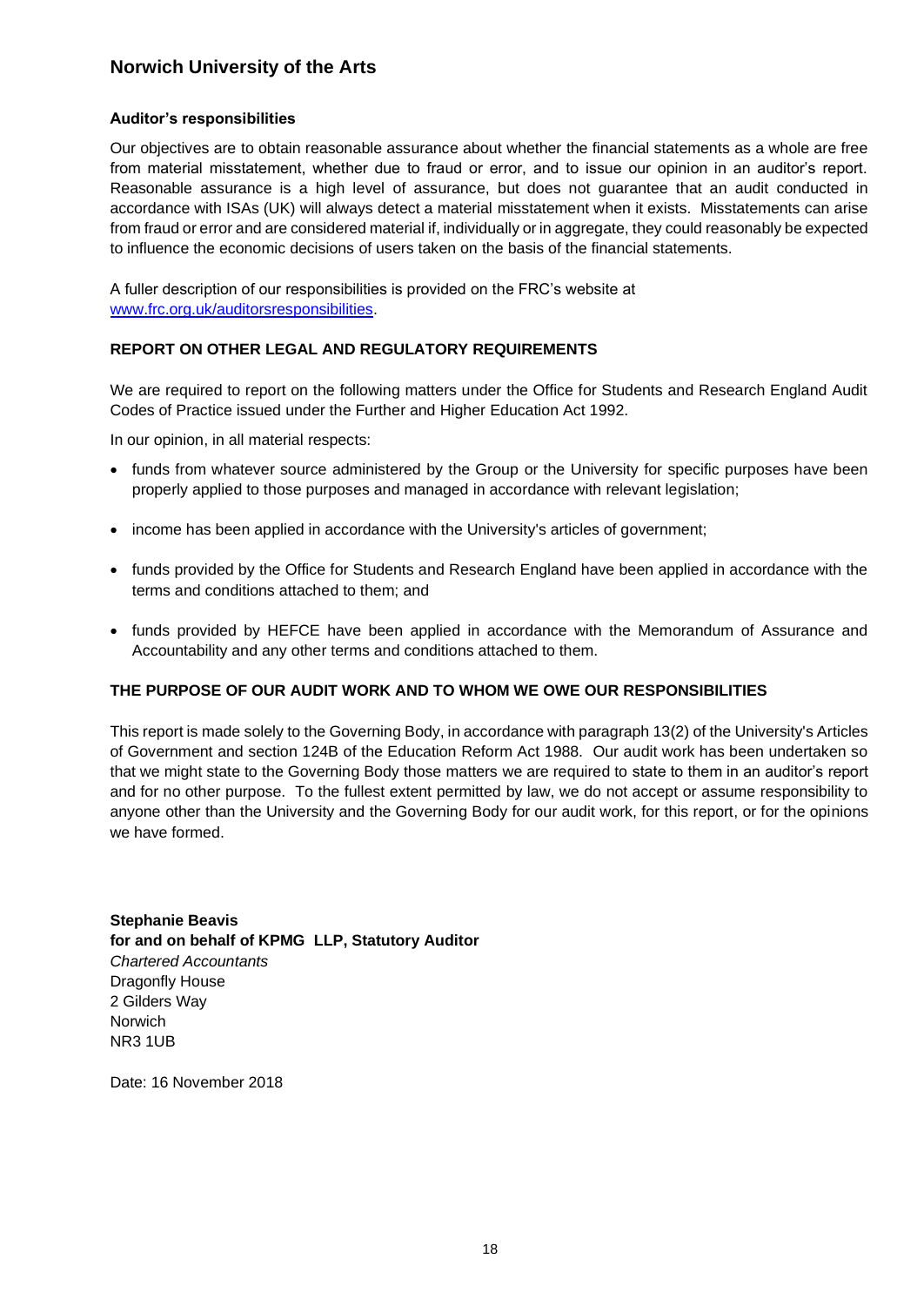**Auditor's responsibilities**

Our objectives are to obtain reasonable assurance about whether the financial statements as a whole are free from material misstatement, whether due to fraud or error, and to issue our opinion in an auditor's report. Reasonable assurance is a high level of assurance, but does not guarantee that an audit conducted in accordance with ISAs (UK) will always detect a material misstatement when it exists. Misstatements can arise from fraud or error and are considered material if, individually or in aggregate, they could reasonably be expected to influence the economic decisions of users taken on the basis of the financial statements.

A fuller description of our responsibilities is provided on the FRC's website at [www.frc.org.uk/auditorsresponsibilities](www.frc.org.uk/auditorsresponsibilities).

**REPORT ON OTHER LEGAL AND REGULATORY REQUIREMENTS**

We are required to report on the following matters under the Office for Students and Research England Audit Codes of Practice issued under the Further and Higher Education Act 1992.

In our opinion, in all material respects:

- funds from whatever source administered by the Group or the University for specific purposes have been properly applied to those purposes and managed in accordance with relevant legislation;
- income has been applied in accordance with the University's articles of government;
- funds provided by the Office for Students and Research England have been applied in accordance with the terms and conditions attached to them; and
- funds provided by HEFCE have been applied in accordance with the Memorandum of Assurance and Accountability and any other terms and conditions attached to them.

**THE PURPOSE OF OUR AUDIT WORK AND TO WHOM WE OWE OUR RESPONSIBILITIES**

This report is made solely to the Governing Body, in accordance with paragraph 13(2) of the University's Articles of Government and section 124B of the Education Reform Act 1988. Our audit work has been undertaken so that we might state to the Governing Body those matters we are required to state to them in an auditor's report and for no other purpose. To the fullest extent permitted by law, we do not accept or assume responsibility to anyone other than the University and the Governing Body for our audit work, for this report, or for the opinions we have formed.

**Stephanie Beavis**
**for and on behalf of KPMG LLP, Statutory Auditor**
*Chartered Accountants*
Dragonfly House
2 Gilders Way
Norwich
NR3 1UB

Date: 16 November 2018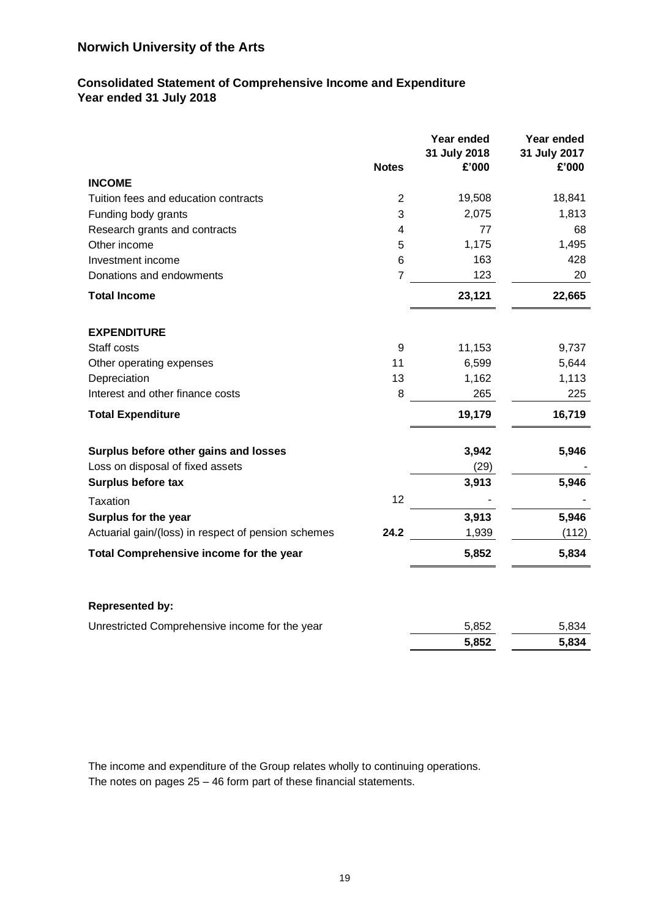# Norwich University of the Arts

## Consolidated Statement of Comprehensive Income and Expenditure
## Year ended 31 July 2018

| | Notes | Year ended 31 July 2018 £'000 | Year ended 31 July 2017 £'000 |
|---|---|---|---|
| **INCOME** | | | |
| Tuition fees and education contracts | 2 | 19,508 | 18,841 |
| Funding body grants | 3 | 2,075 | 1,813 |
| Research grants and contracts | 4 | 77 | 68 |
| Other income | 5 | 1,175 | 1,495 |
| Investment income | 6 | 163 | 428 |
| Donations and endowments | 7 | 123 | 20 |
| **Total Income** | | **23,121** | **22,665** |
| | | | |
| **EXPENDITURE** | | | |
| Staff costs | 9 | 11,153 | 9,737 |
| Other operating expenses | 11 | 6,599 | 5,644 |
| Depreciation | 13 | 1,162 | 1,113 |
| Interest and other finance costs | 8 | 265 | 225 |
| **Total Expenditure** | | **19,179** | **16,719** |
| | | | |
| **Surplus before other gains and losses** | | **3,942** | **5,946** |
| Loss on disposal of fixed assets | | (29) | - |
| **Surplus before tax** | | **3,913** | **5,946** |
| Taxation | 12 | - | - |
| **Surplus for the year** | | **3,913** | **5,946** |
| Actuarial gain/(loss) in respect of pension schemes | **24.2** | 1,939 | (112) |
| **Total Comprehensive income for the year** | | **5,852** | **5,834** |
| | | | |
| **Represented by:** | | | |
| Unrestricted Comprehensive income for the year | | 5,852 | 5,834 |
| | | **5,852** | **5,834** |

The income and expenditure of the Group relates wholly to continuing operations.
The notes on pages 25 – 46 form part of these financial statements.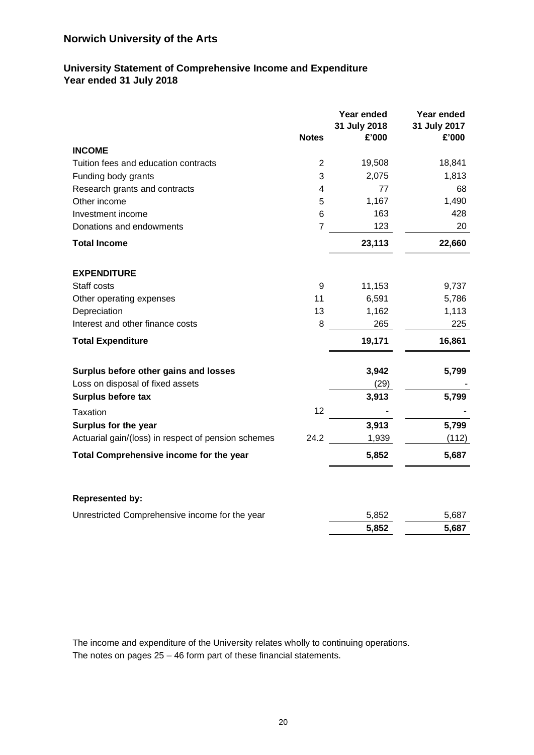## Norwich University of the Arts

### University Statement of Comprehensive Income and Expenditure
### Year ended 31 July 2018

| | Notes | Year ended 31 July 2018 £'000 | Year ended 31 July 2017 £'000 |
|---|---|---|---|
| **INCOME** | | | |
| Tuition fees and education contracts | 2 | 19,508 | 18,841 |
| Funding body grants | 3 | 2,075 | 1,813 |
| Research grants and contracts | 4 | 77 | 68 |
| Other income | 5 | 1,167 | 1,490 |
| Investment income | 6 | 163 | 428 |
| Donations and endowments | 7 | 123 | 20 |
| **Total Income** | | **23,113** | **22,660** |
| | | | |
| **EXPENDITURE** | | | |
| Staff costs | 9 | 11,153 | 9,737 |
| Other operating expenses | 11 | 6,591 | 5,786 |
| Depreciation | 13 | 1,162 | 1,113 |
| Interest and other finance costs | 8 | 265 | 225 |
| **Total Expenditure** | | **19,171** | **16,861** |
| | | | |
| **Surplus before other gains and losses** | | **3,942** | **5,799** |
| Loss on disposal of fixed assets | | (29) | - |
| **Surplus before tax** | | **3,913** | **5,799** |
| Taxation | 12 | - | - |
| **Surplus for the year** | | **3,913** | **5,799** |
| Actuarial gain/(loss) in respect of pension schemes | 24.2 | 1,939 | (112) |
| **Total Comprehensive income for the year** | | **5,852** | **5,687** |
| | | | |
| **Represented by:** | | | |
| Unrestricted Comprehensive income for the year | | 5,852 | 5,687 |
| | | **5,852** | **5,687** |

The income and expenditure of the University relates wholly to continuing operations.
The notes on pages 25 – 46 form part of these financial statements.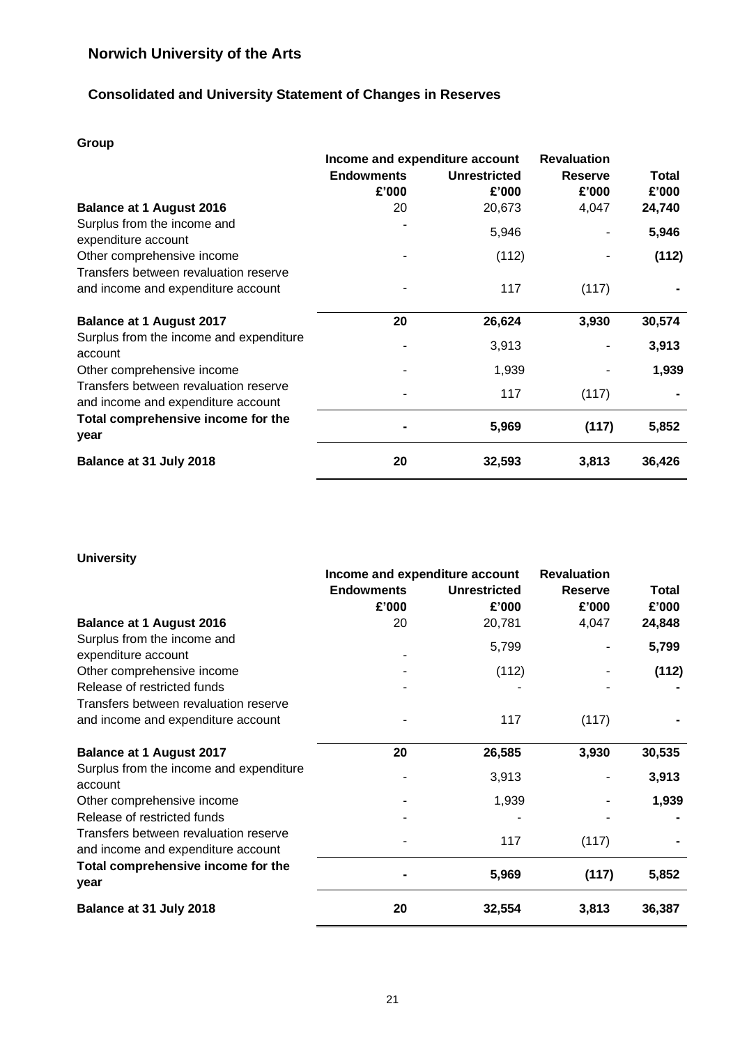# Norwich University of the Arts

## Consolidated and University Statement of Changes in Reserves

**Group**

| | Income and expenditure account | | Revaluation | |
|---|---|---|---|---|
| | **Endowments** | **Unrestricted** | **Reserve** | **Total** |
| | **£'000** | **£'000** | **£'000** | **£'000** |
| **Balance at 1 August 2016** | 20 | 20,673 | 4,047 | **24,740** |
| Surplus from the income and expenditure account | - | 5,946 | - | **5,946** |
| Other comprehensive income | - | (112) | - | **(112)** |
| Transfers between revaluation reserve and income and expenditure account | - | 117 | (117) | **-** |
| **Balance at 1 August 2017** | **20** | **26,624** | **3,930** | **30,574** |
| Surplus from the income and expenditure account | - | 3,913 | - | **3,913** |
| Other comprehensive income | - | 1,939 | - | **1,939** |
| Transfers between revaluation reserve and income and expenditure account | - | 117 | (117) | **-** |
| **Total comprehensive income for the year** | **-** | **5,969** | **(117)** | **5,852** |
| **Balance at 31 July 2018** | **20** | **32,593** | **3,813** | **36,426** |

**University**

| | Income and expenditure account | | Revaluation | |
|---|---|---|---|---|
| | **Endowments** | **Unrestricted** | **Reserve** | **Total** |
| | **£'000** | **£'000** | **£'000** | **£'000** |
| **Balance at 1 August 2016** | 20 | 20,781 | 4,047 | **24,848** |
| Surplus from the income and expenditure account | - | 5,799 | - | **5,799** |
| Other comprehensive income | - | (112) | - | **(112)** |
| Release of restricted funds | - | - | - | **-** |
| Transfers between revaluation reserve and income and expenditure account | - | 117 | (117) | **-** |
| **Balance at 1 August 2017** | **20** | **26,585** | **3,930** | **30,535** |
| Surplus from the income and expenditure account | - | 3,913 | - | **3,913** |
| Other comprehensive income | - | 1,939 | - | **1,939** |
| Release of restricted funds | - | - | - | **-** |
| Transfers between revaluation reserve and income and expenditure account | - | 117 | (117) | **-** |
| **Total comprehensive income for the year** | **-** | **5,969** | **(117)** | **5,852** |
| **Balance at 31 July 2018** | **20** | **32,554** | **3,813** | **36,387** |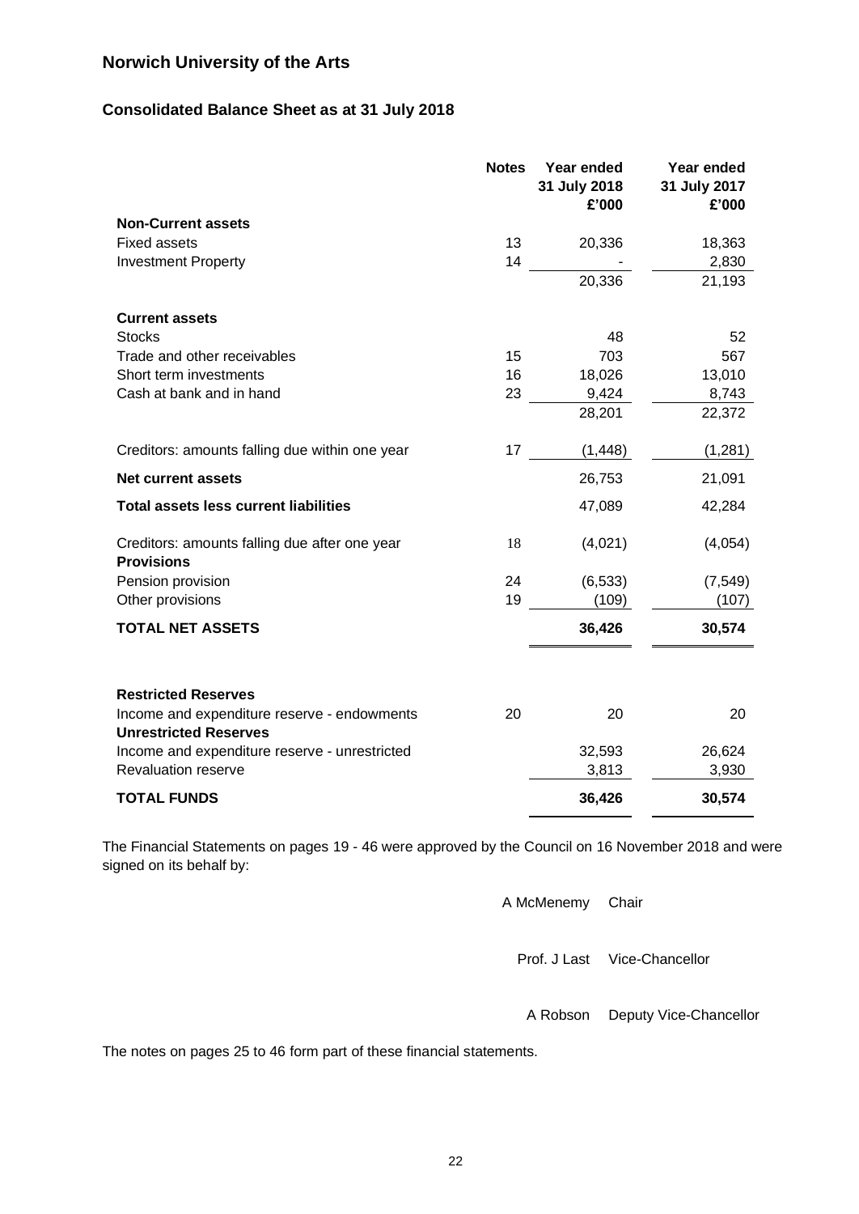## Norwich University of the Arts

### Consolidated Balance Sheet as at 31 July 2018

| | Notes | Year ended 31 July 2018 £'000 | Year ended 31 July 2017 £'000 |
|---|---|---|---|
| **Non-Current assets** | | | |
| Fixed assets | 13 | 20,336 | 18,363 |
| Investment Property | 14 | - | 2,830 |
| | | 20,336 | 21,193 |
| **Current assets** | | | |
| Stocks | | 48 | 52 |
| Trade and other receivables | 15 | 703 | 567 |
| Short term investments | 16 | 18,026 | 13,010 |
| Cash at bank and in hand | 23 | 9,424 | 8,743 |
| | | 28,201 | 22,372 |
| Creditors: amounts falling due within one year | 17 | (1,448) | (1,281) |
| **Net current assets** | | 26,753 | 21,091 |
| **Total assets less current liabilities** | | 47,089 | 42,284 |
| Creditors: amounts falling due after one year | 18 | (4,021) | (4,054) |
| **Provisions** | | | |
| Pension provision | 24 | (6,533) | (7,549) |
| Other provisions | 19 | (109) | (107) |
| **TOTAL NET ASSETS** | | **36,426** | **30,574** |
| **Restricted Reserves** | | | |
| Income and expenditure reserve - endowments | 20 | 20 | 20 |
| **Unrestricted Reserves** | | | |
| Income and expenditure reserve - unrestricted | | 32,593 | 26,624 |
| Revaluation reserve | | 3,813 | 3,930 |
| **TOTAL FUNDS** | | **36,426** | **30,574** |

The Financial Statements on pages 19 - 46 were approved by the Council on 16 November 2018 and were signed on its behalf by:

A McMenemy Chair

Prof. J Last Vice-Chancellor

A Robson Deputy Vice-Chancellor

The notes on pages 25 to 46 form part of these financial statements.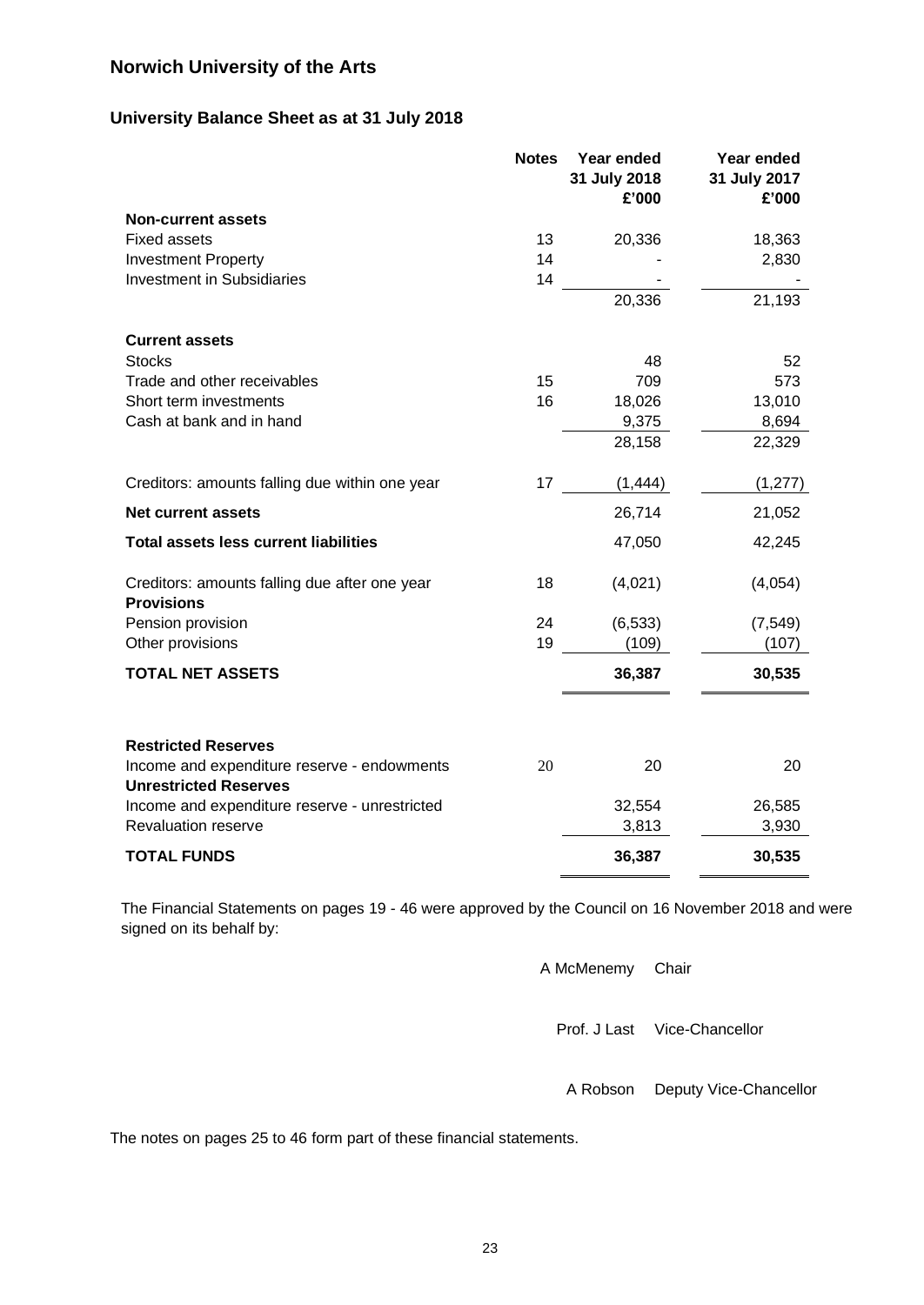# Norwich University of the Arts

## University Balance Sheet as at 31 July 2018

| | Notes | Year ended 31 July 2018 £'000 | Year ended 31 July 2017 £'000 |
|---|---|---|---|
| **Non-current assets** | | | |
| Fixed assets | 13 | 20,336 | 18,363 |
| Investment Property | 14 | - | 2,830 |
| Investment in Subsidiaries | 14 | - | - |
| | | 20,336 | 21,193 |
| **Current assets** | | | |
| Stocks | | 48 | 52 |
| Trade and other receivables | 15 | 709 | 573 |
| Short term investments | 16 | 18,026 | 13,010 |
| Cash at bank and in hand | | 9,375 | 8,694 |
| | | 28,158 | 22,329 |
| Creditors: amounts falling due within one year | 17 | (1,444) | (1,277) |
| **Net current assets** | | 26,714 | 21,052 |
| **Total assets less current liabilities** | | 47,050 | 42,245 |
| Creditors: amounts falling due after one year | 18 | (4,021) | (4,054) |
| **Provisions** | | | |
| Pension provision | 24 | (6,533) | (7,549) |
| Other provisions | 19 | (109) | (107) |
| **TOTAL NET ASSETS** | | **36,387** | **30,535** |
| | | | |
| **Restricted Reserves** | | | |
| Income and expenditure reserve - endowments | 20 | 20 | 20 |
| **Unrestricted Reserves** | | | |
| Income and expenditure reserve - unrestricted | | 32,554 | 26,585 |
| Revaluation reserve | | 3,813 | 3,930 |
| **TOTAL FUNDS** | | **36,387** | **30,535** |

The Financial Statements on pages 19 - 46 were approved by the Council on 16 November 2018 and were signed on its behalf by:

A McMenemy Chair

Prof. J Last Vice-Chancellor

A Robson Deputy Vice-Chancellor

The notes on pages 25 to 46 form part of these financial statements.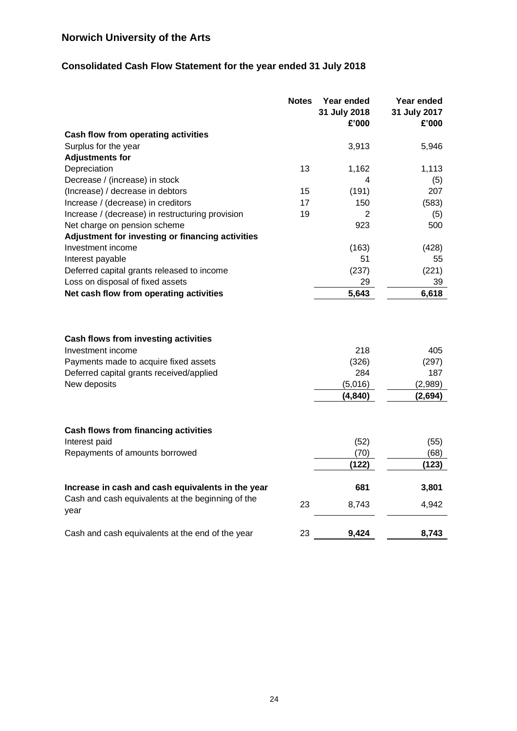# Norwich University of the Arts

## Consolidated Cash Flow Statement for the year ended 31 July 2018

| | Notes | Year ended 31 July 2018 £'000 | Year ended 31 July 2017 £'000 |
|---|---|---|---|
| **Cash flow from operating activities** | | | |
| Surplus for the year | | 3,913 | 5,946 |
| **Adjustments for** | | | |
| Depreciation | 13 | 1,162 | 1,113 |
| Decrease / (increase) in stock | | 4 | (5) |
| (Increase) / decrease in debtors | 15 | (191) | 207 |
| Increase / (decrease) in creditors | 17 | 150 | (583) |
| Increase / (decrease) in restructuring provision | 19 | 2 | (5) |
| Net charge on pension scheme | | 923 | 500 |
| **Adjustment for investing or financing activities** | | | |
| Investment income | | (163) | (428) |
| Interest payable | | 51 | 55 |
| Deferred capital grants released to income | | (237) | (221) |
| Loss on disposal of fixed assets | | 29 | 39 |
| **Net cash flow from operating activities** | | **5,643** | **6,618** |
| | | | |
| **Cash flows from investing activities** | | | |
| Investment income | | 218 | 405 |
| Payments made to acquire fixed assets | | (326) | (297) |
| Deferred capital grants received/applied | | 284 | 187 |
| New deposits | | (5,016) | (2,989) |
| | | **(4,840)** | **(2,694)** |
| | | | |
| **Cash flows from financing activities** | | | |
| Interest paid | | (52) | (55) |
| Repayments of amounts borrowed | | (70) | (68) |
| | | **(122)** | **(123)** |
| | | | |
| **Increase in cash and cash equivalents in the year** | | **681** | **3,801** |
| Cash and cash equivalents at the beginning of the year | 23 | 8,743 | 4,942 |
| | | | |
| Cash and cash equivalents at the end of the year | 23 | **9,424** | **8,743** |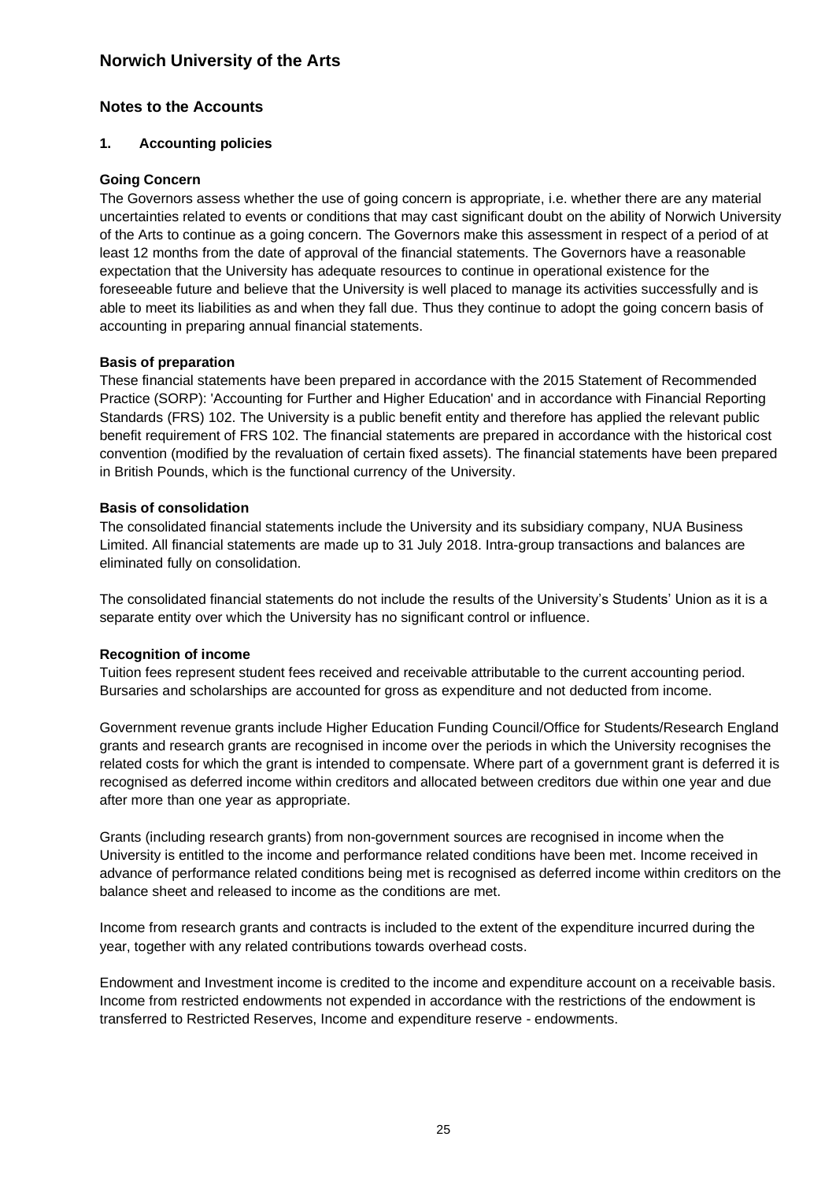# Norwich University of the Arts

## Notes to the Accounts

### 1. Accounting policies

**Going Concern**

The Governors assess whether the use of going concern is appropriate, i.e. whether there are any material uncertainties related to events or conditions that may cast significant doubt on the ability of Norwich University of the Arts to continue as a going concern. The Governors make this assessment in respect of a period of at least 12 months from the date of approval of the financial statements. The Governors have a reasonable expectation that the University has adequate resources to continue in operational existence for the foreseeable future and believe that the University is well placed to manage its activities successfully and is able to meet its liabilities as and when they fall due. Thus they continue to adopt the going concern basis of accounting in preparing annual financial statements.

**Basis of preparation**

These financial statements have been prepared in accordance with the 2015 Statement of Recommended Practice (SORP): 'Accounting for Further and Higher Education' and in accordance with Financial Reporting Standards (FRS) 102. The University is a public benefit entity and therefore has applied the relevant public benefit requirement of FRS 102. The financial statements are prepared in accordance with the historical cost convention (modified by the revaluation of certain fixed assets). The financial statements have been prepared in British Pounds, which is the functional currency of the University.

**Basis of consolidation**

The consolidated financial statements include the University and its subsidiary company, NUA Business Limited. All financial statements are made up to 31 July 2018. Intra-group transactions and balances are eliminated fully on consolidation.

The consolidated financial statements do not include the results of the University's Students' Union as it is a separate entity over which the University has no significant control or influence.

**Recognition of income**

Tuition fees represent student fees received and receivable attributable to the current accounting period. Bursaries and scholarships are accounted for gross as expenditure and not deducted from income.

Government revenue grants include Higher Education Funding Council/Office for Students/Research England grants and research grants are recognised in income over the periods in which the University recognises the related costs for which the grant is intended to compensate. Where part of a government grant is deferred it is recognised as deferred income within creditors and allocated between creditors due within one year and due after more than one year as appropriate.

Grants (including research grants) from non-government sources are recognised in income when the University is entitled to the income and performance related conditions have been met. Income received in advance of performance related conditions being met is recognised as deferred income within creditors on the balance sheet and released to income as the conditions are met.

Income from research grants and contracts is included to the extent of the expenditure incurred during the year, together with any related contributions towards overhead costs.

Endowment and Investment income is credited to the income and expenditure account on a receivable basis. Income from restricted endowments not expended in accordance with the restrictions of the endowment is transferred to Restricted Reserves, Income and expenditure reserve - endowments.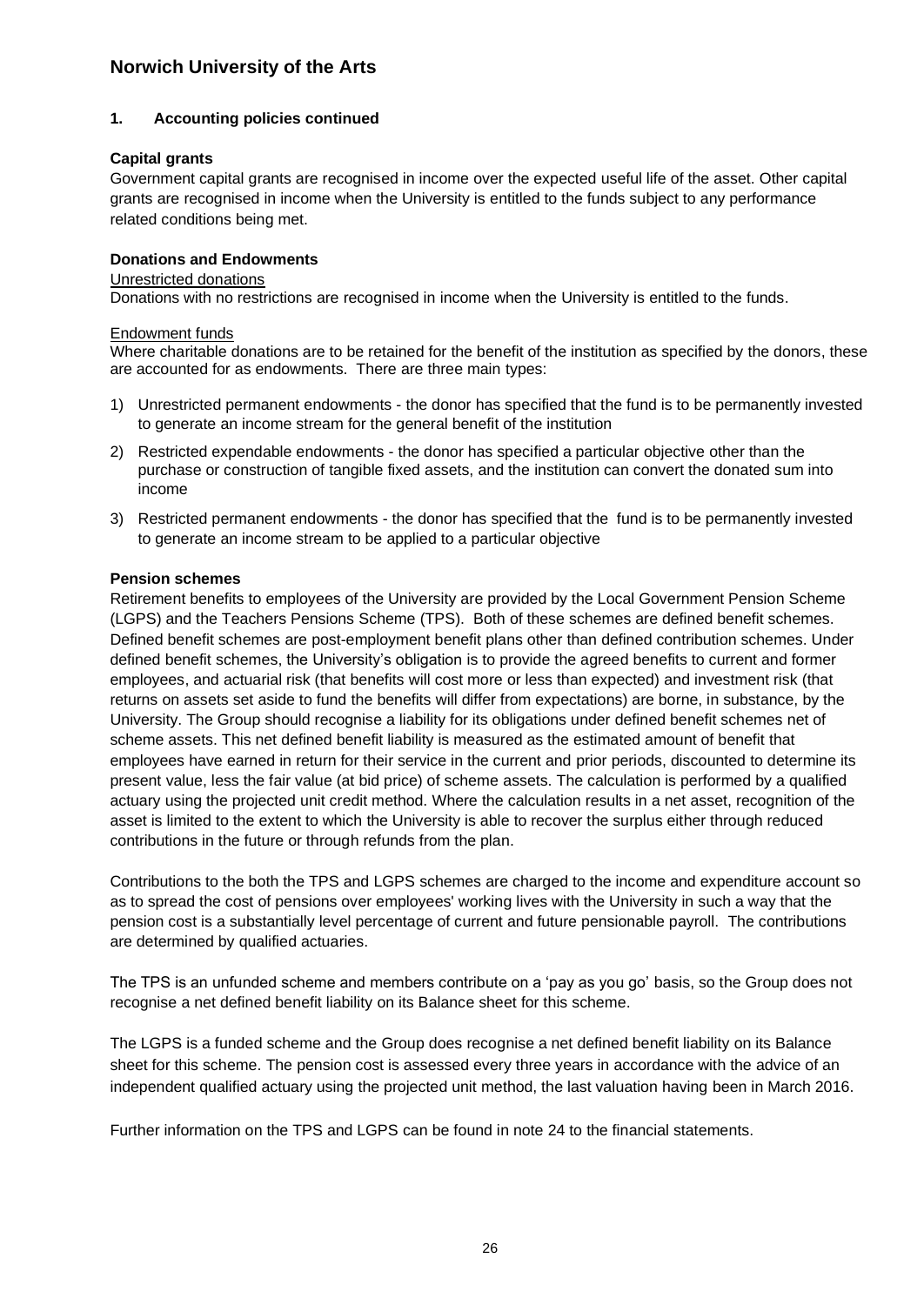# Norwich University of the Arts

## 1. Accounting policies continued

### Capital grants

Government capital grants are recognised in income over the expected useful life of the asset. Other capital grants are recognised in income when the University is entitled to the funds subject to any performance related conditions being met.

### Donations and Endowments

Unrestricted donations

Donations with no restrictions are recognised in income when the University is entitled to the funds.

Endowment funds

Where charitable donations are to be retained for the benefit of the institution as specified by the donors, these are accounted for as endowments. There are three main types:

1) Unrestricted permanent endowments - the donor has specified that the fund is to be permanently invested to generate an income stream for the general benefit of the institution
2) Restricted expendable endowments - the donor has specified a particular objective other than the purchase or construction of tangible fixed assets, and the institution can convert the donated sum into income
3) Restricted permanent endowments - the donor has specified that the fund is to be permanently invested to generate an income stream to be applied to a particular objective

### Pension schemes

Retirement benefits to employees of the University are provided by the Local Government Pension Scheme (LGPS) and the Teachers Pensions Scheme (TPS). Both of these schemes are defined benefit schemes. Defined benefit schemes are post-employment benefit plans other than defined contribution schemes. Under defined benefit schemes, the University's obligation is to provide the agreed benefits to current and former employees, and actuarial risk (that benefits will cost more or less than expected) and investment risk (that returns on assets set aside to fund the benefits will differ from expectations) are borne, in substance, by the University. The Group should recognise a liability for its obligations under defined benefit schemes net of scheme assets. This net defined benefit liability is measured as the estimated amount of benefit that employees have earned in return for their service in the current and prior periods, discounted to determine its present value, less the fair value (at bid price) of scheme assets. The calculation is performed by a qualified actuary using the projected unit credit method. Where the calculation results in a net asset, recognition of the asset is limited to the extent to which the University is able to recover the surplus either through reduced contributions in the future or through refunds from the plan.

Contributions to the both the TPS and LGPS schemes are charged to the income and expenditure account so as to spread the cost of pensions over employees' working lives with the University in such a way that the pension cost is a substantially level percentage of current and future pensionable payroll. The contributions are determined by qualified actuaries.

The TPS is an unfunded scheme and members contribute on a 'pay as you go' basis, so the Group does not recognise a net defined benefit liability on its Balance sheet for this scheme.

The LGPS is a funded scheme and the Group does recognise a net defined benefit liability on its Balance sheet for this scheme. The pension cost is assessed every three years in accordance with the advice of an independent qualified actuary using the projected unit method, the last valuation having been in March 2016.

Further information on the TPS and LGPS can be found in note 24 to the financial statements.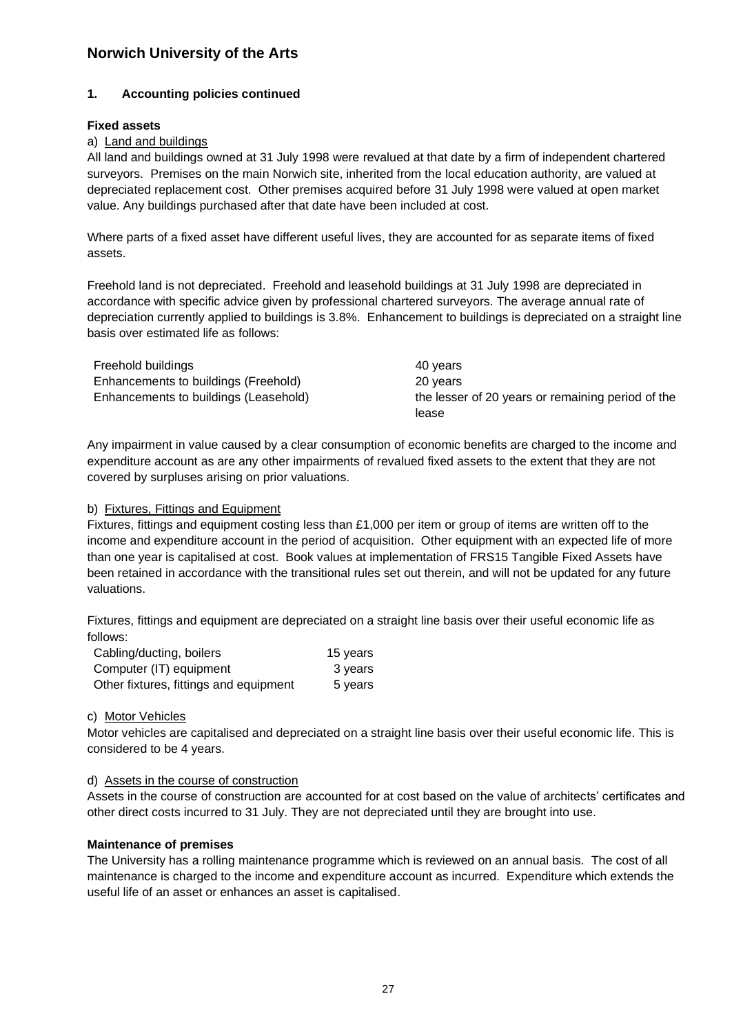## 1. Accounting policies continued

**Fixed assets**

a) Land and buildings

All land and buildings owned at 31 July 1998 were revalued at that date by a firm of independent chartered surveyors. Premises on the main Norwich site, inherited from the local education authority, are valued at depreciated replacement cost. Other premises acquired before 31 July 1998 were valued at open market value. Any buildings purchased after that date have been included at cost.

Where parts of a fixed asset have different useful lives, they are accounted for as separate items of fixed assets.

Freehold land is not depreciated. Freehold and leasehold buildings at 31 July 1998 are depreciated in accordance with specific advice given by professional chartered surveyors. The average annual rate of depreciation currently applied to buildings is 3.8%. Enhancement to buildings is depreciated on a straight line basis over estimated life as follows:

| | |
|---|---|
| Freehold buildings | 40 years |
| Enhancements to buildings (Freehold) | 20 years |
| Enhancements to buildings (Leasehold) | the lesser of 20 years or remaining period of the lease |

Any impairment in value caused by a clear consumption of economic benefits are charged to the income and expenditure account as are any other impairments of revalued fixed assets to the extent that they are not covered by surpluses arising on prior valuations.

b) Fixtures, Fittings and Equipment

Fixtures, fittings and equipment costing less than £1,000 per item or group of items are written off to the income and expenditure account in the period of acquisition. Other equipment with an expected life of more than one year is capitalised at cost. Book values at implementation of FRS15 Tangible Fixed Assets have been retained in accordance with the transitional rules set out therein, and will not be updated for any future valuations.

Fixtures, fittings and equipment are depreciated on a straight line basis over their useful economic life as follows:

| | |
|---|---|
| Cabling/ducting, boilers | 15 years |
| Computer (IT) equipment | 3 years |
| Other fixtures, fittings and equipment | 5 years |

c) Motor Vehicles

Motor vehicles are capitalised and depreciated on a straight line basis over their useful economic life. This is considered to be 4 years.

d) Assets in the course of construction

Assets in the course of construction are accounted for at cost based on the value of architects' certificates and other direct costs incurred to 31 July. They are not depreciated until they are brought into use.

**Maintenance of premises**

The University has a rolling maintenance programme which is reviewed on an annual basis. The cost of all maintenance is charged to the income and expenditure account as incurred. Expenditure which extends the useful life of an asset or enhances an asset is capitalised.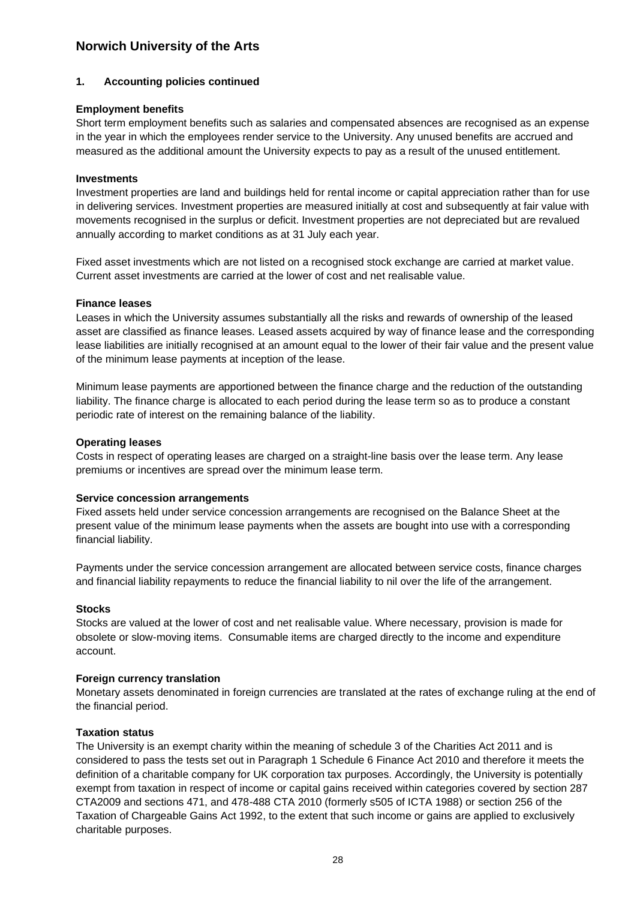# Norwich University of the Arts

## 1. Accounting policies continued

### Employment benefits

Short term employment benefits such as salaries and compensated absences are recognised as an expense in the year in which the employees render service to the University. Any unused benefits are accrued and measured as the additional amount the University expects to pay as a result of the unused entitlement.

### Investments

Investment properties are land and buildings held for rental income or capital appreciation rather than for use in delivering services. Investment properties are measured initially at cost and subsequently at fair value with movements recognised in the surplus or deficit. Investment properties are not depreciated but are revalued annually according to market conditions as at 31 July each year.

Fixed asset investments which are not listed on a recognised stock exchange are carried at market value. Current asset investments are carried at the lower of cost and net realisable value.

### Finance leases

Leases in which the University assumes substantially all the risks and rewards of ownership of the leased asset are classified as finance leases. Leased assets acquired by way of finance lease and the corresponding lease liabilities are initially recognised at an amount equal to the lower of their fair value and the present value of the minimum lease payments at inception of the lease.

Minimum lease payments are apportioned between the finance charge and the reduction of the outstanding liability. The finance charge is allocated to each period during the lease term so as to produce a constant periodic rate of interest on the remaining balance of the liability.

### Operating leases

Costs in respect of operating leases are charged on a straight-line basis over the lease term. Any lease premiums or incentives are spread over the minimum lease term.

### Service concession arrangements

Fixed assets held under service concession arrangements are recognised on the Balance Sheet at the present value of the minimum lease payments when the assets are bought into use with a corresponding financial liability.

Payments under the service concession arrangement are allocated between service costs, finance charges and financial liability repayments to reduce the financial liability to nil over the life of the arrangement.

### Stocks

Stocks are valued at the lower of cost and net realisable value. Where necessary, provision is made for obsolete or slow-moving items. Consumable items are charged directly to the income and expenditure account.

### Foreign currency translation

Monetary assets denominated in foreign currencies are translated at the rates of exchange ruling at the end of the financial period.

### Taxation status

The University is an exempt charity within the meaning of schedule 3 of the Charities Act 2011 and is considered to pass the tests set out in Paragraph 1 Schedule 6 Finance Act 2010 and therefore it meets the definition of a charitable company for UK corporation tax purposes. Accordingly, the University is potentially exempt from taxation in respect of income or capital gains received within categories covered by section 287 CTA2009 and sections 471, and 478-488 CTA 2010 (formerly s505 of ICTA 1988) or section 256 of the Taxation of Chargeable Gains Act 1992, to the extent that such income or gains are applied to exclusively charitable purposes.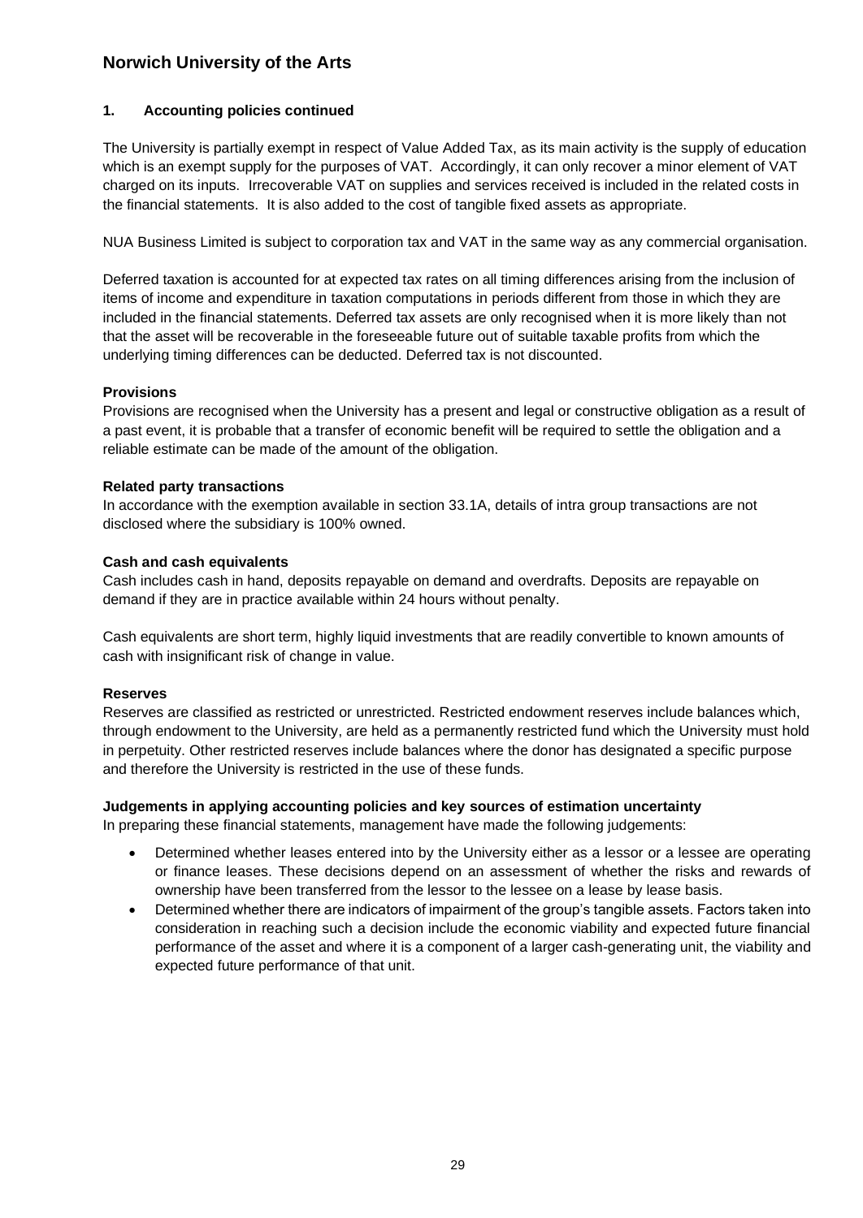## 1. Accounting policies continued

The University is partially exempt in respect of Value Added Tax, as its main activity is the supply of education which is an exempt supply for the purposes of VAT. Accordingly, it can only recover a minor element of VAT charged on its inputs. Irrecoverable VAT on supplies and services received is included in the related costs in the financial statements. It is also added to the cost of tangible fixed assets as appropriate.

NUA Business Limited is subject to corporation tax and VAT in the same way as any commercial organisation.

Deferred taxation is accounted for at expected tax rates on all timing differences arising from the inclusion of items of income and expenditure in taxation computations in periods different from those in which they are included in the financial statements. Deferred tax assets are only recognised when it is more likely than not that the asset will be recoverable in the foreseeable future out of suitable taxable profits from which the underlying timing differences can be deducted. Deferred tax is not discounted.

**Provisions**

Provisions are recognised when the University has a present and legal or constructive obligation as a result of a past event, it is probable that a transfer of economic benefit will be required to settle the obligation and a reliable estimate can be made of the amount of the obligation.

**Related party transactions**

In accordance with the exemption available in section 33.1A, details of intra group transactions are not disclosed where the subsidiary is 100% owned.

**Cash and cash equivalents**

Cash includes cash in hand, deposits repayable on demand and overdrafts. Deposits are repayable on demand if they are in practice available within 24 hours without penalty.

Cash equivalents are short term, highly liquid investments that are readily convertible to known amounts of cash with insignificant risk of change in value.

**Reserves**

Reserves are classified as restricted or unrestricted. Restricted endowment reserves include balances which, through endowment to the University, are held as a permanently restricted fund which the University must hold in perpetuity. Other restricted reserves include balances where the donor has designated a specific purpose and therefore the University is restricted in the use of these funds.

**Judgements in applying accounting policies and key sources of estimation uncertainty**

In preparing these financial statements, management have made the following judgements:

- Determined whether leases entered into by the University either as a lessor or a lessee are operating or finance leases. These decisions depend on an assessment of whether the risks and rewards of ownership have been transferred from the lessor to the lessee on a lease by lease basis.
- Determined whether there are indicators of impairment of the group's tangible assets. Factors taken into consideration in reaching such a decision include the economic viability and expected future financial performance of the asset and where it is a component of a larger cash-generating unit, the viability and expected future performance of that unit.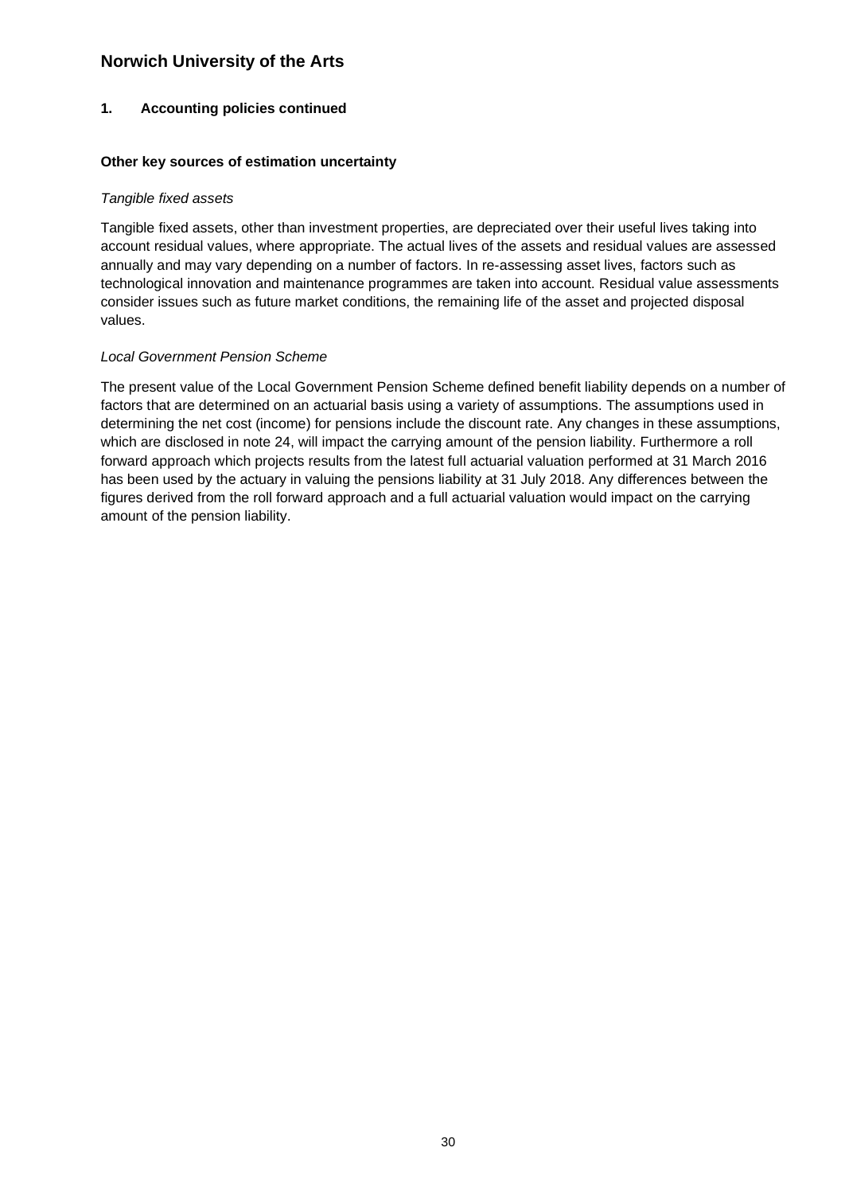## 1. Accounting policies continued

### Other key sources of estimation uncertainty

*Tangible fixed assets*

Tangible fixed assets, other than investment properties, are depreciated over their useful lives taking into account residual values, where appropriate. The actual lives of the assets and residual values are assessed annually and may vary depending on a number of factors. In re-assessing asset lives, factors such as technological innovation and maintenance programmes are taken into account. Residual value assessments consider issues such as future market conditions, the remaining life of the asset and projected disposal values.

*Local Government Pension Scheme*

The present value of the Local Government Pension Scheme defined benefit liability depends on a number of factors that are determined on an actuarial basis using a variety of assumptions. The assumptions used in determining the net cost (income) for pensions include the discount rate. Any changes in these assumptions, which are disclosed in note 24, will impact the carrying amount of the pension liability. Furthermore a roll forward approach which projects results from the latest full actuarial valuation performed at 31 March 2016 has been used by the actuary in valuing the pensions liability at 31 July 2018. Any differences between the figures derived from the roll forward approach and a full actuarial valuation would impact on the carrying amount of the pension liability.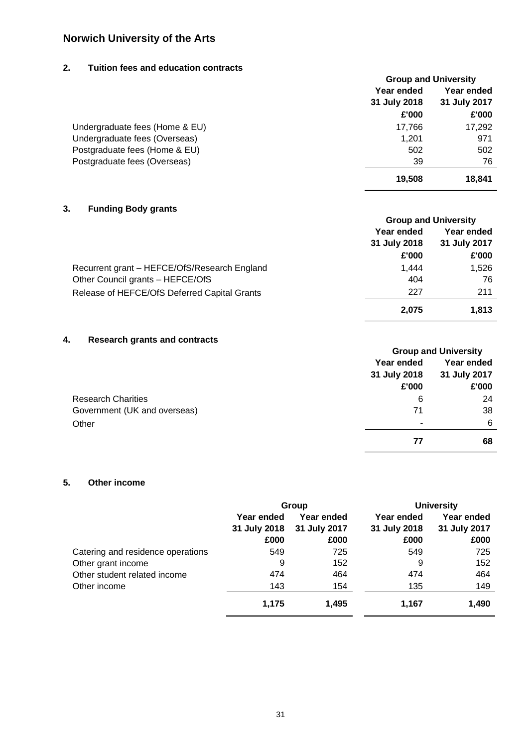# Norwich University of the Arts

## 2. Tuition fees and education contracts

| | Group and University | |
|---|---|---|
| | Year ended 31 July 2018 | Year ended 31 July 2017 |
| | £'000 | £'000 |
| Undergraduate fees (Home & EU) | 17,766 | 17,292 |
| Undergraduate fees (Overseas) | 1,201 | 971 |
| Postgraduate fees (Home & EU) | 502 | 502 |
| Postgraduate fees (Overseas) | 39 | 76 |
| | **19,508** | **18,841** |

## 3. Funding Body grants

| | Group and University | |
|---|---|---|
| | Year ended 31 July 2018 | Year ended 31 July 2017 |
| | £'000 | £'000 |
| Recurrent grant – HEFCE/OfS/Research England | 1,444 | 1,526 |
| Other Council grants – HEFCE/OfS | 404 | 76 |
| Release of HEFCE/OfS Deferred Capital Grants | 227 | 211 |
| | **2,075** | **1,813** |

## 4. Research grants and contracts

| | Group and University | |
|---|---|---|
| | Year ended 31 July 2018 | Year ended 31 July 2017 |
| | £'000 | £'000 |
| Research Charities | 6 | 24 |
| Government (UK and overseas) | 71 | 38 |
| Other | - | 6 |
| | **77** | **68** |

## 5. Other income

| | Group | | University | |
|---|---|---|---|---|
| | Year ended 31 July 2018 | Year ended 31 July 2017 | Year ended 31 July 2018 | Year ended 31 July 2017 |
| | £000 | £000 | £000 | £000 |
| Catering and residence operations | 549 | 725 | 549 | 725 |
| Other grant income | 9 | 152 | 9 | 152 |
| Other student related income | 474 | 464 | 474 | 464 |
| Other income | 143 | 154 | 135 | 149 |
| | **1,175** | **1,495** | **1,167** | **1,490** |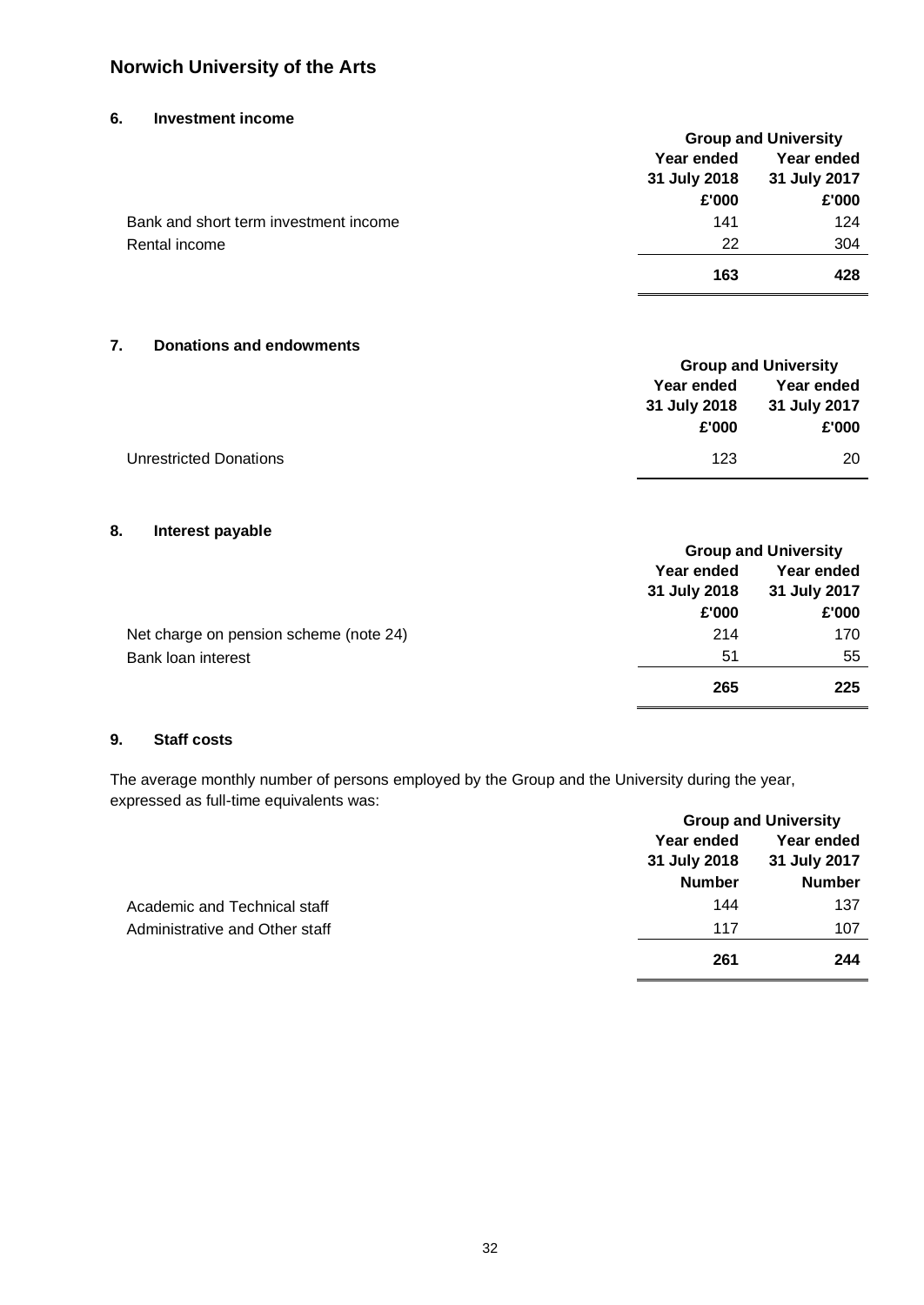# Norwich University of the Arts

## 6. Investment income

| | Group and University | |
|---|---|---|
| | Year ended 31 July 2018 | Year ended 31 July 2017 |
| | £'000 | £'000 |
| Bank and short term investment income | 141 | 124 |
| Rental income | 22 | 304 |
| | **163** | **428** |

## 7. Donations and endowments

| | Group and University | |
|---|---|---|
| | Year ended 31 July 2018 | Year ended 31 July 2017 |
| | £'000 | £'000 |
| Unrestricted Donations | 123 | 20 |

## 8. Interest payable

| | Group and University | |
|---|---|---|
| | Year ended 31 July 2018 | Year ended 31 July 2017 |
| | £'000 | £'000 |
| Net charge on pension scheme (note 24) | 214 | 170 |
| Bank loan interest | 51 | 55 |
| | **265** | **225** |

## 9. Staff costs

The average monthly number of persons employed by the Group and the University during the year, expressed as full-time equivalents was:

| | Group and University | |
|---|---|---|
| | Year ended 31 July 2018 | Year ended 31 July 2017 |
| | Number | Number |
| Academic and Technical staff | 144 | 137 |
| Administrative and Other staff | 117 | 107 |
| | **261** | **244** |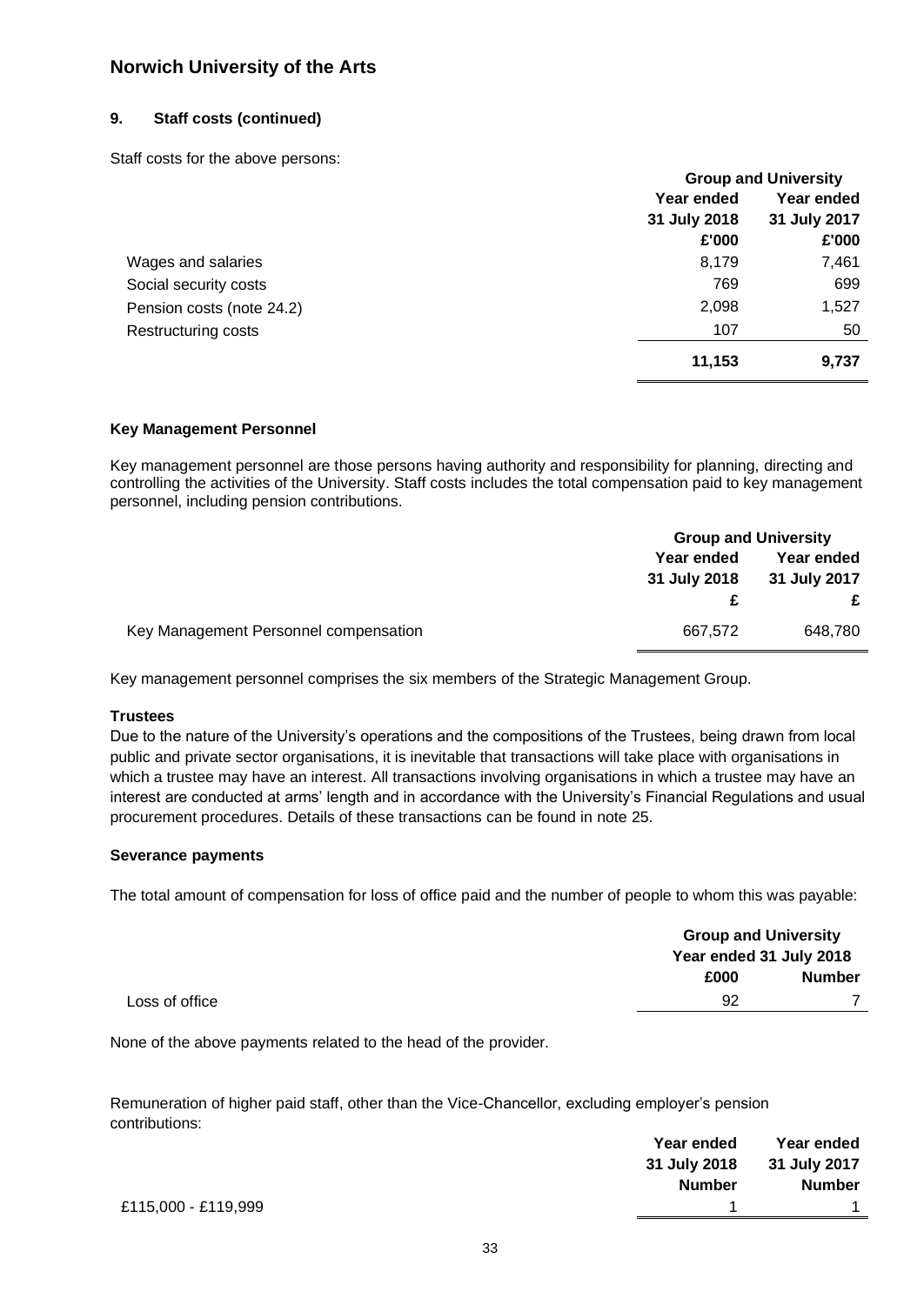# Norwich University of the Arts

## 9. Staff costs (continued)

Staff costs for the above persons:

| | Group and University | |
|---|---|---|
| | Year ended 31 July 2018 | Year ended 31 July 2017 |
| | £'000 | £'000 |
| Wages and salaries | 8,179 | 7,461 |
| Social security costs | 769 | 699 |
| Pension costs (note 24.2) | 2,098 | 1,527 |
| Restructuring costs | 107 | 50 |
| | **11,153** | **9,737** |

### Key Management Personnel

Key management personnel are those persons having authority and responsibility for planning, directing and controlling the activities of the University. Staff costs includes the total compensation paid to key management personnel, including pension contributions.

| | Group and University | |
|---|---|---|
| | Year ended 31 July 2018 | Year ended 31 July 2017 |
| | £ | £ |
| Key Management Personnel compensation | 667,572 | 648,780 |

Key management personnel comprises the six members of the Strategic Management Group.

### Trustees

Due to the nature of the University's operations and the compositions of the Trustees, being drawn from local public and private sector organisations, it is inevitable that transactions will take place with organisations in which a trustee may have an interest. All transactions involving organisations in which a trustee may have an interest are conducted at arms' length and in accordance with the University's Financial Regulations and usual procurement procedures. Details of these transactions can be found in note 25.

### Severance payments

The total amount of compensation for loss of office paid and the number of people to whom this was payable:

| | Group and University | |
|---|---|---|
| | Year ended 31 July 2018 | |
| | £000 | Number |
| Loss of office | 92 | 7 |

None of the above payments related to the head of the provider.

Remuneration of higher paid staff, other than the Vice-Chancellor, excluding employer's pension contributions:

| | Year ended 31 July 2018 | Year ended 31 July 2017 |
|---|---|---|
| | Number | Number |
| £115,000 - £119,999 | 1 | 1 |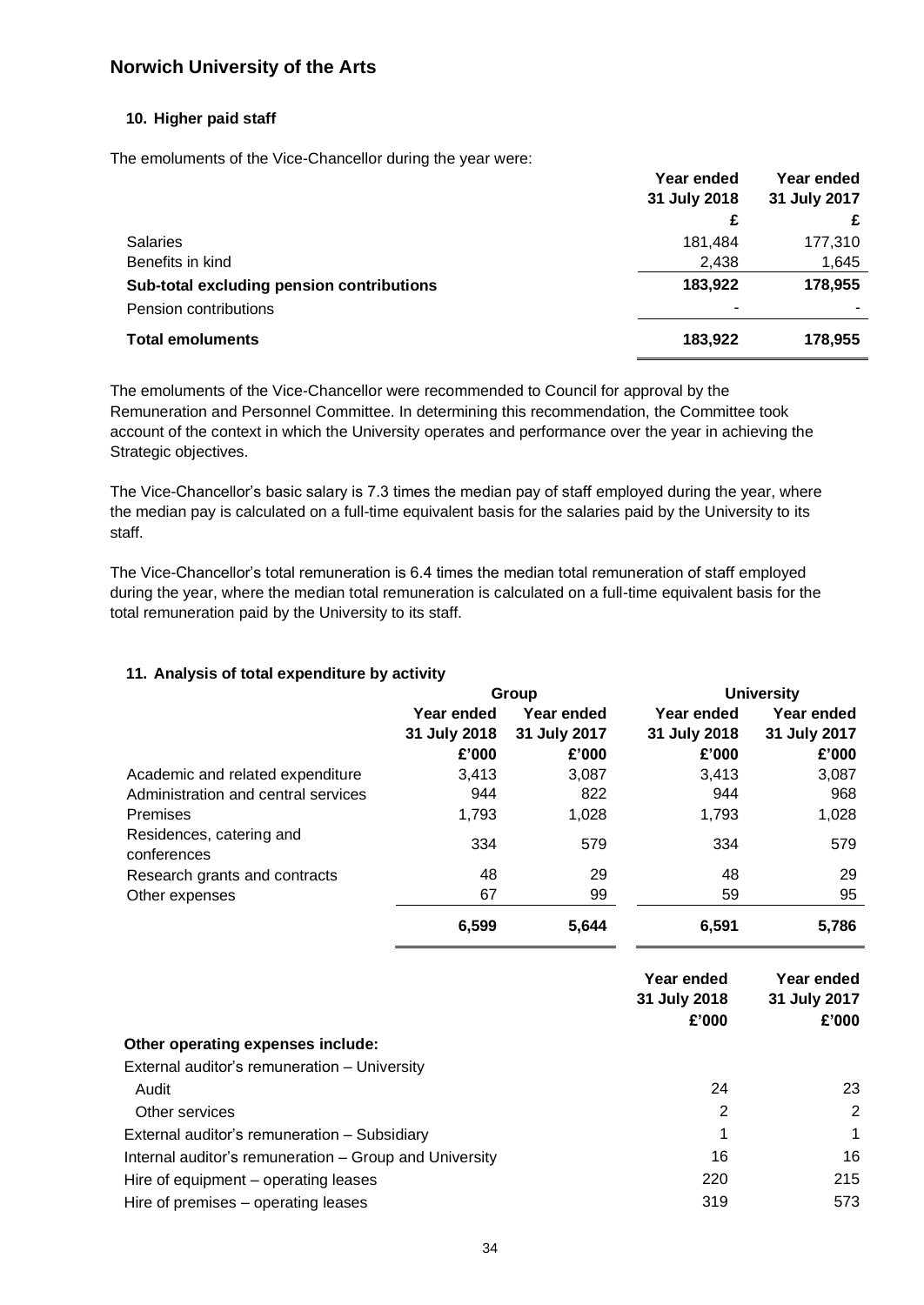## Norwich University of the Arts

### 10. Higher paid staff

The emoluments of the Vice-Chancellor during the year were:

| | Year ended 31 July 2018 | Year ended 31 July 2017 |
|---|---|---|
| | £ | £ |
| Salaries | 181,484 | 177,310 |
| Benefits in kind | 2,438 | 1,645 |
| **Sub-total excluding pension contributions** | **183,922** | **178,955** |
| Pension contributions | - | - |
| **Total emoluments** | **183,922** | **178,955** |

The emoluments of the Vice-Chancellor were recommended to Council for approval by the Remuneration and Personnel Committee. In determining this recommendation, the Committee took account of the context in which the University operates and performance over the year in achieving the Strategic objectives.

The Vice-Chancellor's basic salary is 7.3 times the median pay of staff employed during the year, where the median pay is calculated on a full-time equivalent basis for the salaries paid by the University to its staff.

The Vice-Chancellor's total remuneration is 6.4 times the median total remuneration of staff employed during the year, where the median total remuneration is calculated on a full-time equivalent basis for the total remuneration paid by the University to its staff.

### 11. Analysis of total expenditure by activity

| | Group | | University | |
|---|---|---|---|---|
| | Year ended 31 July 2018 | Year ended 31 July 2017 | Year ended 31 July 2018 | Year ended 31 July 2017 |
| | £'000 | £'000 | £'000 | £'000 |
| Academic and related expenditure | 3,413 | 3,087 | 3,413 | 3,087 |
| Administration and central services | 944 | 822 | 944 | 968 |
| Premises | 1,793 | 1,028 | 1,793 | 1,028 |
| Residences, catering and conferences | 334 | 579 | 334 | 579 |
| Research grants and contracts | 48 | 29 | 48 | 29 |
| Other expenses | 67 | 99 | 59 | 95 |
| | **6,599** | **5,644** | **6,591** | **5,786** |

| | Year ended 31 July 2018 | Year ended 31 July 2017 |
|---|---|---|
| | £'000 | £'000 |
| **Other operating expenses include:** | | |
| External auditor's remuneration – University | | |
| Audit | 24 | 23 |
| Other services | 2 | 2 |
| External auditor's remuneration – Subsidiary | 1 | 1 |
| Internal auditor's remuneration – Group and University | 16 | 16 |
| Hire of equipment – operating leases | 220 | 215 |
| Hire of premises – operating leases | 319 | 573 |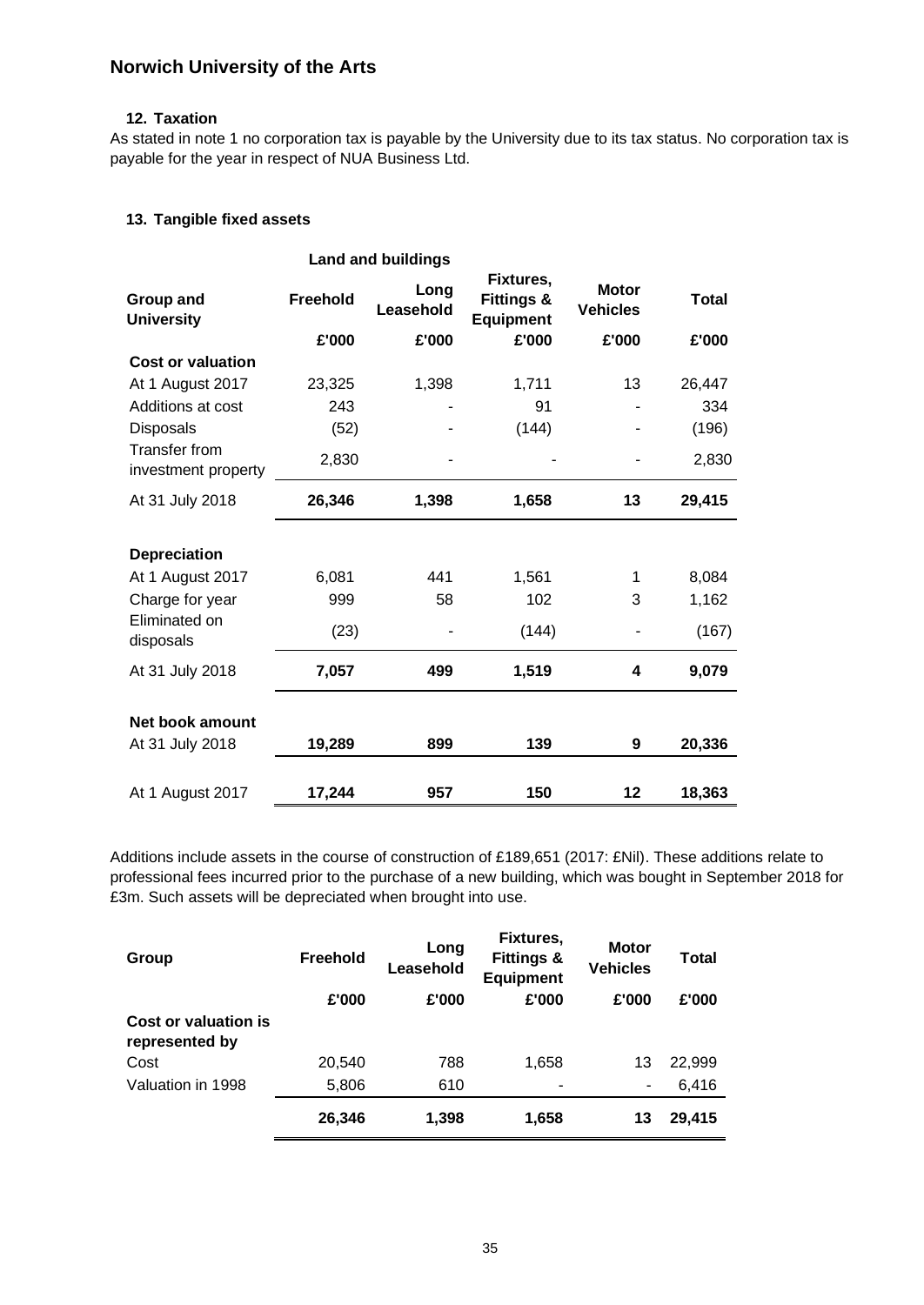## Norwich University of the Arts

### 12. Taxation

As stated in note 1 no corporation tax is payable by the University due to its tax status. No corporation tax is payable for the year in respect of NUA Business Ltd.

### 13. Tangible fixed assets

| Group and University | Land and buildings | | Fixtures, Fittings & Equipment | Motor Vehicles | Total |
|---|---|---|---|---|---|
| | Freehold | Long Leasehold | | | |
| | £'000 | £'000 | £'000 | £'000 | £'000 |
| **Cost or valuation** | | | | | |
| At 1 August 2017 | 23,325 | 1,398 | 1,711 | 13 | 26,447 |
| Additions at cost | 243 | - | 91 | - | 334 |
| Disposals | (52) | - | (144) | - | (196) |
| Transfer from investment property | 2,830 | - | - | - | 2,830 |
| At 31 July 2018 | **26,346** | **1,398** | **1,658** | **13** | **29,415** |
| **Depreciation** | | | | | |
| At 1 August 2017 | 6,081 | 441 | 1,561 | 1 | 8,084 |
| Charge for year | 999 | 58 | 102 | 3 | 1,162 |
| Eliminated on disposals | (23) | - | (144) | - | (167) |
| At 31 July 2018 | **7,057** | **499** | **1,519** | **4** | **9,079** |
| **Net book amount** | | | | | |
| At 31 July 2018 | **19,289** | **899** | **139** | **9** | **20,336** |
| At 1 August 2017 | **17,244** | **957** | **150** | **12** | **18,363** |

Additions include assets in the course of construction of £189,651 (2017: £Nil). These additions relate to professional fees incurred prior to the purchase of a new building, which was bought in September 2018 for £3m. Such assets will be depreciated when brought into use.

| Group | Freehold | Long Leasehold | Fixtures, Fittings & Equipment | Motor Vehicles | Total |
|---|---|---|---|---|---|
| | £'000 | £'000 | £'000 | £'000 | £'000 |
| **Cost or valuation is represented by** | | | | | |
| Cost | 20,540 | 788 | 1,658 | 13 | 22,999 |
| Valuation in 1998 | 5,806 | 610 | - | - | 6,416 |
| | **26,346** | **1,398** | **1,658** | **13** | **29,415** |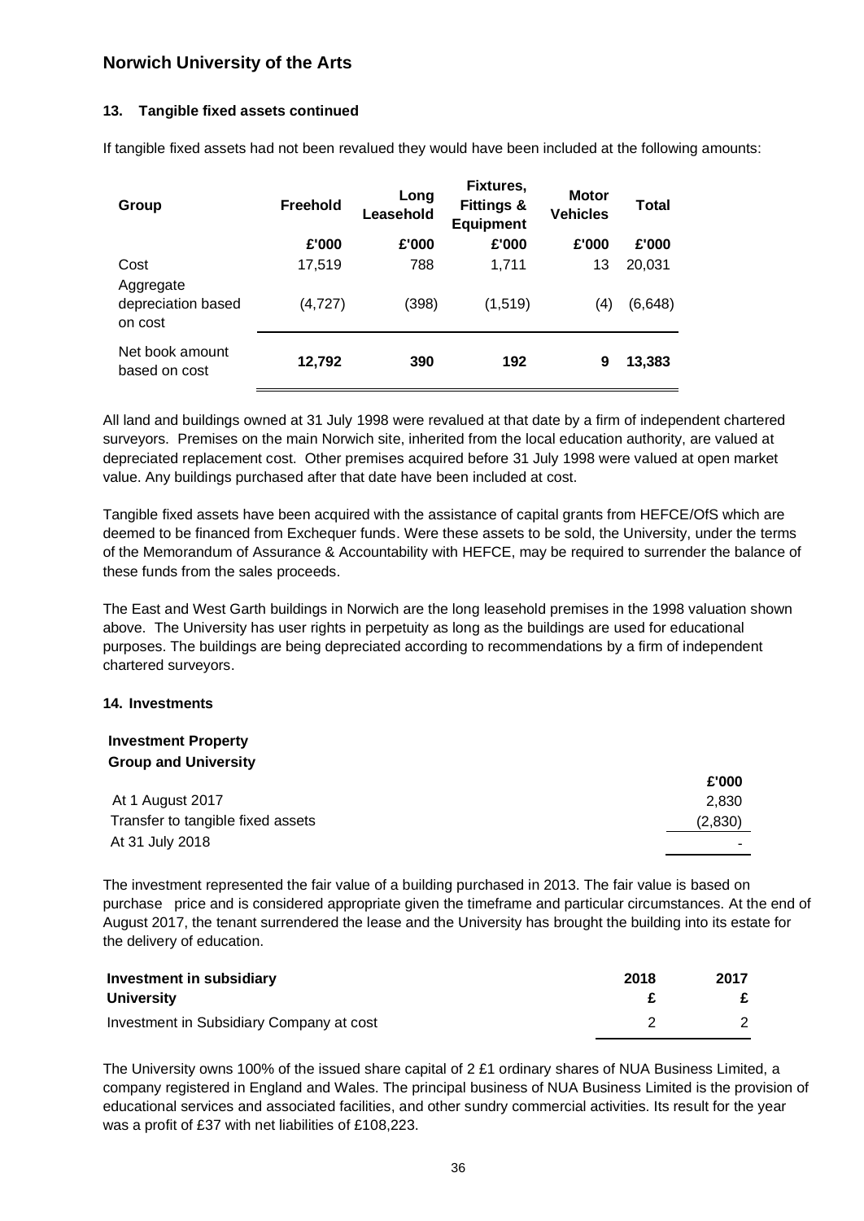## Norwich University of the Arts

### 13. Tangible fixed assets continued

If tangible fixed assets had not been revalued they would have been included at the following amounts:

| Group | Freehold | Long Leasehold | Fixtures, Fittings & Equipment | Motor Vehicles | Total |
|---|---|---|---|---|---|
| | £'000 | £'000 | £'000 | £'000 | £'000 |
| Cost | 17,519 | 788 | 1,711 | 13 | 20,031 |
| Aggregate depreciation based on cost | (4,727) | (398) | (1,519) | (4) | (6,648) |
| **Net book amount based on cost** | **12,792** | **390** | **192** | **9** | **13,383** |

All land and buildings owned at 31 July 1998 were revalued at that date by a firm of independent chartered surveyors. Premises on the main Norwich site, inherited from the local education authority, are valued at depreciated replacement cost. Other premises acquired before 31 July 1998 were valued at open market value. Any buildings purchased after that date have been included at cost.

Tangible fixed assets have been acquired with the assistance of capital grants from HEFCE/OfS which are deemed to be financed from Exchequer funds. Were these assets to be sold, the University, under the terms of the Memorandum of Assurance & Accountability with HEFCE, may be required to surrender the balance of these funds from the sales proceeds.

The East and West Garth buildings in Norwich are the long leasehold premises in the 1998 valuation shown above. The University has user rights in perpetuity as long as the buildings are used for educational purposes. The buildings are being depreciated according to recommendations by a firm of independent chartered surveyors.

### 14. Investments

**Investment Property**
**Group and University**

| | £'000 |
|---|---|
| At 1 August 2017 | 2,830 |
| Transfer to tangible fixed assets | (2,830) |
| At 31 July 2018 | - |

The investment represented the fair value of a building purchased in 2013. The fair value is based on purchase price and is considered appropriate given the timeframe and particular circumstances. At the end of August 2017, the tenant surrendered the lease and the University has brought the building into its estate for the delivery of education.

| **Investment in subsidiary** | **2018** | **2017** |
|---|---|---|
| **University** | **£** | **£** |
| Investment in Subsidiary Company at cost | 2 | 2 |

The University owns 100% of the issued share capital of 2 £1 ordinary shares of NUA Business Limited, a company registered in England and Wales. The principal business of NUA Business Limited is the provision of educational services and associated facilities, and other sundry commercial activities. Its result for the year was a profit of £37 with net liabilities of £108,223.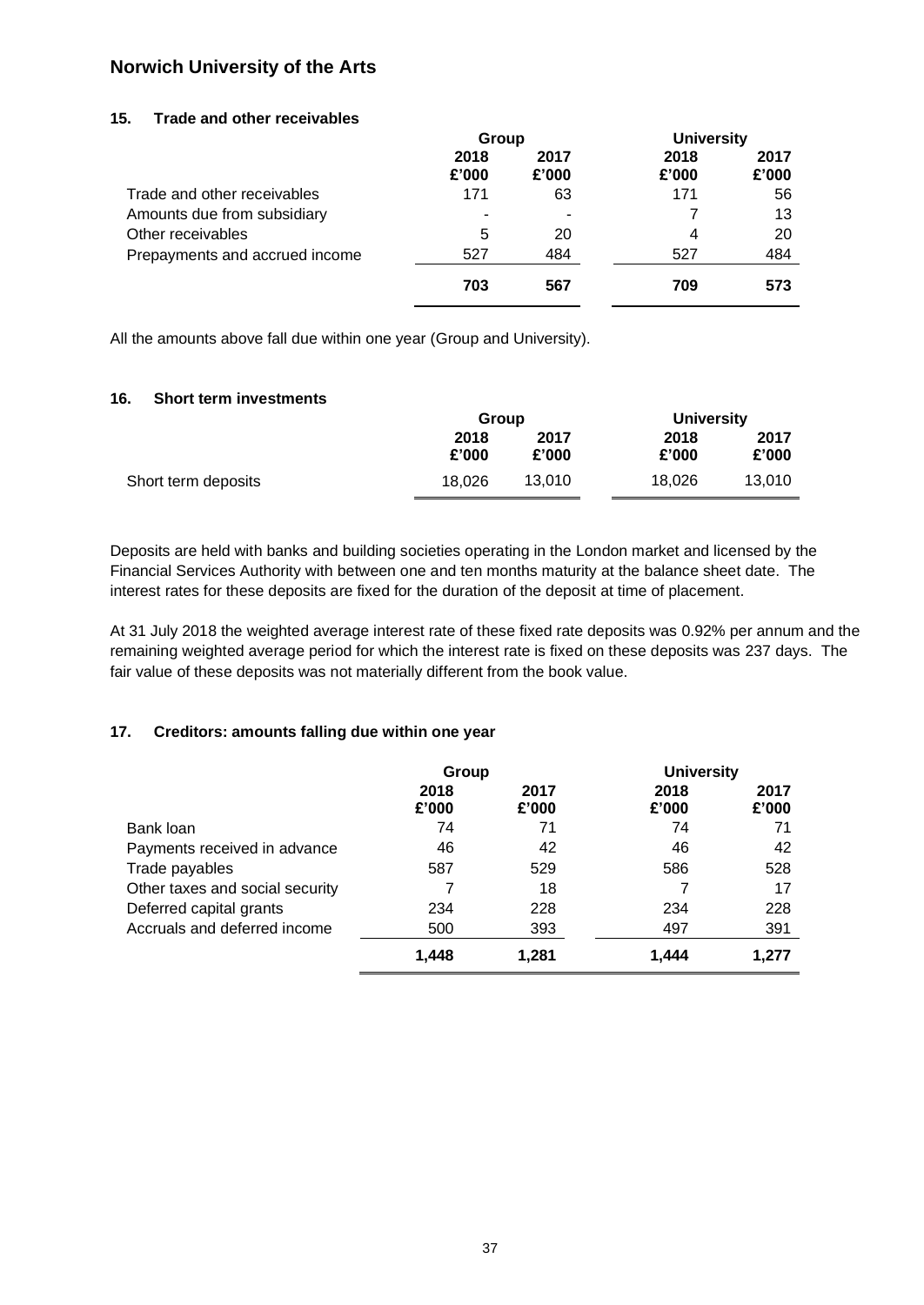## Norwich University of the Arts

### 15. Trade and other receivables

| | Group | | University | |
|---|---|---|---|---|
| | 2018 | 2017 | 2018 | 2017 |
| | £'000 | £'000 | £'000 | £'000 |
| Trade and other receivables | 171 | 63 | 171 | 56 |
| Amounts due from subsidiary | - | - | 7 | 13 |
| Other receivables | 5 | 20 | 4 | 20 |
| Prepayments and accrued income | 527 | 484 | 527 | 484 |
| | **703** | **567** | **709** | **573** |

All the amounts above fall due within one year (Group and University).

### 16. Short term investments

| | Group | | University | |
|---|---|---|---|---|
| | 2018 | 2017 | 2018 | 2017 |
| | £'000 | £'000 | £'000 | £'000 |
| Short term deposits | 18,026 | 13,010 | 18,026 | 13,010 |

Deposits are held with banks and building societies operating in the London market and licensed by the Financial Services Authority with between one and ten months maturity at the balance sheet date. The interest rates for these deposits are fixed for the duration of the deposit at time of placement.

At 31 July 2018 the weighted average interest rate of these fixed rate deposits was 0.92% per annum and the remaining weighted average period for which the interest rate is fixed on these deposits was 237 days. The fair value of these deposits was not materially different from the book value.

### 17. Creditors: amounts falling due within one year

| | Group | | University | |
|---|---|---|---|---|
| | 2018 | 2017 | 2018 | 2017 |
| | £'000 | £'000 | £'000 | £'000 |
| Bank loan | 74 | 71 | 74 | 71 |
| Payments received in advance | 46 | 42 | 46 | 42 |
| Trade payables | 587 | 529 | 586 | 528 |
| Other taxes and social security | 7 | 18 | 7 | 17 |
| Deferred capital grants | 234 | 228 | 234 | 228 |
| Accruals and deferred income | 500 | 393 | 497 | 391 |
| | **1,448** | **1,281** | **1,444** | **1,277** |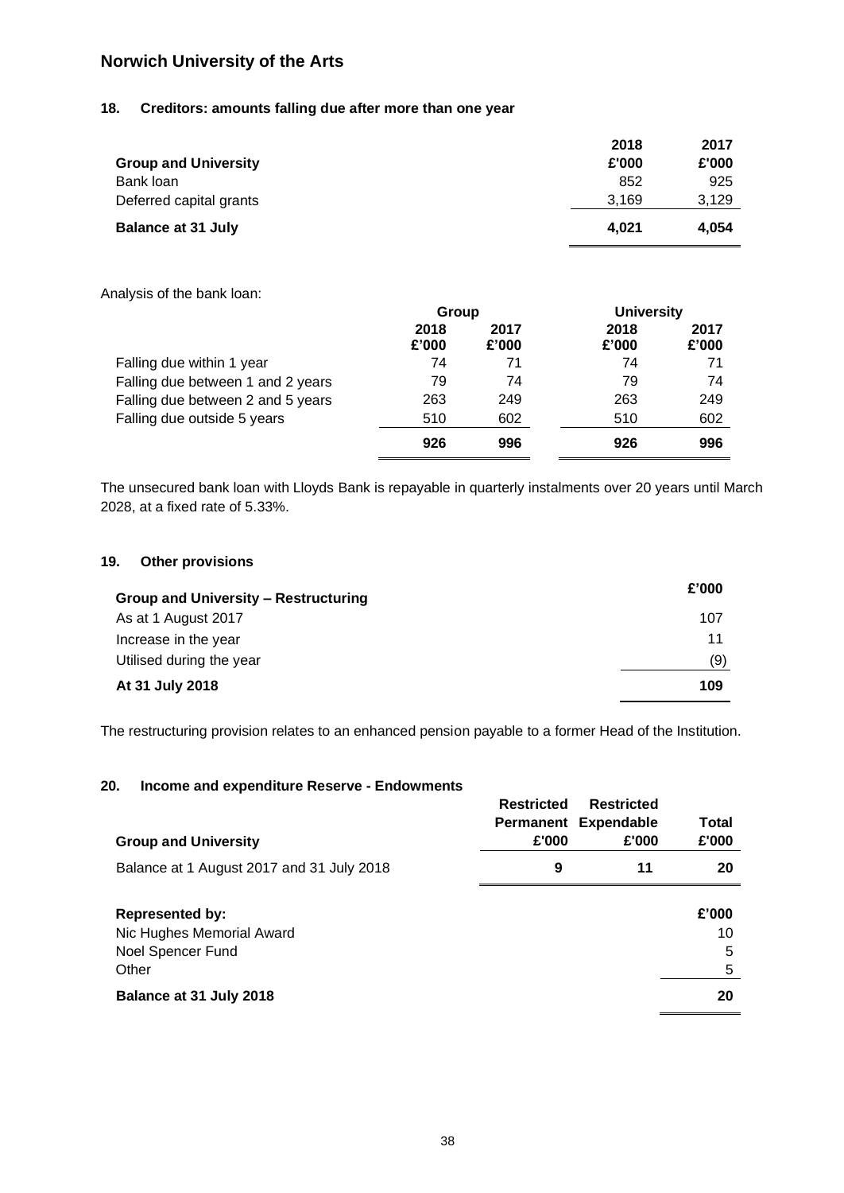# Norwich University of the Arts

## 18. Creditors: amounts falling due after more than one year

| Group and University | 2018<br>£'000 | 2017<br>£'000 |
|---|---|---|
| Bank loan | 852 | 925 |
| Deferred capital grants | 3,169 | 3,129 |
| **Balance at 31 July** | **4,021** | **4,054** |

Analysis of the bank loan:

| | Group | | University | |
|---|---|---|---|---|
| | 2018<br>£'000 | 2017<br>£'000 | 2018<br>£'000 | 2017<br>£'000 |
| Falling due within 1 year | 74 | 71 | 74 | 71 |
| Falling due between 1 and 2 years | 79 | 74 | 79 | 74 |
| Falling due between 2 and 5 years | 263 | 249 | 263 | 249 |
| Falling due outside 5 years | 510 | 602 | 510 | 602 |
| | **926** | **996** | **926** | **996** |

The unsecured bank loan with Lloyds Bank is repayable in quarterly instalments over 20 years until March 2028, at a fixed rate of 5.33%.

## 19. Other provisions

| Group and University – Restructuring | £'000 |
|---|---|
| As at 1 August 2017 | 107 |
| Increase in the year | 11 |
| Utilised during the year | (9) |
| **At 31 July 2018** | **109** |

The restructuring provision relates to an enhanced pension payable to a former Head of the Institution.

## 20. Income and expenditure Reserve - Endowments

| Group and University | Restricted Permanent<br>£'000 | Restricted Expendable<br>£'000 | Total<br>£'000 |
|---|---|---|---|
| Balance at 1 August 2017 and 31 July 2018 | **9** | **11** | **20** |

| Represented by: | £'000 |
|---|---|
| Nic Hughes Memorial Award | 10 |
| Noel Spencer Fund | 5 |
| Other | 5 |
| **Balance at 31 July 2018** | **20** |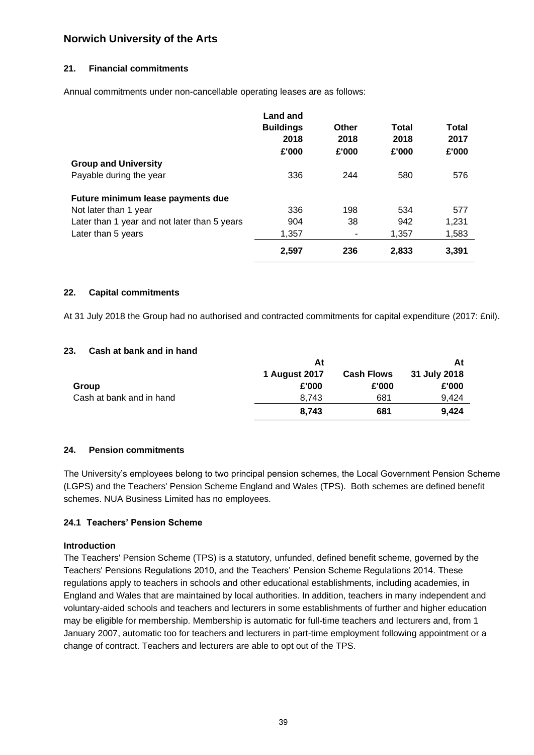## 21. Financial commitments

Annual commitments under non-cancellable operating leases are as follows:

| | Land and Buildings 2018 £'000 | Other 2018 £'000 | Total 2018 £'000 | Total 2017 £'000 |
|---|---|---|---|---|
| **Group and University** | | | | |
| Payable during the year | 336 | 244 | 580 | 576 |
| | | | | |
| **Future minimum lease payments due** | | | | |
| Not later than 1 year | 336 | 198 | 534 | 577 |
| Later than 1 year and not later than 5 years | 904 | 38 | 942 | 1,231 |
| Later than 5 years | 1,357 | - | 1,357 | 1,583 |
| | **2,597** | **236** | **2,833** | **3,391** |

## 22. Capital commitments

At 31 July 2018 the Group had no authorised and contracted commitments for capital expenditure (2017: £nil).

## 23. Cash at bank and in hand

| Group | At 1 August 2017 £'000 | Cash Flows £'000 | At 31 July 2018 £'000 |
|---|---|---|---|
| Cash at bank and in hand | 8,743 | 681 | 9,424 |
| | **8,743** | **681** | **9,424** |

## 24. Pension commitments

The University's employees belong to two principal pension schemes, the Local Government Pension Scheme (LGPS) and the Teachers' Pension Scheme England and Wales (TPS). Both schemes are defined benefit schemes. NUA Business Limited has no employees.

### 24.1 Teachers' Pension Scheme

**Introduction**

The Teachers' Pension Scheme (TPS) is a statutory, unfunded, defined benefit scheme, governed by the Teachers' Pensions Regulations 2010, and the Teachers' Pension Scheme Regulations 2014. These regulations apply to teachers in schools and other educational establishments, including academies, in England and Wales that are maintained by local authorities. In addition, teachers in many independent and voluntary-aided schools and teachers and lecturers in some establishments of further and higher education may be eligible for membership. Membership is automatic for full-time teachers and lecturers and, from 1 January 2007, automatic too for teachers and lecturers in part-time employment following appointment or a change of contract. Teachers and lecturers are able to opt out of the TPS.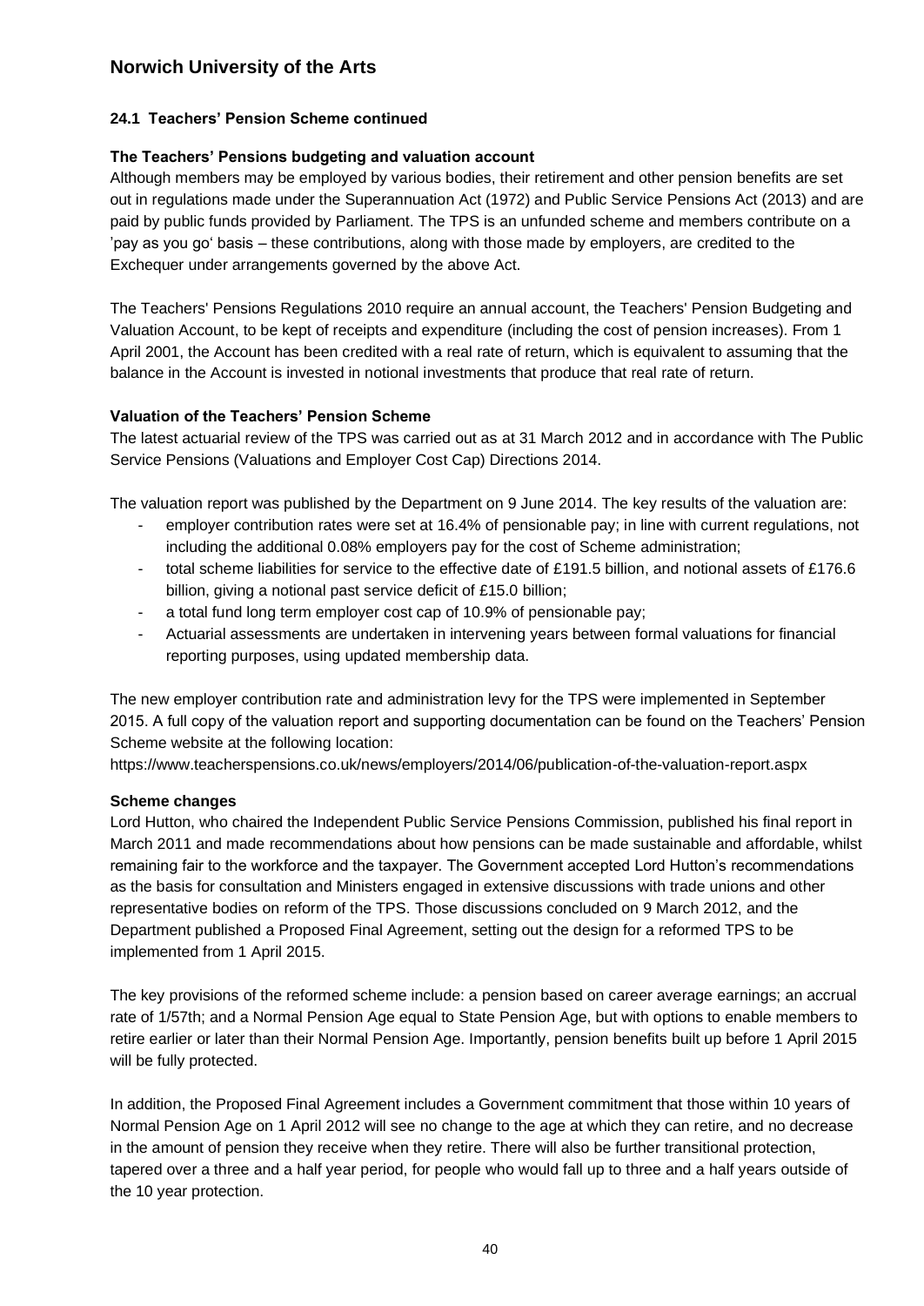## 24.1 Teachers' Pension Scheme continued

### The Teachers' Pensions budgeting and valuation account

Although members may be employed by various bodies, their retirement and other pension benefits are set out in regulations made under the Superannuation Act (1972) and Public Service Pensions Act (2013) and are paid by public funds provided by Parliament. The TPS is an unfunded scheme and members contribute on a 'pay as you go' basis – these contributions, along with those made by employers, are credited to the Exchequer under arrangements governed by the above Act.

The Teachers' Pensions Regulations 2010 require an annual account, the Teachers' Pension Budgeting and Valuation Account, to be kept of receipts and expenditure (including the cost of pension increases). From 1 April 2001, the Account has been credited with a real rate of return, which is equivalent to assuming that the balance in the Account is invested in notional investments that produce that real rate of return.

### Valuation of the Teachers' Pension Scheme

The latest actuarial review of the TPS was carried out as at 31 March 2012 and in accordance with The Public Service Pensions (Valuations and Employer Cost Cap) Directions 2014.

The valuation report was published by the Department on 9 June 2014. The key results of the valuation are:

- employer contribution rates were set at 16.4% of pensionable pay; in line with current regulations, not including the additional 0.08% employers pay for the cost of Scheme administration;
- total scheme liabilities for service to the effective date of £191.5 billion, and notional assets of £176.6 billion, giving a notional past service deficit of £15.0 billion;
- a total fund long term employer cost cap of 10.9% of pensionable pay;
- Actuarial assessments are undertaken in intervening years between formal valuations for financial reporting purposes, using updated membership data.

The new employer contribution rate and administration levy for the TPS were implemented in September 2015. A full copy of the valuation report and supporting documentation can be found on the Teachers' Pension Scheme website at the following location:
https://www.teacherspensions.co.uk/news/employers/2014/06/publication-of-the-valuation-report.aspx

### Scheme changes

Lord Hutton, who chaired the Independent Public Service Pensions Commission, published his final report in March 2011 and made recommendations about how pensions can be made sustainable and affordable, whilst remaining fair to the workforce and the taxpayer. The Government accepted Lord Hutton's recommendations as the basis for consultation and Ministers engaged in extensive discussions with trade unions and other representative bodies on reform of the TPS. Those discussions concluded on 9 March 2012, and the Department published a Proposed Final Agreement, setting out the design for a reformed TPS to be implemented from 1 April 2015.

The key provisions of the reformed scheme include: a pension based on career average earnings; an accrual rate of 1/57th; and a Normal Pension Age equal to State Pension Age, but with options to enable members to retire earlier or later than their Normal Pension Age. Importantly, pension benefits built up before 1 April 2015 will be fully protected.

In addition, the Proposed Final Agreement includes a Government commitment that those within 10 years of Normal Pension Age on 1 April 2012 will see no change to the age at which they can retire, and no decrease in the amount of pension they receive when they retire. There will also be further transitional protection, tapered over a three and a half year period, for people who would fall up to three and a half years outside of the 10 year protection.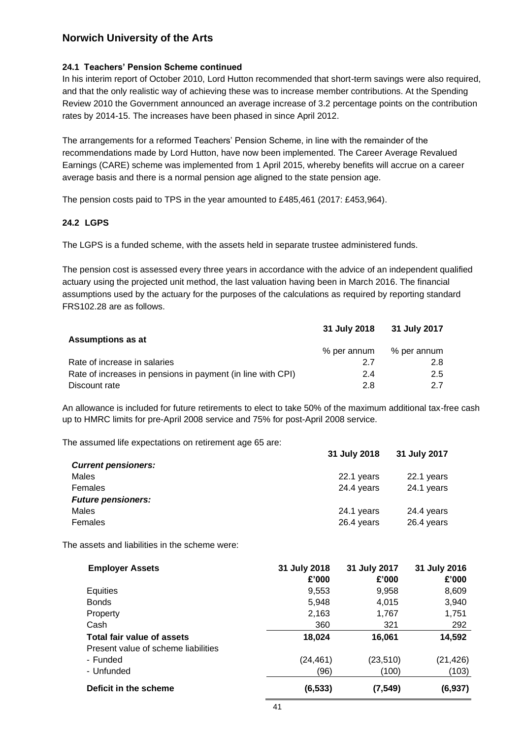### 24.1 Teachers' Pension Scheme continued

In his interim report of October 2010, Lord Hutton recommended that short-term savings were also required, and that the only realistic way of achieving these was to increase member contributions. At the Spending Review 2010 the Government announced an average increase of 3.2 percentage points on the contribution rates by 2014-15. The increases have been phased in since April 2012.

The arrangements for a reformed Teachers' Pension Scheme, in line with the remainder of the recommendations made by Lord Hutton, have now been implemented. The Career Average Revalued Earnings (CARE) scheme was implemented from 1 April 2015, whereby benefits will accrue on a career average basis and there is a normal pension age aligned to the state pension age.

The pension costs paid to TPS in the year amounted to £485,461 (2017: £453,964).

### 24.2 LGPS

The LGPS is a funded scheme, with the assets held in separate trustee administered funds.

The pension cost is assessed every three years in accordance with the advice of an independent qualified actuary using the projected unit method, the last valuation having been in March 2016. The financial assumptions used by the actuary for the purposes of the calculations as required by reporting standard FRS102.28 are as follows.

| **Assumptions as at** | **31 July 2018** | **31 July 2017** |
|---|---|---|
| | % per annum | % per annum |
| Rate of increase in salaries | 2.7 | 2.8 |
| Rate of increases in pensions in payment (in line with CPI) | 2.4 | 2.5 |
| Discount rate | 2.8 | 2.7 |

An allowance is included for future retirements to elect to take 50% of the maximum additional tax-free cash up to HMRC limits for pre-April 2008 service and 75% for post-April 2008 service.

The assumed life expectations on retirement age 65 are:

| | **31 July 2018** | **31 July 2017** |
|---|---|---|
| ***Current pensioners:*** | | |
| Males | 22.1 years | 22.1 years |
| Females | 24.4 years | 24.1 years |
| ***Future pensioners:*** | | |
| Males | 24.1 years | 24.4 years |
| Females | 26.4 years | 26.4 years |

The assets and liabilities in the scheme were:

| **Employer Assets** | **31 July 2018 £'000** | **31 July 2017 £'000** | **31 July 2016 £'000** |
|---|---|---|---|
| Equities | 9,553 | 9,958 | 8,609 |
| Bonds | 5,948 | 4,015 | 3,940 |
| Property | 2,163 | 1,767 | 1,751 |
| Cash | 360 | 321 | 292 |
| **Total fair value of assets** | **18,024** | **16,061** | **14,592** |
| Present value of scheme liabilities | | | |
| - Funded | (24,461) | (23,510) | (21,426) |
| - Unfunded | (96) | (100) | (103) |
| **Deficit in the scheme** | **(6,533)** | **(7,549)** | **(6,937)** |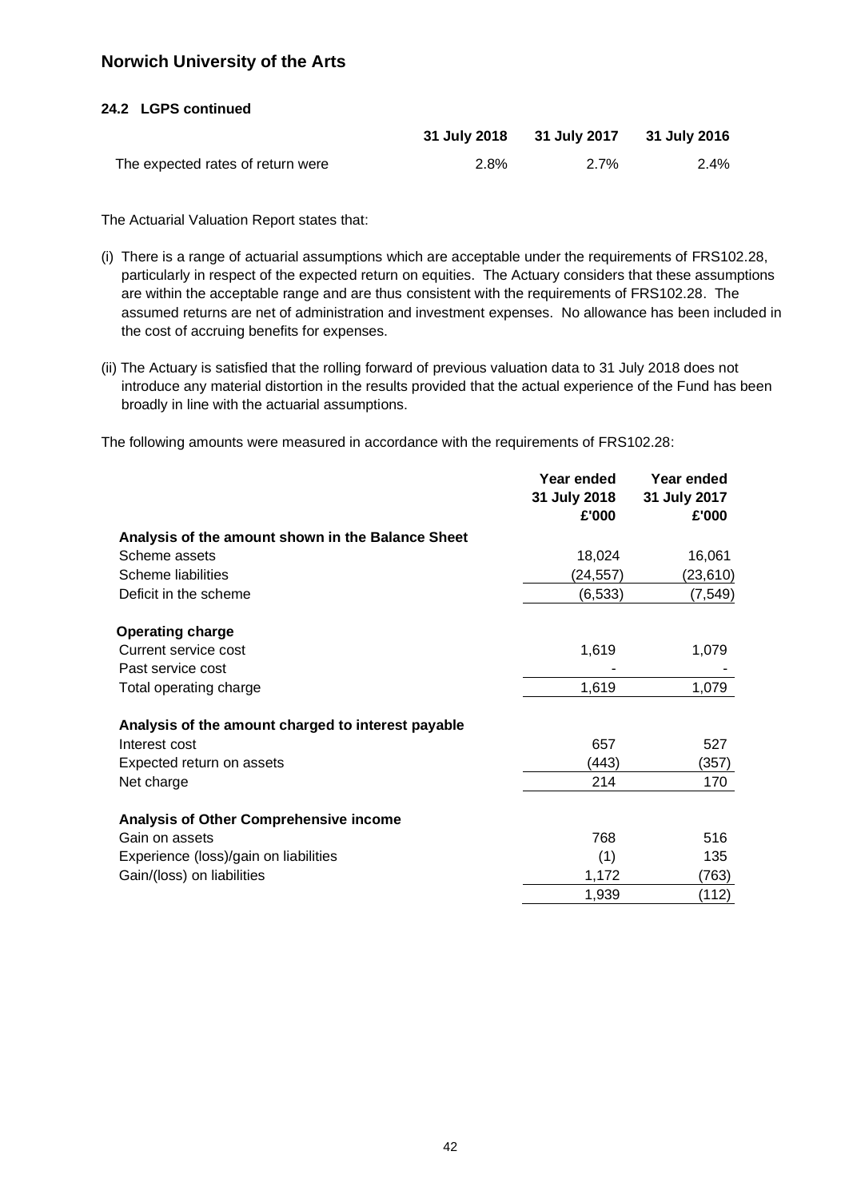## Norwich University of the Arts

### 24.2 LGPS continued

| | 31 July 2018 | 31 July 2017 | 31 July 2016 |
|---|---|---|---|
| The expected rates of return were | 2.8% | 2.7% | 2.4% |

The Actuarial Valuation Report states that:

(i) There is a range of actuarial assumptions which are acceptable under the requirements of FRS102.28, particularly in respect of the expected return on equities. The Actuary considers that these assumptions are within the acceptable range and are thus consistent with the requirements of FRS102.28. The assumed returns are net of administration and investment expenses. No allowance has been included in the cost of accruing benefits for expenses.

(ii) The Actuary is satisfied that the rolling forward of previous valuation data to 31 July 2018 does not introduce any material distortion in the results provided that the actual experience of the Fund has been broadly in line with the actuarial assumptions.

The following amounts were measured in accordance with the requirements of FRS102.28:

| | Year ended 31 July 2018 £'000 | Year ended 31 July 2017 £'000 |
|---|---|---|
| **Analysis of the amount shown in the Balance Sheet** | | |
| Scheme assets | 18,024 | 16,061 |
| Scheme liabilities | (24,557) | (23,610) |
| Deficit in the scheme | (6,533) | (7,549) |
| **Operating charge** | | |
| Current service cost | 1,619 | 1,079 |
| Past service cost | - | - |
| Total operating charge | 1,619 | 1,079 |
| **Analysis of the amount charged to interest payable** | | |
| Interest cost | 657 | 527 |
| Expected return on assets | (443) | (357) |
| Net charge | 214 | 170 |
| **Analysis of Other Comprehensive income** | | |
| Gain on assets | 768 | 516 |
| Experience (loss)/gain on liabilities | (1) | 135 |
| Gain/(loss) on liabilities | 1,172 | (763) |
| | 1,939 | (112) |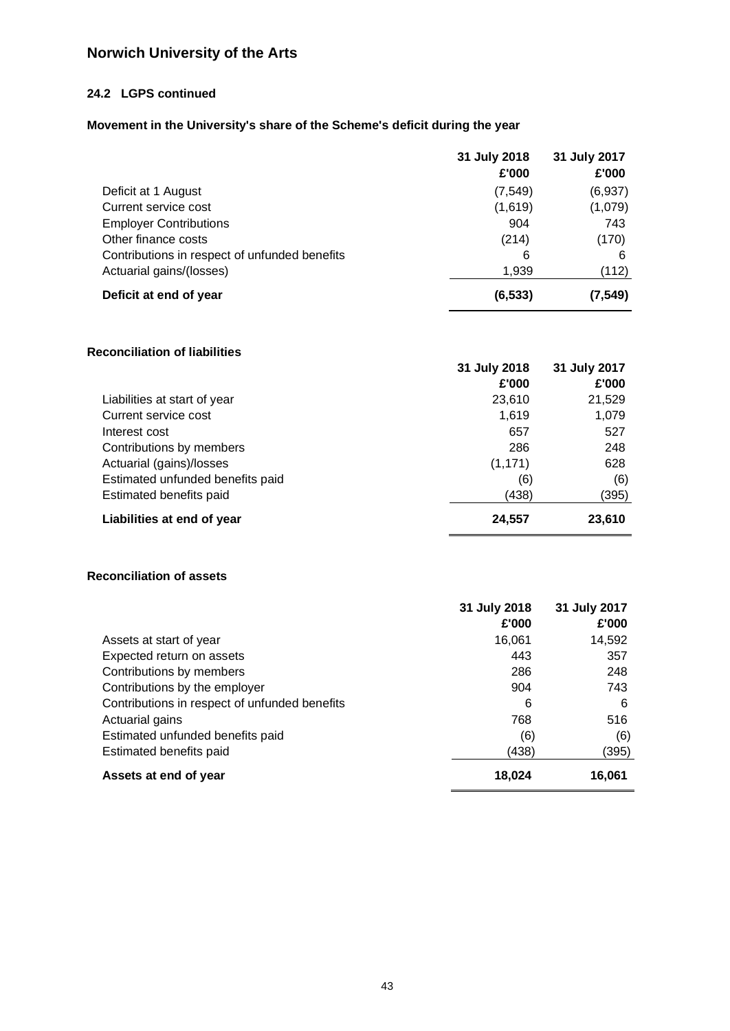# Norwich University of the Arts

### 24.2 LGPS continued

**Movement in the University's share of the Scheme's deficit during the year**

| | 31 July 2018 £'000 | 31 July 2017 £'000 |
|---|---|---|
| Deficit at 1 August | (7,549) | (6,937) |
| Current service cost | (1,619) | (1,079) |
| Employer Contributions | 904 | 743 |
| Other finance costs | (214) | (170) |
| Contributions in respect of unfunded benefits | 6 | 6 |
| Actuarial gains/(losses) | 1,939 | (112) |
| **Deficit at end of year** | **(6,533)** | **(7,549)** |

**Reconciliation of liabilities**

| | 31 July 2018 £'000 | 31 July 2017 £'000 |
|---|---|---|
| Liabilities at start of year | 23,610 | 21,529 |
| Current service cost | 1,619 | 1,079 |
| Interest cost | 657 | 527 |
| Contributions by members | 286 | 248 |
| Actuarial (gains)/losses | (1,171) | 628 |
| Estimated unfunded benefits paid | (6) | (6) |
| Estimated benefits paid | (438) | (395) |
| **Liabilities at end of year** | **24,557** | **23,610** |

**Reconciliation of assets**

| | 31 July 2018 £'000 | 31 July 2017 £'000 |
|---|---|---|
| Assets at start of year | 16,061 | 14,592 |
| Expected return on assets | 443 | 357 |
| Contributions by members | 286 | 248 |
| Contributions by the employer | 904 | 743 |
| Contributions in respect of unfunded benefits | 6 | 6 |
| Actuarial gains | 768 | 516 |
| Estimated unfunded benefits paid | (6) | (6) |
| Estimated benefits paid | (438) | (395) |
| **Assets at end of year** | **18,024** | **16,061** |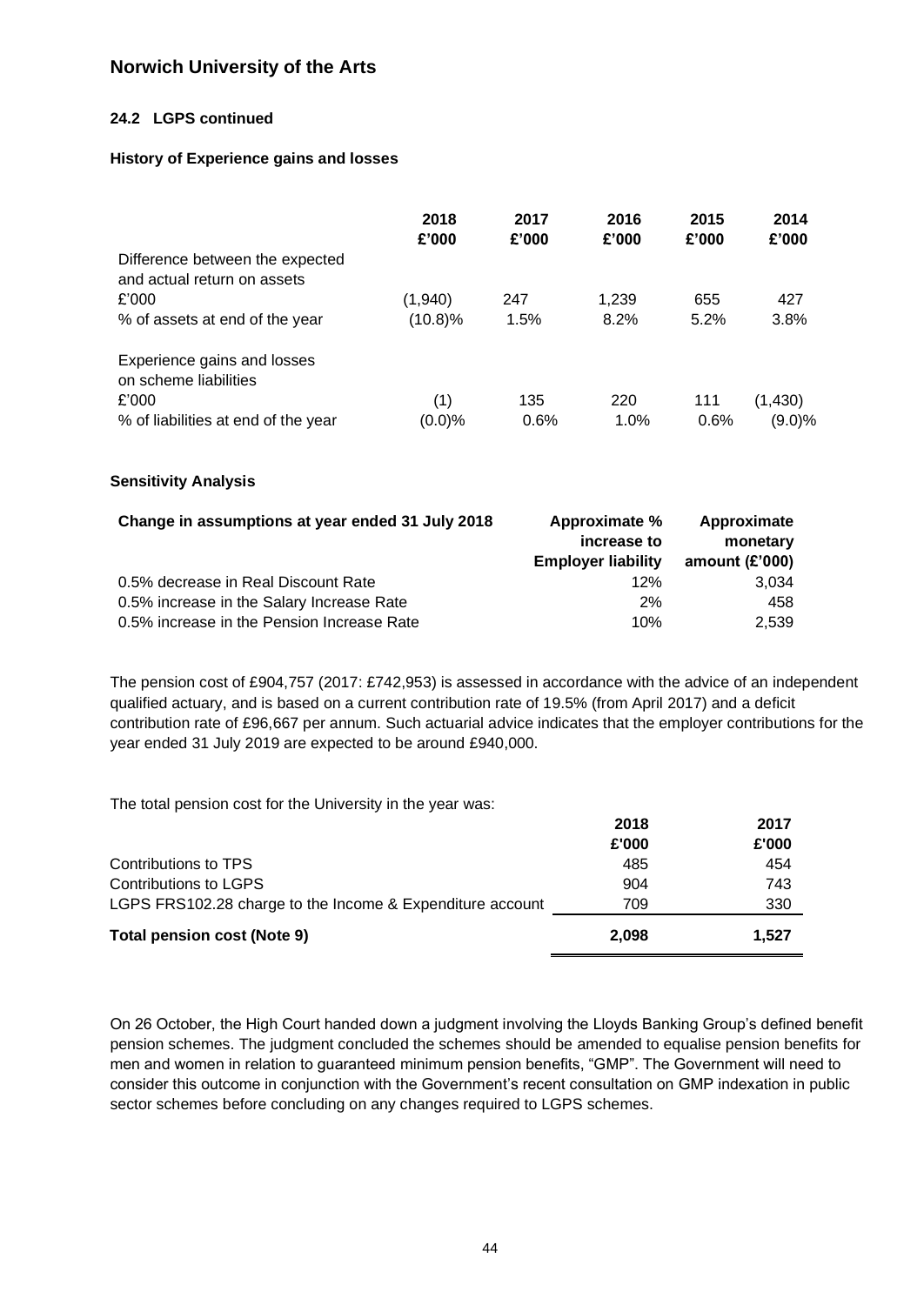## Norwich University of the Arts

### 24.2 LGPS continued

#### History of Experience gains and losses

| | 2018<br>£'000 | 2017<br>£'000 | 2016<br>£'000 | 2015<br>£'000 | 2014<br>£'000 |
|---|---|---|---|---|---|
| Difference between the expected and actual return on assets | | | | | |
| £'000 | (1,940) | 247 | 1,239 | 655 | 427 |
| % of assets at end of the year | (10.8)% | 1.5% | 8.2% | 5.2% | 3.8% |
| Experience gains and losses on scheme liabilities | | | | | |
| £'000 | (1) | 135 | 220 | 111 | (1,430) |
| % of liabilities at end of the year | (0.0)% | 0.6% | 1.0% | 0.6% | (9.0)% |

#### Sensitivity Analysis

| Change in assumptions at year ended 31 July 2018 | Approximate % increase to Employer liability | Approximate monetary amount (£'000) |
|---|---|---|
| 0.5% decrease in Real Discount Rate | 12% | 3,034 |
| 0.5% increase in the Salary Increase Rate | 2% | 458 |
| 0.5% increase in the Pension Increase Rate | 10% | 2,539 |

The pension cost of £904,757 (2017: £742,953) is assessed in accordance with the advice of an independent qualified actuary, and is based on a current contribution rate of 19.5% (from April 2017) and a deficit contribution rate of £96,667 per annum. Such actuarial advice indicates that the employer contributions for the year ended 31 July 2019 are expected to be around £940,000.

The total pension cost for the University in the year was:

| | 2018<br>£'000 | 2017<br>£'000 |
|---|---|---|
| Contributions to TPS | 485 | 454 |
| Contributions to LGPS | 904 | 743 |
| LGPS FRS102.28 charge to the Income & Expenditure account | 709 | 330 |
| **Total pension cost (Note 9)** | **2,098** | **1,527** |

On 26 October, the High Court handed down a judgment involving the Lloyds Banking Group's defined benefit pension schemes. The judgment concluded the schemes should be amended to equalise pension benefits for men and women in relation to guaranteed minimum pension benefits, "GMP". The Government will need to consider this outcome in conjunction with the Government's recent consultation on GMP indexation in public sector schemes before concluding on any changes required to LGPS schemes.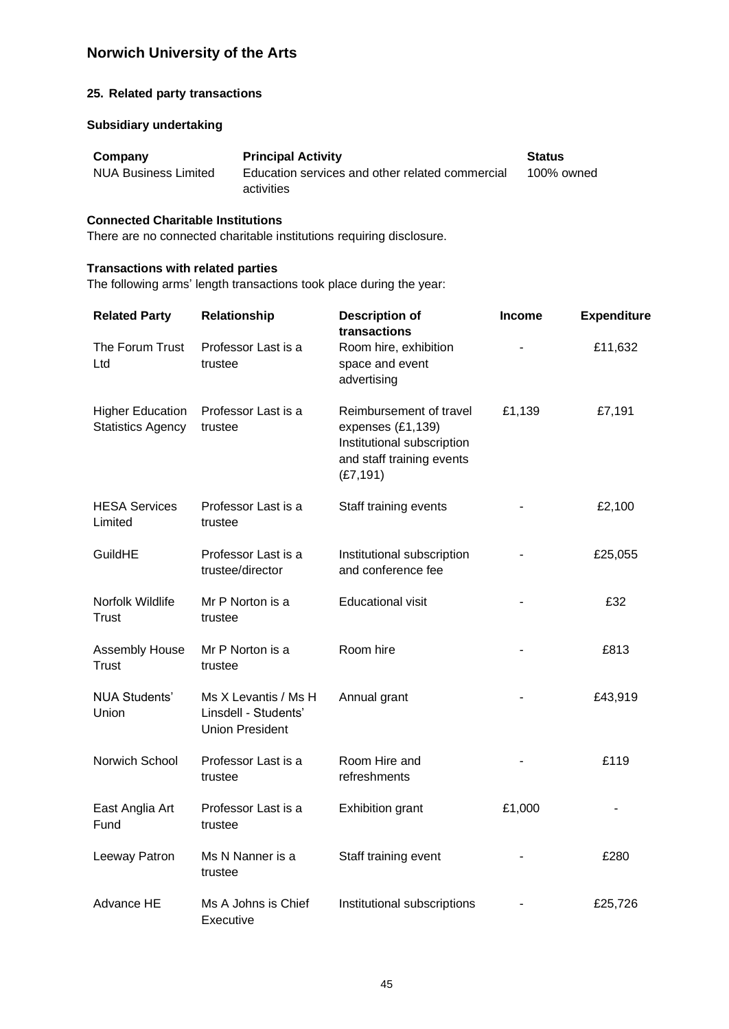# Norwich University of the Arts

## 25. Related party transactions

### Subsidiary undertaking

| Company | Principal Activity | Status |
|---|---|---|
| NUA Business Limited | Education services and other related commercial activities | 100% owned |

### Connected Charitable Institutions

There are no connected charitable institutions requiring disclosure.

### Transactions with related parties

The following arms' length transactions took place during the year:

| Related Party | Relationship | Description of transactions | Income | Expenditure |
|---|---|---|---|---|
| The Forum Trust Ltd | Professor Last is a trustee | Room hire, exhibition space and event advertising | - | £11,632 |
| Higher Education Statistics Agency | Professor Last is a trustee | Reimbursement of travel expenses (£1,139) Institutional subscription and staff training events (£7,191) | £1,139 | £7,191 |
| HESA Services Limited | Professor Last is a trustee | Staff training events | - | £2,100 |
| GuildHE | Professor Last is a trustee/director | Institutional subscription and conference fee | - | £25,055 |
| Norfolk Wildlife Trust | Mr P Norton is a trustee | Educational visit | - | £32 |
| Assembly House Trust | Mr P Norton is a trustee | Room hire | - | £813 |
| NUA Students' Union | Ms X Levantis / Ms H Linsdell - Students' Union President | Annual grant | - | £43,919 |
| Norwich School | Professor Last is a trustee | Room Hire and refreshments | - | £119 |
| East Anglia Art Fund | Professor Last is a trustee | Exhibition grant | £1,000 | - |
| Leeway Patron | Ms N Nanner is a trustee | Staff training event | - | £280 |
| Advance HE | Ms A Johns is Chief Executive | Institutional subscriptions | - | £25,726 |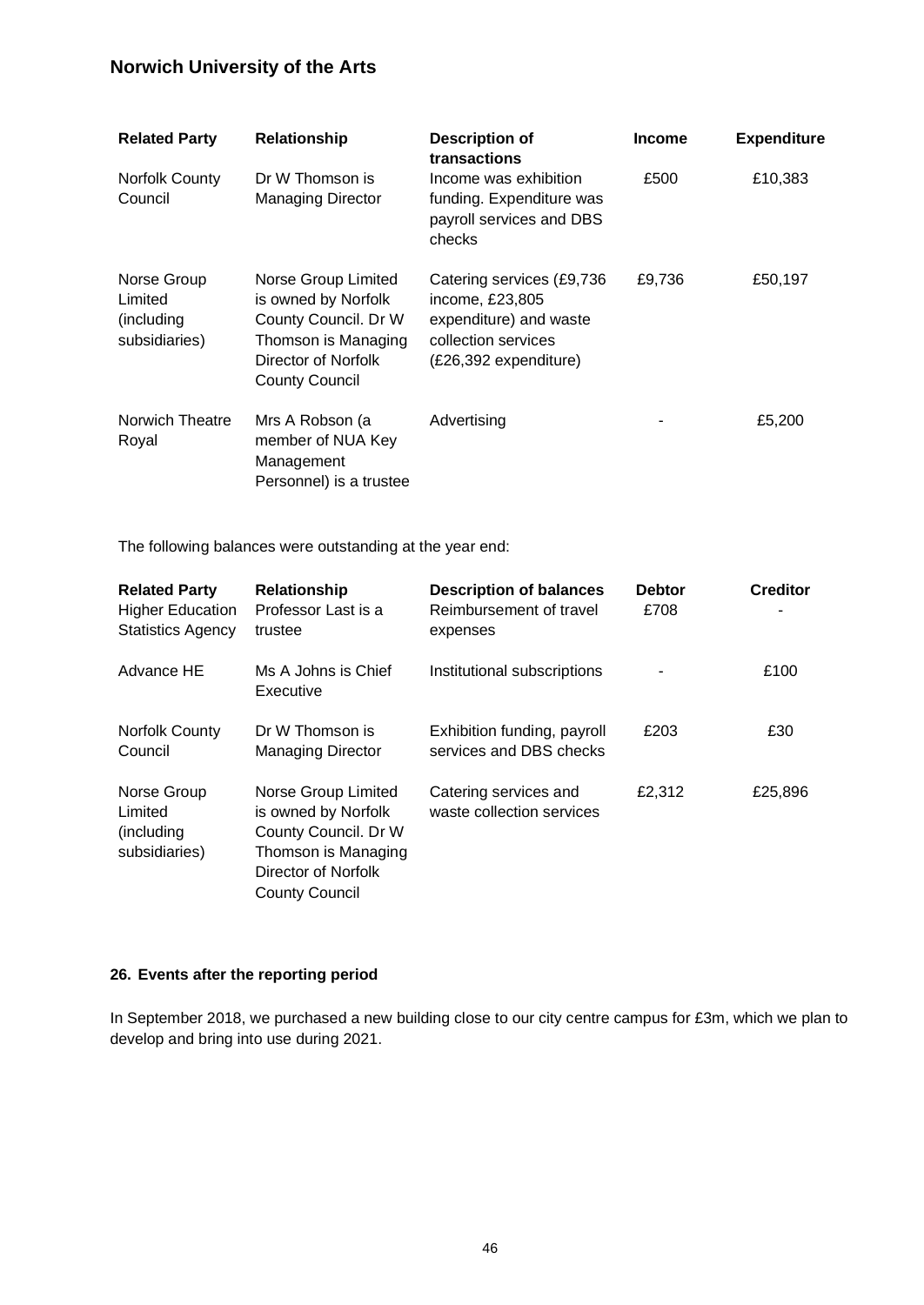| Related Party | Relationship | Description of transactions | Income | Expenditure |
|---|---|---|---|---|
| Norfolk County Council | Dr W Thomson is Managing Director | Income was exhibition funding. Expenditure was payroll services and DBS checks | £500 | £10,383 |
| Norse Group Limited (including subsidiaries) | Norse Group Limited is owned by Norfolk County Council. Dr W Thomson is Managing Director of Norfolk County Council | Catering services (£9,736 income, £23,805 expenditure) and waste collection services (£26,392 expenditure) | £9,736 | £50,197 |
| Norwich Theatre Royal | Mrs A Robson (a member of NUA Key Management Personnel) is a trustee | Advertising | - | £5,200 |

The following balances were outstanding at the year end:

| Related Party | Relationship | Description of balances | Debtor | Creditor |
|---|---|---|---|---|
| Higher Education Statistics Agency | Professor Last is a trustee | Reimbursement of travel expenses | £708 | - |
| Advance HE | Ms A Johns is Chief Executive | Institutional subscriptions | - | £100 |
| Norfolk County Council | Dr W Thomson is Managing Director | Exhibition funding, payroll services and DBS checks | £203 | £30 |
| Norse Group Limited (including subsidiaries) | Norse Group Limited is owned by Norfolk County Council. Dr W Thomson is Managing Director of Norfolk County Council | Catering services and waste collection services | £2,312 | £25,896 |

## 26. Events after the reporting period

In September 2018, we purchased a new building close to our city centre campus for £3m, which we plan to develop and bring into use during 2021.